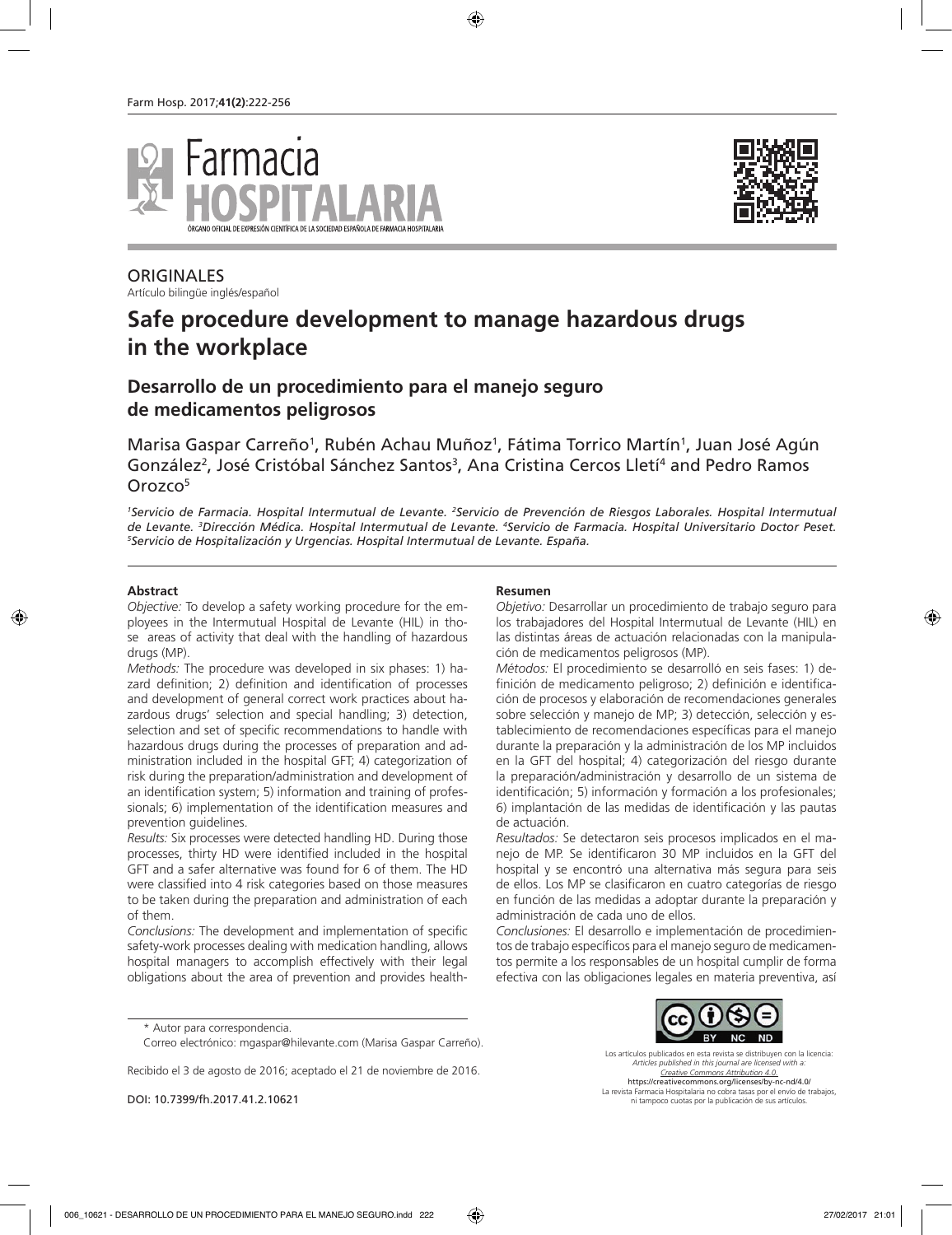ORIGINALES

Artículo bilingüe inglés/español

# Safe procedure development to manage hazardous drugs in the workplace

## Desarrollo de un procedimiento para el manejo seguro de medicamentos peligrosos

Marisa Gaspar Carreño[1], Rubén Achau Muñoz[1], Fátima Torrico Martín[1], Juan José Agún González[2], José Cristóbal Sánchez Santos[3], Ana Cristina Cercos Lletí[4] and Pedro Ramos Orozco[5]

*[1]Servicio de Farmacia. Hospital Intermutual de Levante. [2]Servicio de Prevención de Riesgos Laborales. Hospital Intermutual de Levante. [3]Dirección Médica. Hospital Intermutual de Levante. [4]Servicio de Farmacia. Hospital Universitario Doctor Peset. [5]Servicio de Hospitalización y Urgencias. Hospital Intermutual de Levante. España.*

### Abstract

*Objective:* To develop a safety working procedure for the employees in the Intermutual Hospital de Levante (HIL) in those areas of activity that deal with the handling of hazardous drugs (MP).

*Methods:* The procedure was developed in six phases: 1) hazard definition; 2) definition and identification of processes and development of general correct work practices about hazardous drugs' selection and special handling; 3) detection, selection and set of specific recommendations to handle with hazardous drugs during the processes of preparation and administration included in the hospital GFT; 4) categorization of risk during the preparation/administration and development of an identification system; 5) information and training of professionals; 6) implementation of the identification measures and prevention guidelines.

*Results:* Six processes were detected handling HD. During those processes, thirty HD were identified included in the hospital GFT and a safer alternative was found for 6 of them. The HD were classified into 4 risk categories based on those measures to be taken during the preparation and administration of each of them.

*Conclusions:* The development and implementation of specific safety-work processes dealing with medication handling, allows hospital managers to accomplish effectively with their legal obligations about the area of prevention and provides health-

### Resumen

*Objetivo:* Desarrollar un procedimiento de trabajo seguro para los trabajadores del Hospital Intermutual de Levante (HIL) en las distintas áreas de actuación relacionadas con la manipulación de medicamentos peligrosos (MP).

*Métodos:* El procedimiento se desarrolló en seis fases: 1) definición de medicamento peligroso; 2) definición e identificación de procesos y elaboración de recomendaciones generales sobre selección y manejo de MP; 3) detección, selección y establecimiento de recomendaciones específicas para el manejo durante la preparación y la administración de los MP incluidos en la GFT del hospital; 4) categorización del riesgo durante la preparación/administración y desarrollo de un sistema de identificación; 5) información y formación a los profesionales; 6) implantación de las medidas de identificación y las pautas de actuación.

*Resultados:* Se detectaron seis procesos implicados en el manejo de MP. Se identificaron 30 MP incluidos en la GFT del hospital y se encontró una alternativa más segura para seis de ellos. Los MP se clasificaron en cuatro categorías de riesgo en función de las medidas a adoptar durante la preparación y administración de cada uno de ellos.

*Conclusiones:* El desarrollo e implementación de procedimientos de trabajo específicos para el manejo seguro de medicamentos permite a los responsables de un hospital cumplir de forma efectiva con las obligaciones legales en materia preventiva, así

\* Autor para correspondencia.

Correo electrónico: mgaspar@hilevante.com (Marisa Gaspar Carreño).

Recibido el 3 de agosto de 2016; aceptado el 21 de noviembre de 2016.

DOI: 10.7399/fh.2017.41.2.10621

Los artículos publicados en esta revista se distribuyen con la licencia: *Articles published in this journal are licensed with a: Creative Commons Attribution 4.0.* https://creativecommons.org/licenses/by-nc-nd/4.0/ La revista Farmacia Hospitalaria no cobra tasas por el envío de trabajos, ni tampoco cuotas por la publicación de sus artículos.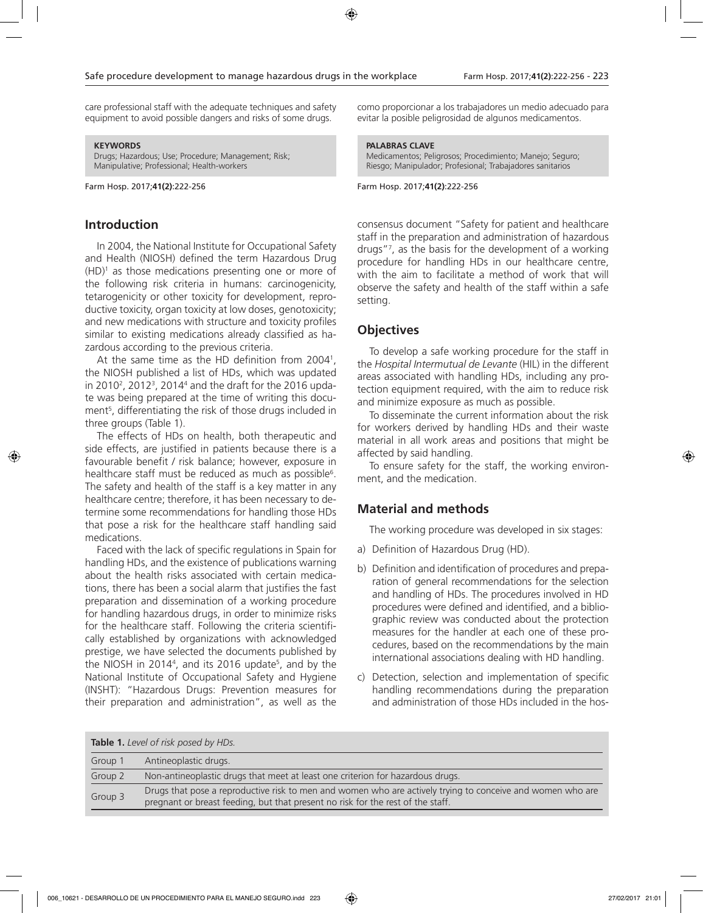care professional staff with the adequate techniques and safety equipment to avoid possible dangers and risks of some drugs.

**KEYWORDS**
Drugs; Hazardous; Use; Procedure; Management; Risk; Manipulative; Professional; Health-workers

como proporcionar a los trabajadores un medio adecuado para evitar la posible peligrosidad de algunos medicamentos.

**PALABRAS CLAVE**
Medicamentos; Peligrosos; Procedimiento; Manejo; Seguro; Riesgo; Manipulador; Profesional; Trabajadores sanitarios

## Introduction

In 2004, the National Institute for Occupational Safety and Health (NIOSH) defined the term Hazardous Drug (HD)[1] as those medications presenting one or more of the following risk criteria in humans: carcinogenicity, tetarogenicity or other toxicity for development, reproductive toxicity, organ toxicity at low doses, genotoxicity; and new medications with structure and toxicity profiles similar to existing medications already classified as hazardous according to the previous criteria.

At the same time as the HD definition from 2004[1], the NIOSH published a list of HDs, which was updated in 2010[2], 2012[3], 2014[4] and the draft for the 2016 update was being prepared at the time of writing this document[5], differentiating the risk of those drugs included in three groups (Table 1).

The effects of HDs on health, both therapeutic and side effects, are justified in patients because there is a favourable benefit / risk balance; however, exposure in healthcare staff must be reduced as much as possible[6]. The safety and health of the staff is a key matter in any healthcare centre; therefore, it has been necessary to determine some recommendations for handling those HDs that pose a risk for the healthcare staff handling said medications.

Faced with the lack of specific regulations in Spain for handling HDs, and the existence of publications warning about the health risks associated with certain medications, there has been a social alarm that justifies the fast preparation and dissemination of a working procedure for handling hazardous drugs, in order to minimize risks for the healthcare staff. Following the criteria scientifically established by organizations with acknowledged prestige, we have selected the documents published by the NIOSH in 2014[4], and its 2016 update[5], and by the National Institute of Occupational Safety and Hygiene (INSHT): "Hazardous Drugs: Prevention measures for their preparation and administration", as well as the consensus document "Safety for patient and healthcare staff in the preparation and administration of hazardous drugs"[7], as the basis for the development of a working procedure for handling HDs in our healthcare centre, with the aim to facilitate a method of work that will observe the safety and health of the staff within a safe setting.

## Objectives

To develop a safe working procedure for the staff in the *Hospital Intermutual de Levante* (HIL) in the different areas associated with handling HDs, including any protection equipment required, with the aim to reduce risk and minimize exposure as much as possible.

To disseminate the current information about the risk for workers derived by handling HDs and their waste material in all work areas and positions that might be affected by said handling.

To ensure safety for the staff, the working environment, and the medication.

## Material and methods

The working procedure was developed in six stages:

a) Definition of Hazardous Drug (HD).

b) Definition and identification of procedures and preparation of general recommendations for the selection and handling of HDs. The procedures involved in HD procedures were defined and identified, and a bibliographic review was conducted about the protection measures for the handler at each one of these procedures, based on the recommendations by the main international associations dealing with HD handling.

c) Detection, selection and implementation of specific handling recommendations during the preparation and administration of those HDs included in the hos-

**Table 1.** *Level of risk posed by HDs.*

| | |
|---|---|
| Group 1 | Antineoplastic drugs. |
| Group 2 | Non-antineoplastic drugs that meet at least one criterion for hazardous drugs. |
| Group 3 | Drugs that pose a reproductive risk to men and women who are actively trying to conceive and women who are pregnant or breast feeding, but that present no risk for the rest of the staff. |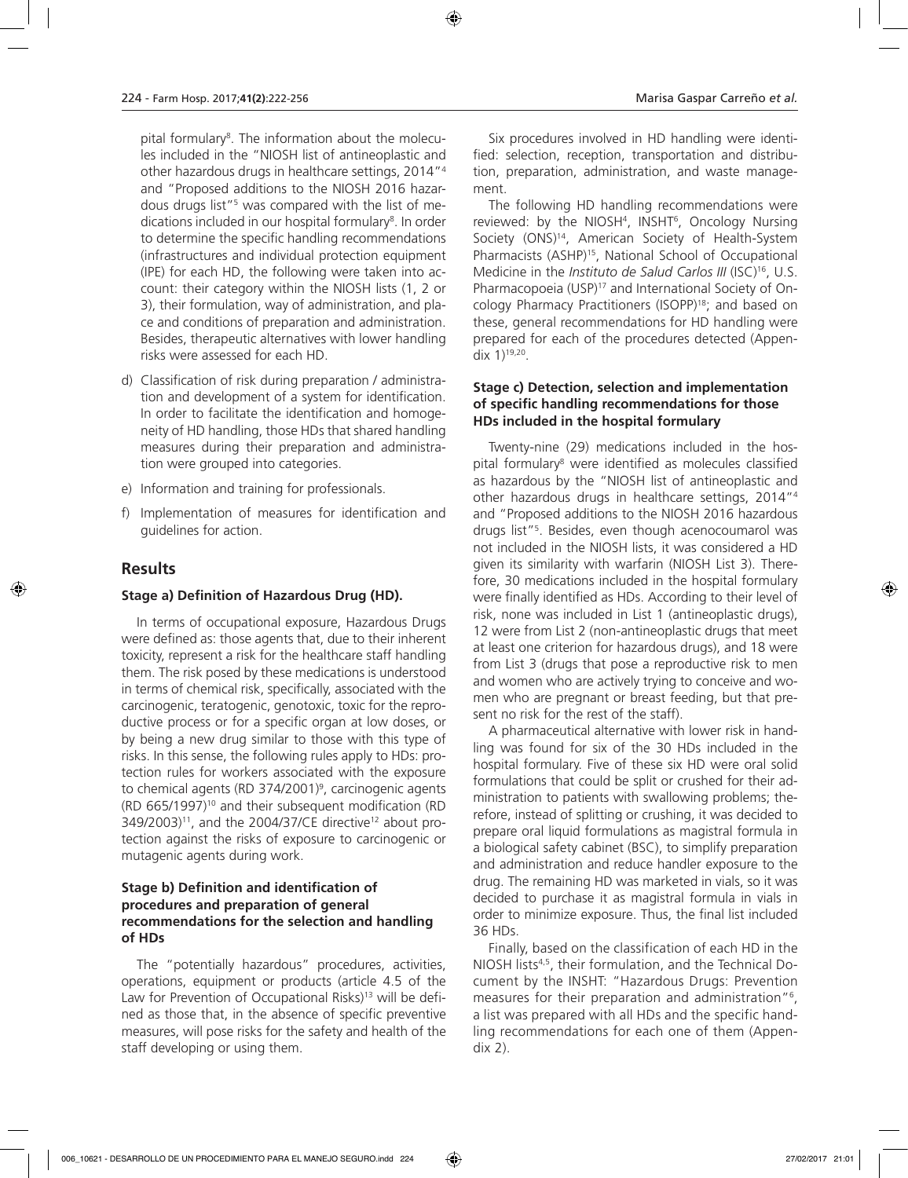pital formulary[8]. The information about the molecules included in the "NIOSH list of antineoplastic and other hazardous drugs in healthcare settings, 2014"[4] and "Proposed additions to the NIOSH 2016 hazardous drugs list"[5] was compared with the list of medications included in our hospital formulary[8]. In order to determine the specific handling recommendations (infrastructures and individual protection equipment (IPE) for each HD, the following were taken into account: their category within the NIOSH lists (1, 2 or 3), their formulation, way of administration, and place and conditions of preparation and administration. Besides, therapeutic alternatives with lower handling risks were assessed for each HD.

d) Classification of risk during preparation / administration and development of a system for identification. In order to facilitate the identification and homogeneity of HD handling, those HDs that shared handling measures during their preparation and administration were grouped into categories.

e) Information and training for professionals.

f) Implementation of measures for identification and guidelines for action.

## Results

### Stage a) Definition of Hazardous Drug (HD).

In terms of occupational exposure, Hazardous Drugs were defined as: those agents that, due to their inherent toxicity, represent a risk for the healthcare staff handling them. The risk posed by these medications is understood in terms of chemical risk, specifically, associated with the carcinogenic, teratogenic, genotoxic, toxic for the reproductive process or for a specific organ at low doses, or by being a new drug similar to those with this type of risks. In this sense, the following rules apply to HDs: protection rules for workers associated with the exposure to chemical agents (RD 374/2001)[9], carcinogenic agents (RD 665/1997)[10] and their subsequent modification (RD 349/2003)[11], and the 2004/37/CE directive[12] about protection against the risks of exposure to carcinogenic or mutagenic agents during work.

### Stage b) Definition and identification of procedures and preparation of general recommendations for the selection and handling of HDs

The "potentially hazardous" procedures, activities, operations, equipment or products (article 4.5 of the Law for Prevention of Occupational Risks)[13] will be defined as those that, in the absence of specific preventive measures, will pose risks for the safety and health of the staff developing or using them.

Six procedures involved in HD handling were identified: selection, reception, transportation and distribution, preparation, administration, and waste management.

The following HD handling recommendations were reviewed: by the NIOSH[4], INSHT[6], Oncology Nursing Society (ONS)[14], American Society of Health-System Pharmacists (ASHP)[15], National School of Occupational Medicine in the *Instituto de Salud Carlos III* (ISC)[16], U.S. Pharmacopoeia (USP)[17] and International Society of Oncology Pharmacy Practitioners (ISOPP)[18]; and based on these, general recommendations for HD handling were prepared for each of the procedures detected (Appendix 1)[19,20].

### Stage c) Detection, selection and implementation of specific handling recommendations for those HDs included in the hospital formulary

Twenty-nine (29) medications included in the hospital formulary[8] were identified as molecules classified as hazardous by the "NIOSH list of antineoplastic and other hazardous drugs in healthcare settings, 2014"[4] and "Proposed additions to the NIOSH 2016 hazardous drugs list"[5]. Besides, even though acenocoumarol was not included in the NIOSH lists, it was considered a HD given its similarity with warfarin (NIOSH List 3). Therefore, 30 medications included in the hospital formulary were finally identified as HDs. According to their level of risk, none was included in List 1 (antineoplastic drugs), 12 were from List 2 (non-antineoplastic drugs that meet at least one criterion for hazardous drugs), and 18 were from List 3 (drugs that pose a reproductive risk to men and women who are actively trying to conceive and women who are pregnant or breast feeding, but that present no risk for the rest of the staff).

A pharmaceutical alternative with lower risk in handling was found for six of the 30 HDs included in the hospital formulary. Five of these six HD were oral solid formulations that could be split or crushed for their administration to patients with swallowing problems; therefore, instead of splitting or crushing, it was decided to prepare oral liquid formulations as magistral formula in a biological safety cabinet (BSC), to simplify preparation and administration and reduce handler exposure to the drug. The remaining HD was marketed in vials, so it was decided to purchase it as magistral formula in vials in order to minimize exposure. Thus, the final list included 36 HDs.

Finally, based on the classification of each HD in the NIOSH lists[4,5], their formulation, and the Technical Document by the INSHT: "Hazardous Drugs: Prevention measures for their preparation and administration"[6], a list was prepared with all HDs and the specific handling recommendations for each one of them (Appendix 2).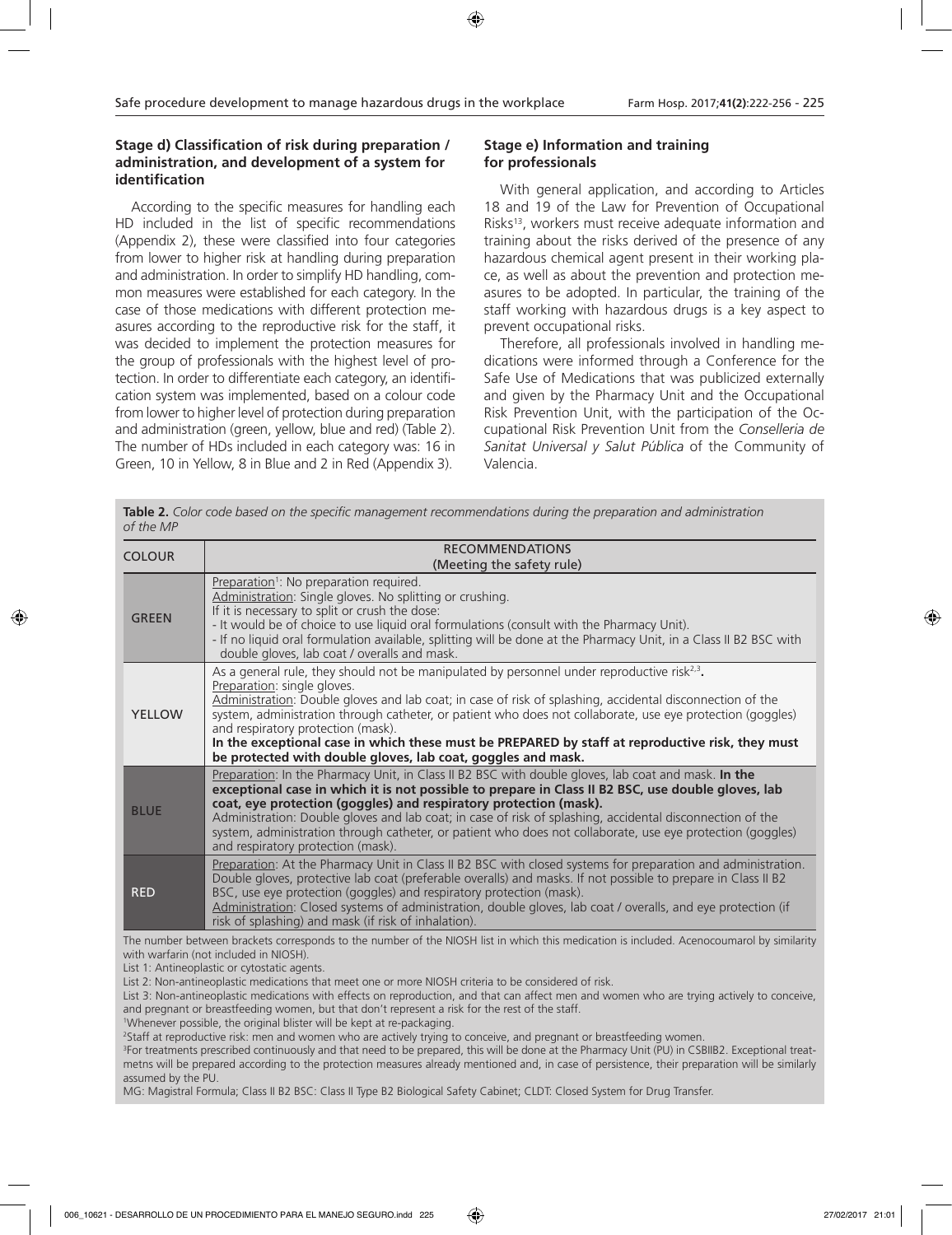### Stage d) Classification of risk during preparation / administration, and development of a system for identification

According to the specific measures for handling each HD included in the list of specific recommendations (Appendix 2), these were classified into four categories from lower to higher risk at handling during preparation and administration. In order to simplify HD handling, common measures were established for each category. In the case of those medications with different protection measures according to the reproductive risk for the staff, it was decided to implement the protection measures for the group of professionals with the highest level of protection. In order to differentiate each category, an identification system was implemented, based on a colour code from lower to higher level of protection during preparation and administration (green, yellow, blue and red) (Table 2). The number of HDs included in each category was: 16 in Green, 10 in Yellow, 8 in Blue and 2 in Red (Appendix 3).

### Stage e) Information and training for professionals

With general application, and according to Articles 18 and 19 of the Law for Prevention of Occupational Risks[13], workers must receive adequate information and training about the risks derived of the presence of any hazardous chemical agent present in their working place, as well as about the prevention and protection measures to be adopted. In particular, the training of the staff working with hazardous drugs is a key aspect to prevent occupational risks.

Therefore, all professionals involved in handling medications were informed through a Conference for the Safe Use of Medications that was publicized externally and given by the Pharmacy Unit and the Occupational Risk Prevention Unit, with the participation of the Occupational Risk Prevention Unit from the *Conselleria de Sanitat Universal y Salut Pública* of the Community of Valencia.

**Table 2.** *Color code based on the specific management recommendations during the preparation and administration of the MP*

| COLOUR | RECOMMENDATIONS (Meeting the safety rule) |
|---|---|
| GREEN | Preparation[1]: No preparation required. <br> Administration: Single gloves. No splitting or crushing. <br> If it is necessary to split or crush the dose: <br> - It would be of choice to use liquid oral formulations (consult with the Pharmacy Unit). <br> - If no liquid oral formulation available, splitting will be done at the Pharmacy Unit, in a Class II B2 BSC with double gloves, lab coat / overalls and mask. |
| YELLOW | As a general rule, they should not be manipulated by personnel under reproductive risk[2,3]. <br> Preparation: single gloves. <br> Administration: Double gloves and lab coat; in case of risk of splashing, accidental disconnection of the system, administration through catheter, or patient who does not collaborate, use eye protection (goggles) and respiratory protection (mask). <br> **In the exceptional case in which these must be PREPARED by staff at reproductive risk, they must be protected with double gloves, lab coat, goggles and mask.** |
| BLUE | Preparation: In the Pharmacy Unit, in Class II B2 BSC with double gloves, lab coat and mask. **In the exceptional case in which it is not possible to prepare in Class II B2 BSC, use double gloves, lab coat, eye protection (goggles) and respiratory protection (mask).** <br> Administration: Double gloves and lab coat; in case of risk of splashing, accidental disconnection of the system, administration through catheter, or patient who does not collaborate, use eye protection (goggles) and respiratory protection (mask). |
| RED | Preparation: At the Pharmacy Unit in Class II B2 BSC with closed systems for preparation and administration. Double gloves, protective lab coat (preferable overalls) and masks. If not possible to prepare in Class II B2 BSC, use eye protection (goggles) and respiratory protection (mask). <br> Administration: Closed systems of administration, double gloves, lab coat / overalls, and eye protection (if risk of splashing) and mask (if risk of inhalation). |

The number between brackets corresponds to the number of the NIOSH list in which this medication is included. Acenocoumarol by similarity with warfarin (not included in NIOSH).

List 1: Antineoplastic or cytostatic agents.

List 2: Non-antineoplastic medications that meet one or more NIOSH criteria to be considered of risk.

List 3: Non-antineoplastic medications with effects on reproduction, and that can affect men and women who are trying actively to conceive, and pregnant or breastfeeding women, but that don't represent a risk for the rest of the staff.

[1]Whenever possible, the original blister will be kept at re-packaging.

[2]Staff at reproductive risk: men and women who are actively trying to conceive, and pregnant or breastfeeding women.

[3]For treatments prescribed continuously and that need to be prepared, this will be done at the Pharmacy Unit (PU) in CSBIIB2. Exceptional treatmetns will be prepared according to the protection measures already mentioned and, in case of persistence, their preparation will be similarly assumed by the PU.

MG: Magistral Formula; Class II B2 BSC: Class II Type B2 Biological Safety Cabinet; CLDT: Closed System for Drug Transfer.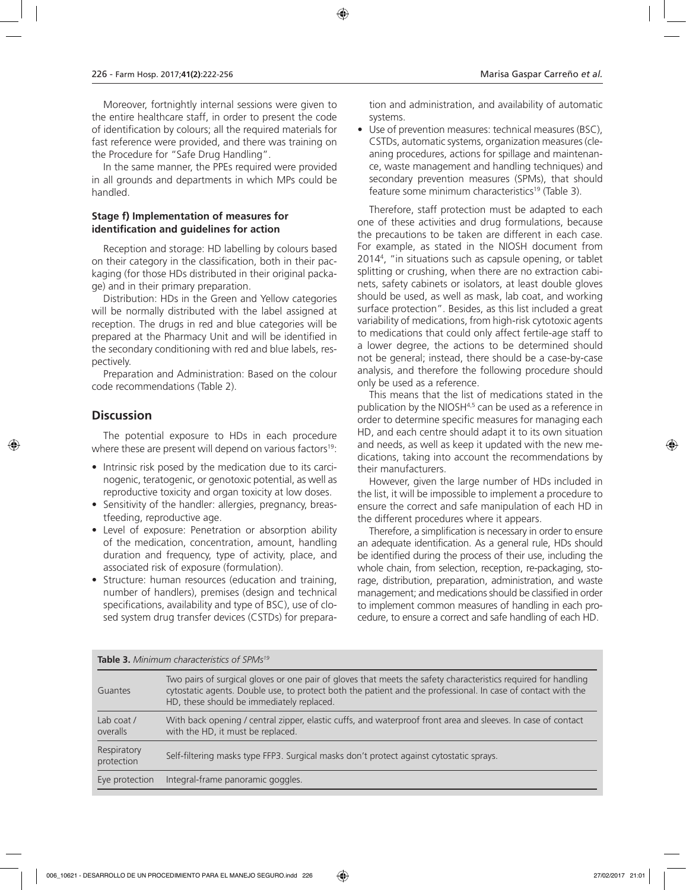Moreover, fortnightly internal sessions were given to the entire healthcare staff, in order to present the code of identification by colours; all the required materials for fast reference were provided, and there was training on the Procedure for "Safe Drug Handling".

In the same manner, the PPEs required were provided in all grounds and departments in which MPs could be handled.

### Stage f) Implementation of measures for identification and guidelines for action

Reception and storage: HD labelling by colours based on their category in the classification, both in their packaging (for those HDs distributed in their original package) and in their primary preparation.

Distribution: HDs in the Green and Yellow categories will be normally distributed with the label assigned at reception. The drugs in red and blue categories will be prepared at the Pharmacy Unit and will be identified in the secondary conditioning with red and blue labels, respectively.

Preparation and Administration: Based on the colour code recommendations (Table 2).

## Discussion

The potential exposure to HDs in each procedure where these are present will depend on various factors[19]:

- Intrinsic risk posed by the medication due to its carcinogenic, teratogenic, or genotoxic potential, as well as reproductive toxicity and organ toxicity at low doses.
- Sensitivity of the handler: allergies, pregnancy, breastfeeding, reproductive age.
- Level of exposure: Penetration or absorption ability of the medication, concentration, amount, handling duration and frequency, type of activity, place, and associated risk of exposure (formulation).
- Structure: human resources (education and training, number of handlers), premises (design and technical specifications, availability and type of BSC), use of closed system drug transfer devices (CSTDs) for preparation and administration, and availability of automatic systems.
- Use of prevention measures: technical measures (BSC), CSTDs, automatic systems, organization measures (cleaning procedures, actions for spillage and maintenance, waste management and handling techniques) and secondary prevention measures (SPMs), that should feature some minimum characteristics[19] (Table 3).

Therefore, staff protection must be adapted to each one of these activities and drug formulations, because the precautions to be taken are different in each case. For example, as stated in the NIOSH document from 2014[4], "in situations such as capsule opening, or tablet splitting or crushing, when there are no extraction cabinets, safety cabinets or isolators, at least double gloves should be used, as well as mask, lab coat, and working surface protection". Besides, as this list included a great variability of medications, from high-risk cytotoxic agents to medications that could only affect fertile-age staff to a lower degree, the actions to be determined should not be general; instead, there should be a case-by-case analysis, and therefore the following procedure should only be used as a reference.

This means that the list of medications stated in the publication by the NIOSH[4,5] can be used as a reference in order to determine specific measures for managing each HD, and each centre should adapt it to its own situation and needs, as well as keep it updated with the new medications, taking into account the recommendations by their manufacturers.

However, given the large number of HDs included in the list, it will be impossible to implement a procedure to ensure the correct and safe manipulation of each HD in the different procedures where it appears.

Therefore, a simplification is necessary in order to ensure an adequate identification. As a general rule, HDs should be identified during the process of their use, including the whole chain, from selection, reception, re-packaging, storage, distribution, preparation, administration, and waste management; and medications should be classified in order to implement common measures of handling in each procedure, to ensure a correct and safe handling of each HD.

**Table 3.** *Minimum characteristics of SPMs[19]*

| | |
|---|---|
| Guantes | Two pairs of surgical gloves or one pair of gloves that meets the safety characteristics required for handling cytostatic agents. Double use, to protect both the patient and the professional. In case of contact with the HD, these should be immediately replaced. |
| Lab coat / overalls | With back opening / central zipper, elastic cuffs, and waterproof front area and sleeves. In case of contact with the HD, it must be replaced. |
| Respiratory protection | Self-filtering masks type FFP3. Surgical masks don't protect against cytostatic sprays. |
| Eye protection | Integral-frame panoramic goggles. |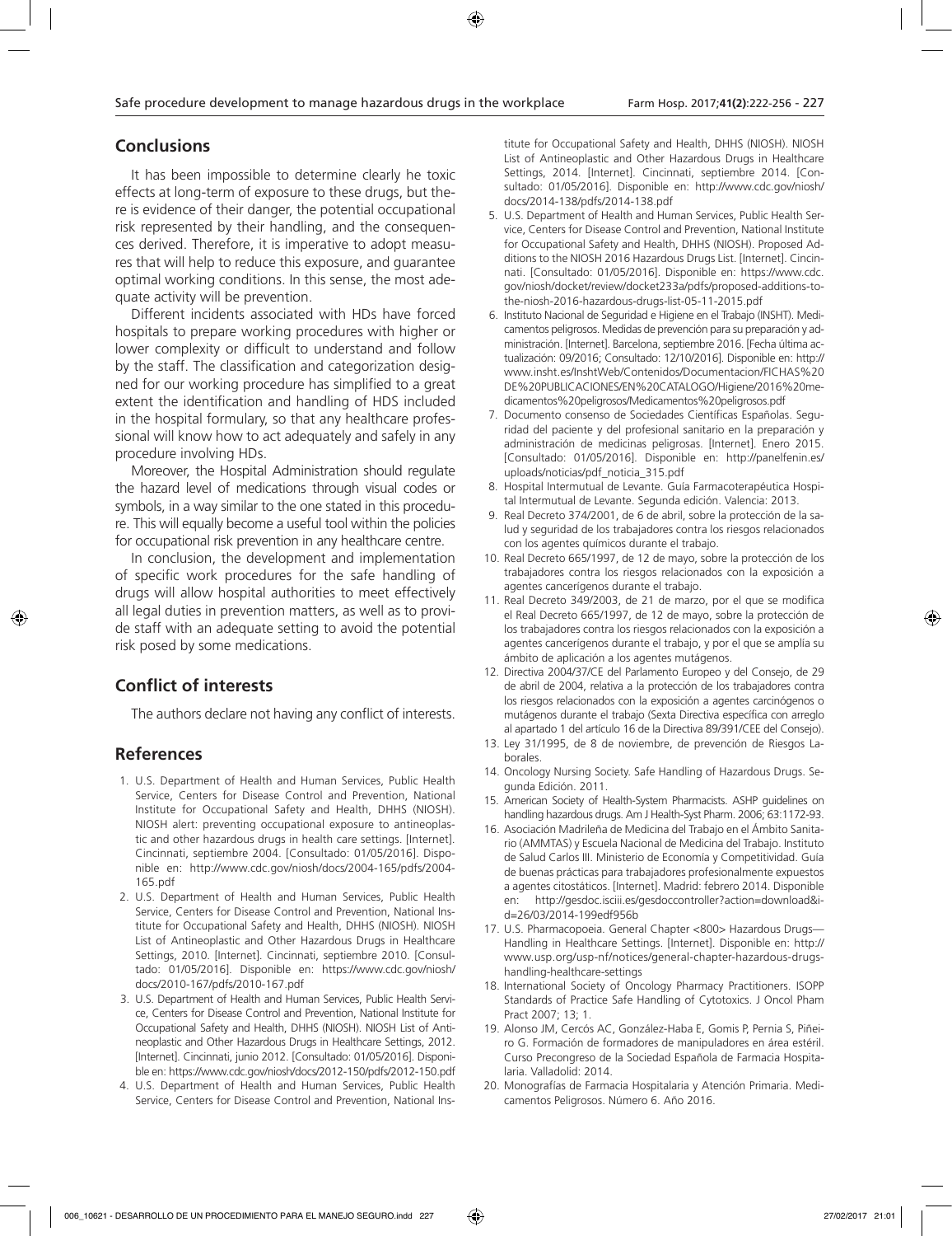## Conclusions

It has been impossible to determine clearly he toxic effects at long-term of exposure to these drugs, but there is evidence of their danger, the potential occupational risk represented by their handling, and the consequences derived. Therefore, it is imperative to adopt measures that will help to reduce this exposure, and guarantee optimal working conditions. In this sense, the most adequate activity will be prevention.

Different incidents associated with HDs have forced hospitals to prepare working procedures with higher or lower complexity or difficult to understand and follow by the staff. The classification and categorization designed for our working procedure has simplified to a great extent the identification and handling of HDS included in the hospital formulary, so that any healthcare professional will know how to act adequately and safely in any procedure involving HDs.

Moreover, the Hospital Administration should regulate the hazard level of medications through visual codes or symbols, in a way similar to the one stated in this procedure. This will equally become a useful tool within the policies for occupational risk prevention in any healthcare centre.

In conclusion, the development and implementation of specific work procedures for the safe handling of drugs will allow hospital authorities to meet effectively all legal duties in prevention matters, as well as to provide staff with an adequate setting to avoid the potential risk posed by some medications.

## Conflict of interests

The authors declare not having any conflict of interests.

## References

1. U.S. Department of Health and Human Services, Public Health Service, Centers for Disease Control and Prevention, National Institute for Occupational Safety and Health, DHHS (NIOSH). NIOSH alert: preventing occupational exposure to antineoplastic and other hazardous drugs in health care settings. [Internet]. Cincinnati, septiembre 2004. [Consultado: 01/05/2016]. Disponible en: http://www.cdc.gov/niosh/docs/2004-165/pdfs/2004-165.pdf
2. U.S. Department of Health and Human Services, Public Health Service, Centers for Disease Control and Prevention, National Institute for Occupational Safety and Health, DHHS (NIOSH). NIOSH List of Antineoplastic and Other Hazardous Drugs in Healthcare Settings, 2010. [Internet]. Cincinnati, septiembre 2010. [Consultado: 01/05/2016]. Disponible en: https://www.cdc.gov/niosh/docs/2010-167/pdfs/2010-167.pdf
3. U.S. Department of Health and Human Services, Public Health Service, Centers for Disease Control and Prevention, National Institute for Occupational Safety and Health, DHHS (NIOSH). NIOSH List of Antineoplastic and Other Hazardous Drugs in Healthcare Settings, 2012. [Internet]. Cincinnati, junio 2012. [Consultado: 01/05/2016]. Disponible en: https://www.cdc.gov/niosh/docs/2012-150/pdfs/2012-150.pdf
4. U.S. Department of Health and Human Services, Public Health Service, Centers for Disease Control and Prevention, National Institute for Occupational Safety and Health, DHHS (NIOSH). NIOSH List of Antineoplastic and Other Hazardous Drugs in Healthcare Settings, 2014. [Internet]. Cincinnati, septiembre 2014. [Consultado: 01/05/2016]. Disponible en: http://www.cdc.gov/niosh/docs/2014-138/pdfs/2014-138.pdf
5. U.S. Department of Health and Human Services, Public Health Service, Centers for Disease Control and Prevention, National Institute for Occupational Safety and Health, DHHS (NIOSH). Proposed Additions to the NIOSH 2016 Hazardous Drugs List. [Internet]. Cincinnati. [Consultado: 01/05/2016]. Disponible en: https://www.cdc.gov/niosh/docket/review/docket233a/pdfs/proposed-additions-to-the-niosh-2016-hazardous-drugs-list-05-11-2015.pdf
6. Instituto Nacional de Seguridad e Higiene en el Trabajo (INSHT). Medicamentos peligrosos. Medidas de prevención para su preparación y administración. [Internet]. Barcelona, septiembre 2016. [Fecha última actualización: 09/2016; Consultado: 12/10/2016]. Disponible en: http://www.insht.es/InshtWeb/Contenidos/Documentacion/FICHAS%20DE%20PUBLICACIONES/EN%20CATALOGO/Higiene/2016%20medicamentos%20peligrosos/Medicamentos%20peligrosos.pdf
7. Documento consenso de Sociedades Científicas Españolas. Seguridad del paciente y del profesional sanitario en la preparación y administración de medicinas peligrosas. [Internet]. Enero 2015. [Consultado: 01/05/2016]. Disponible en: http://panelfenin.es/uploads/noticias/pdf_noticia_315.pdf
8. Hospital Intermutual de Levante. Guía Farmacoterapéutica Hospital Intermutual de Levante. Segunda edición. Valencia: 2013.
9. Real Decreto 374/2001, de 6 de abril, sobre la protección de la salud y seguridad de los trabajadores contra los riesgos relacionados con los agentes químicos durante el trabajo.
10. Real Decreto 665/1997, de 12 de mayo, sobre la protección de los trabajadores contra los riesgos relacionados con la exposición a agentes cancerígenos durante el trabajo.
11. Real Decreto 349/2003, de 21 de marzo, por el que se modifica el Real Decreto 665/1997, de 12 de mayo, sobre la protección de los trabajadores contra los riesgos relacionados con la exposición a agentes cancerígenos durante el trabajo, y por el que se amplía su ámbito de aplicación a los agentes mutágenos.
12. Directiva 2004/37/CE del Parlamento Europeo y del Consejo, de 29 de abril de 2004, relativa a la protección de los trabajadores contra los riesgos relacionados con la exposición a agentes carcinógenos o mutágenos durante el trabajo (Sexta Directiva específica con arreglo al apartado 1 del artículo 16 de la Directiva 89/391/CEE del Consejo).
13. Ley 31/1995, de 8 de noviembre, de prevención de Riesgos Laborales.
14. Oncology Nursing Society. Safe Handling of Hazardous Drugs. Segunda Edición. 2011.
15. American Society of Health-System Pharmacists. ASHP guidelines on handling hazardous drugs. Am J Health-Syst Pharm. 2006; 63:1172-93.
16. Asociación Madrileña de Medicina del Trabajo en el Ámbito Sanitario (AMMTAS) y Escuela Nacional de Medicina del Trabajo. Instituto de Salud Carlos III. Ministerio de Economía y Competitividad. Guía de buenas prácticas para trabajadores profesionalmente expuestos a agentes citostáticos. [Internet]. Madrid: febrero 2014. Disponible en: http://gesdoc.isciii.es/gesdoccontroller?action=download&id=26/03/2014-199edf956b
17. U.S. Pharmacopoeia. General Chapter <800> Hazardous Drugs—Handling in Healthcare Settings. [Internet]. Disponible en: http://www.usp.org/usp-nf/notices/general-chapter-hazardous-drugs-handling-healthcare-settings
18. International Society of Oncology Pharmacy Practitioners. ISOPP Standards of Practice Safe Handling of Cytotoxics. J Oncol Pham Pract 2007; 13; 1.
19. Alonso JM, Cercós AC, González-Haba E, Gomis P, Pernia S, Piñeiro G. Formación de formadores de manipuladores en área estéril. Curso Precongreso de la Sociedad Española de Farmacia Hospitalaria. Valladolid: 2014.
20. Monografías de Farmacia Hospitalaria y Atención Primaria. Medicamentos Peligrosos. Número 6. Año 2016.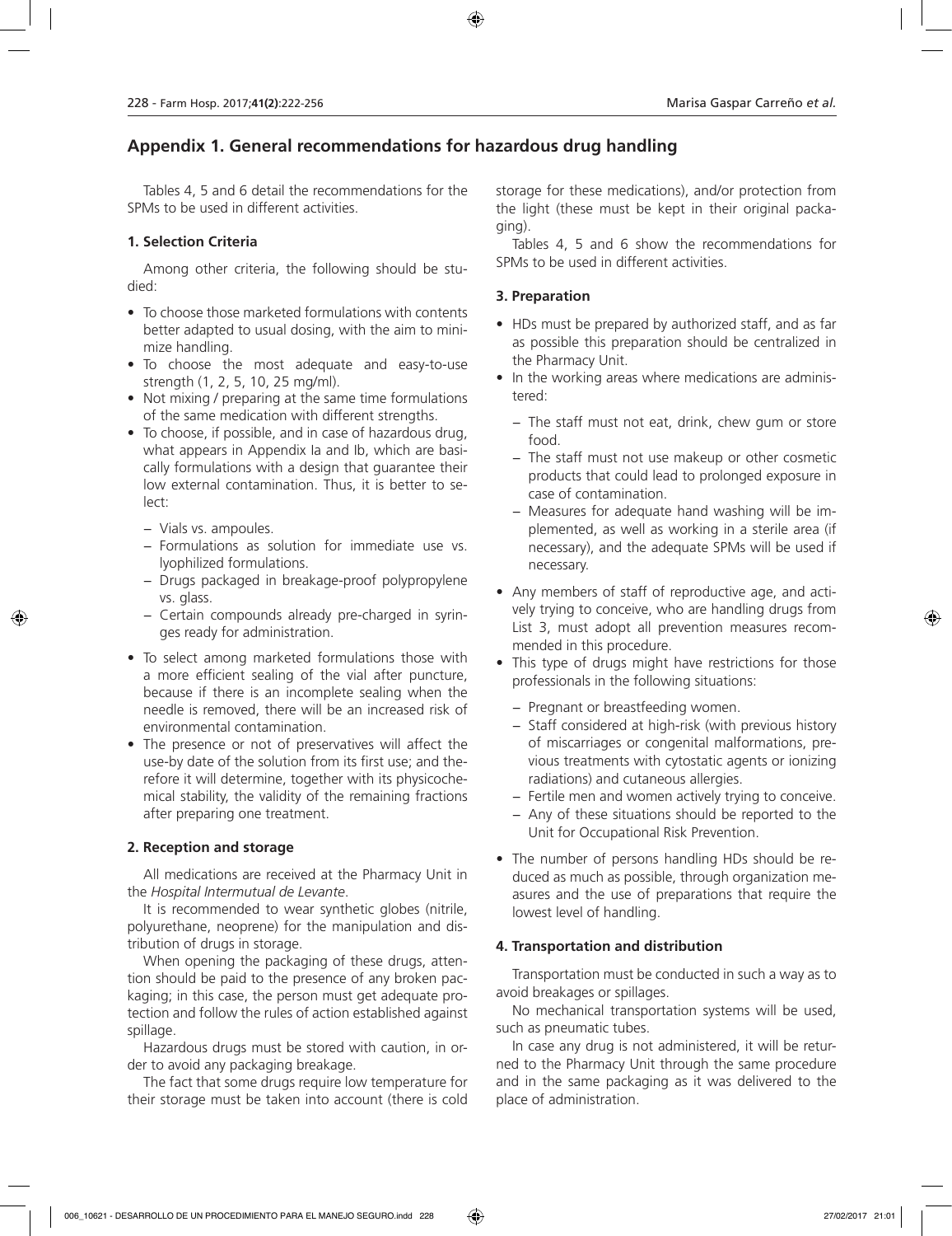## Appendix 1. General recommendations for hazardous drug handling

Tables 4, 5 and 6 detail the recommendations for the SPMs to be used in different activities.

### 1. Selection Criteria

Among other criteria, the following should be studied:

- To choose those marketed formulations with contents better adapted to usual dosing, with the aim to minimize handling.
- To choose the most adequate and easy-to-use strength (1, 2, 5, 10, 25 mg/ml).
- Not mixing / preparing at the same time formulations of the same medication with different strengths.
- To choose, if possible, and in case of hazardous drug, what appears in Appendix Ia and Ib, which are basically formulations with a design that guarantee their low external contamination. Thus, it is better to select:
  - Vials vs. ampoules.
  - Formulations as solution for immediate use vs. lyophilized formulations.
  - Drugs packaged in breakage-proof polypropylene vs. glass.
  - Certain compounds already pre-charged in syringes ready for administration.
- To select among marketed formulations those with a more efficient sealing of the vial after puncture, because if there is an incomplete sealing when the needle is removed, there will be an increased risk of environmental contamination.
- The presence or not of preservatives will affect the use-by date of the solution from its first use; and therefore it will determine, together with its physicochemical stability, the validity of the remaining fractions after preparing one treatment.

### 2. Reception and storage

All medications are received at the Pharmacy Unit in the *Hospital Intermutual de Levante*.

It is recommended to wear synthetic globes (nitrile, polyurethane, neoprene) for the manipulation and distribution of drugs in storage.

When opening the packaging of these drugs, attention should be paid to the presence of any broken packaging; in this case, the person must get adequate protection and follow the rules of action established against spillage.

Hazardous drugs must be stored with caution, in order to avoid any packaging breakage.

The fact that some drugs require low temperature for their storage must be taken into account (there is cold storage for these medications), and/or protection from the light (these must be kept in their original packaging).

Tables 4, 5 and 6 show the recommendations for SPMs to be used in different activities.

### 3. Preparation

- HDs must be prepared by authorized staff, and as far as possible this preparation should be centralized in the Pharmacy Unit.
- In the working areas where medications are administered:
  - The staff must not eat, drink, chew gum or store food.
  - The staff must not use makeup or other cosmetic products that could lead to prolonged exposure in case of contamination.
  - Measures for adequate hand washing will be implemented, as well as working in a sterile area (if necessary), and the adequate SPMs will be used if necessary.
- Any members of staff of reproductive age, and actively trying to conceive, who are handling drugs from List 3, must adopt all prevention measures recommended in this procedure.
- This type of drugs might have restrictions for those professionals in the following situations:
  - Pregnant or breastfeeding women.
  - Staff considered at high-risk (with previous history of miscarriages or congenital malformations, previous treatments with cytostatic agents or ionizing radiations) and cutaneous allergies.
  - Fertile men and women actively trying to conceive.
  - Any of these situations should be reported to the Unit for Occupational Risk Prevention.
- The number of persons handling HDs should be reduced as much as possible, through organization measures and the use of preparations that require the lowest level of handling.

### 4. Transportation and distribution

Transportation must be conducted in such a way as to avoid breakages or spillages.

No mechanical transportation systems will be used, such as pneumatic tubes.

In case any drug is not administered, it will be returned to the Pharmacy Unit through the same procedure and in the same packaging as it was delivered to the place of administration.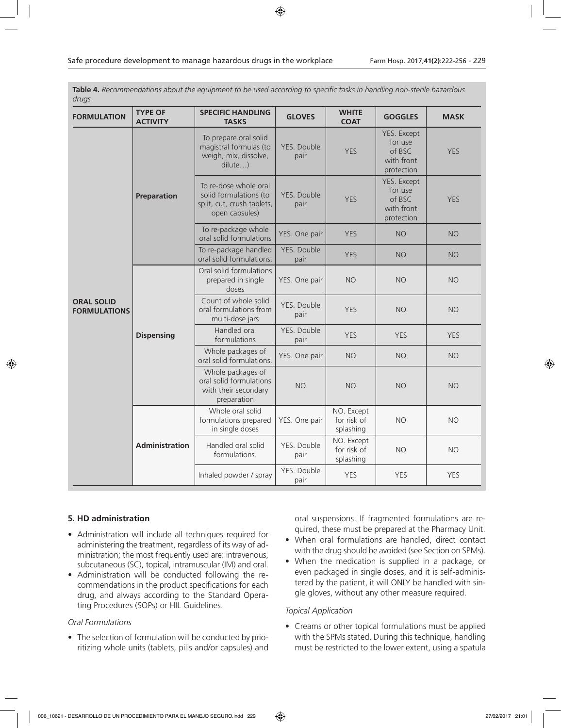**Table 4.** *Recommendations about the equipment to be used according to specific tasks in handling non-sterile hazardous drugs*

| FORMULATION | TYPE OF ACTIVITY | SPECIFIC HANDLING TASKS | GLOVES | WHITE COAT | GOGGLES | MASK |
|---|---|---|---|---|---|---|
| ORAL SOLID FORMULATIONS | Preparation | To prepare oral solid magistral formulas (to weigh, mix, dissolve, dilute…) | YES. Double pair | YES | YES. Except for use of BSC with front protection | YES |
| | | To re-dose whole oral solid formulations (to split, cut, crush tablets, open capsules) | YES. Double pair | YES | YES. Except for use of BSC with front protection | YES |
| | | To re-package whole oral solid formulations | YES. One pair | YES | NO | NO |
| | | To re-package handled oral solid formulations. | YES. Double pair | YES | NO | NO |
| | Dispensing | Oral solid formulations prepared in single doses | YES. One pair | NO | NO | NO |
| | | Count of whole solid oral formulations from multi-dose jars | YES. Double pair | YES | NO | NO |
| | | Handled oral formulations | YES. Double pair | YES | YES | YES |
| | | Whole packages of oral solid formulations. | YES. One pair | NO | NO | NO |
| | | Whole packages of oral solid formulations with their secondary preparation | NO | NO | NO | NO |
| | Administration | Whole oral solid formulations prepared in single doses | YES. One pair | NO. Except for risk of splashing | NO | NO |
| | | Handled oral solid formulations. | YES. Double pair | NO. Except for risk of splashing | NO | NO |
| | | Inhaled powder / spray | YES. Double pair | YES | YES | YES |

## 5. HD administration

- Administration will include all techniques required for administering the treatment, regardless of its way of administration; the most frequently used are: intravenous, subcutaneous (SC), topical, intramuscular (IM) and oral.
- Administration will be conducted following the recommendations in the product specifications for each drug, and always according to the Standard Operating Procedures (SOPs) or HIL Guidelines.

*Oral Formulations*

- The selection of formulation will be conducted by prioritizing whole units (tablets, pills and/or capsules) and oral suspensions. If fragmented formulations are required, these must be prepared at the Pharmacy Unit.
- When oral formulations are handled, direct contact with the drug should be avoided (see Section on SPMs).
- When the medication is supplied in a package, or even packaged in single doses, and it is self-administered by the patient, it will ONLY be handled with single gloves, without any other measure required.

*Topical Application*

- Creams or other topical formulations must be applied with the SPMs stated. During this technique, handling must be restricted to the lower extent, using a spatula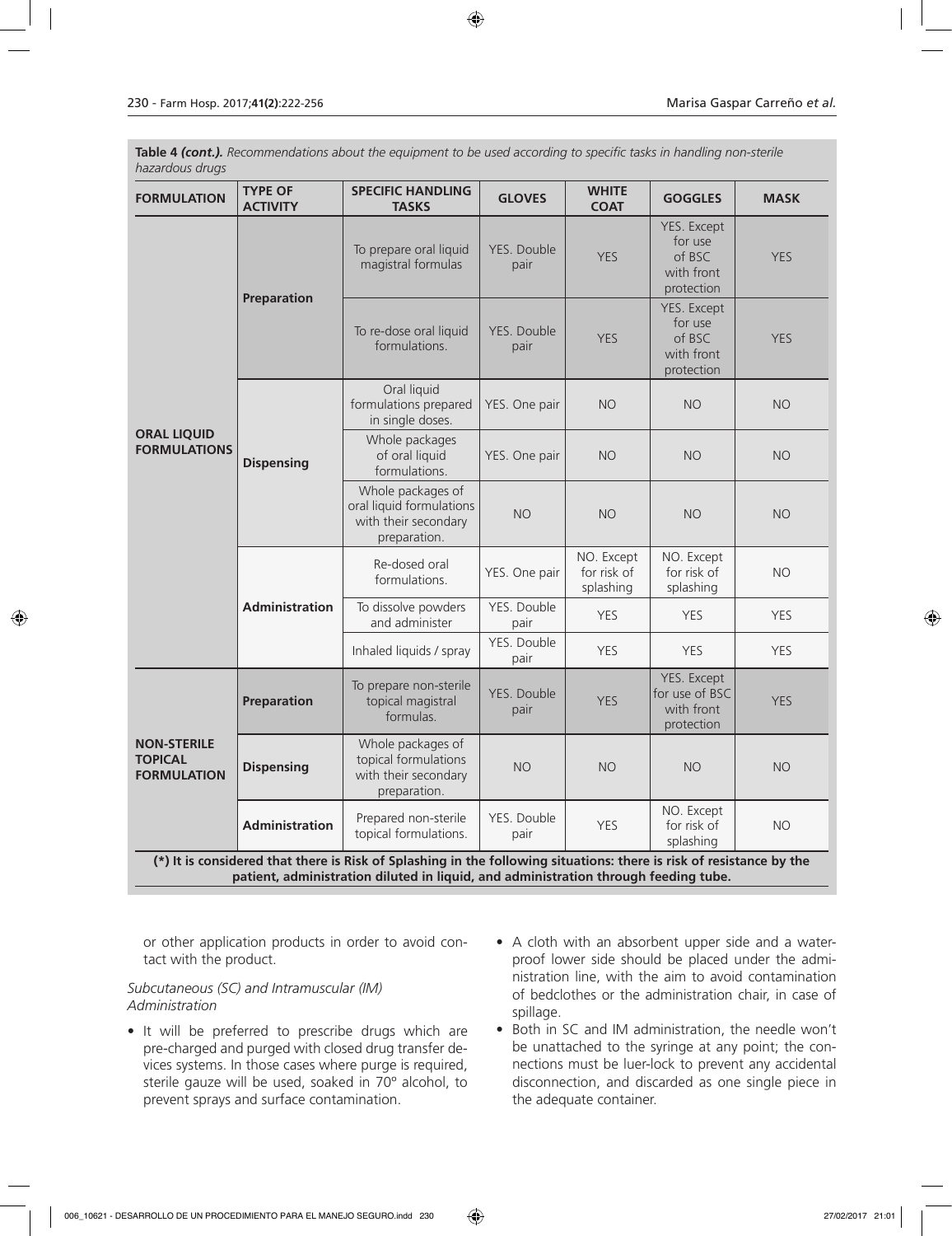**Table 4 *(cont.).*** *Recommendations about the equipment to be used according to specific tasks in handling non-sterile hazardous drugs*

| FORMULATION | TYPE OF ACTIVITY | SPECIFIC HANDLING TASKS | GLOVES | WHITE COAT | GOGGLES | MASK |
|---|---|---|---|---|---|---|
| **ORAL LIQUID FORMULATIONS** | **Preparation** | To prepare oral liquid magistral formulas | YES. Double pair | YES | YES. Except for use of BSC with front protection | YES |
| | | To re-dose oral liquid formulations. | YES. Double pair | YES | YES. Except for use of BSC with front protection | YES |
| | **Dispensing** | Oral liquid formulations prepared in single doses. | YES. One pair | NO | NO | NO |
| | | Whole packages of oral liquid formulations. | YES. One pair | NO | NO | NO |
| | | Whole packages of oral liquid formulations with their secondary preparation. | NO | NO | NO | NO |
| | **Administration** | Re-dosed oral formulations. | YES. One pair | NO. Except for risk of splashing | NO. Except for risk of splashing | NO |
| | | To dissolve powders and administer | YES. Double pair | YES | YES | YES |
| | | Inhaled liquids / spray | YES. Double pair | YES | YES | YES |
| **NON-STERILE TOPICAL FORMULATION** | **Preparation** | To prepare non-sterile topical magistral formulas. | YES. Double pair | YES | YES. Except for use of BSC with front protection | YES |
| | **Dispensing** | Whole packages of topical formulations with their secondary preparation. | NO | NO | NO | NO |
| | **Administration** | Prepared non-sterile topical formulations. | YES. Double pair | YES | NO. Except for risk of splashing | NO |

**(*) It is considered that there is Risk of Splashing in the following situations: there is risk of resistance by the patient, administration diluted in liquid, and administration through feeding tube.**

or other application products in order to avoid contact with the product.

*Subcutaneous (SC) and Intramuscular (IM) Administration*

- It will be preferred to prescribe drugs which are pre-charged and purged with closed drug transfer devices systems. In those cases where purge is required, sterile gauze will be used, soaked in 70º alcohol, to prevent sprays and surface contamination.
- A cloth with an absorbent upper side and a waterproof lower side should be placed under the administration line, with the aim to avoid contamination of bedclothes or the administration chair, in case of spillage.
- Both in SC and IM administration, the needle won't be unattached to the syringe at any point; the connections must be luer-lock to prevent any accidental disconnection, and discarded as one single piece in the adequate container.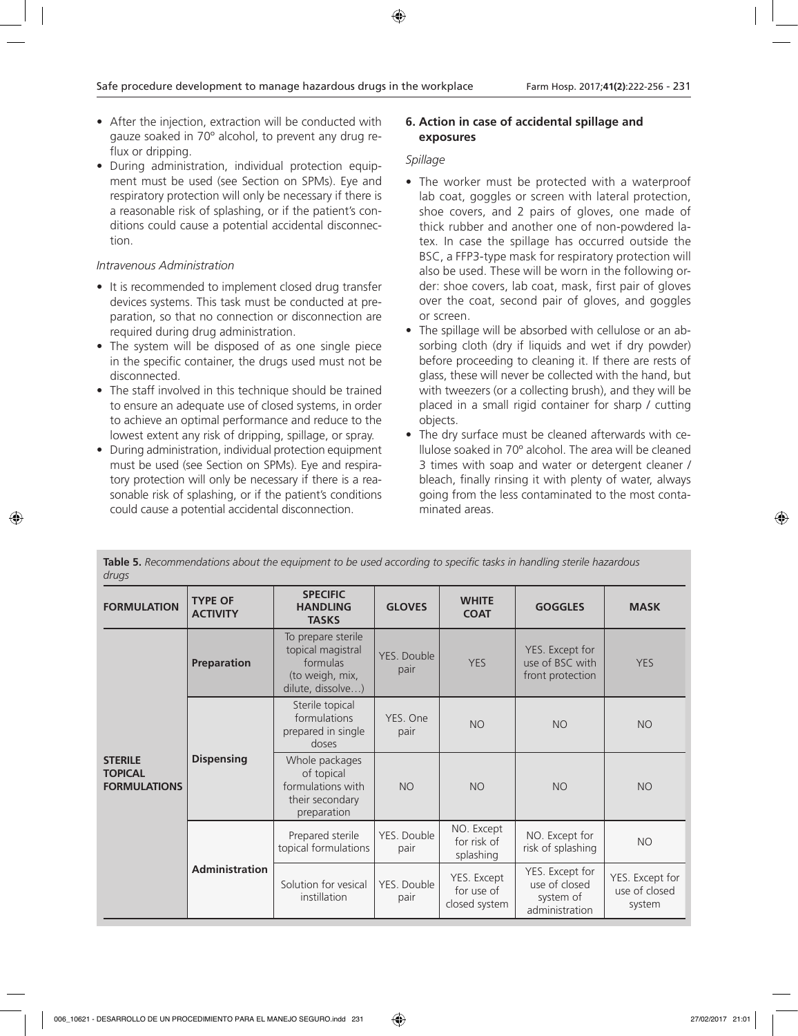- After the injection, extraction will be conducted with gauze soaked in 70º alcohol, to prevent any drug reflux or dripping.
- During administration, individual protection equipment must be used (see Section on SPMs). Eye and respiratory protection will only be necessary if there is a reasonable risk of splashing, or if the patient's conditions could cause a potential accidental disconnection.

*Intravenous Administration*

- It is recommended to implement closed drug transfer devices systems. This task must be conducted at preparation, so that no connection or disconnection are required during drug administration.
- The system will be disposed of as one single piece in the specific container, the drugs used must not be disconnected.
- The staff involved in this technique should be trained to ensure an adequate use of closed systems, in order to achieve an optimal performance and reduce to the lowest extent any risk of dripping, spillage, or spray.
- During administration, individual protection equipment must be used (see Section on SPMs). Eye and respiratory protection will only be necessary if there is a reasonable risk of splashing, or if the patient's conditions could cause a potential accidental disconnection.

**6. Action in case of accidental spillage and exposures**

*Spillage*

- The worker must be protected with a waterproof lab coat, goggles or screen with lateral protection, shoe covers, and 2 pairs of gloves, one made of thick rubber and another one of non-powdered latex. In case the spillage has occurred outside the BSC, a FFP3-type mask for respiratory protection will also be used. These will be worn in the following order: shoe covers, lab coat, mask, first pair of gloves over the coat, second pair of gloves, and goggles or screen.
- The spillage will be absorbed with cellulose or an absorbing cloth (dry if liquids and wet if dry powder) before proceeding to cleaning it. If there are rests of glass, these will never be collected with the hand, but with tweezers (or a collecting brush), and they will be placed in a small rigid container for sharp / cutting objects.
- The dry surface must be cleaned afterwards with cellulose soaked in 70º alcohol. The area will be cleaned 3 times with soap and water or detergent cleaner / bleach, finally rinsing it with plenty of water, always going from the less contaminated to the most contaminated areas.

**Table 5.** *Recommendations about the equipment to be used according to specific tasks in handling sterile hazardous drugs*

| FORMULATION | TYPE OF ACTIVITY | SPECIFIC HANDLING TASKS | GLOVES | WHITE COAT | GOGGLES | MASK |
|---|---|---|---|---|---|---|
| STERILE TOPICAL FORMULATIONS | Preparation | To prepare sterile topical magistral formulas (to weigh, mix, dilute, dissolve…) | YES. Double pair | YES | YES. Except for use of BSC with front protection | YES |
| | Dispensing | Sterile topical formulations prepared in single doses | YES. One pair | NO | NO | NO |
| | | Whole packages of topical formulations with their secondary preparation | NO | NO | NO | NO |
| | Administration | Prepared sterile topical formulations | YES. Double pair | NO. Except for risk of splashing | NO. Except for risk of splashing | NO |
| | | Solution for vesical instillation | YES. Double pair | YES. Except for use of closed system | YES. Except for use of closed system of administration | YES. Except for use of closed system |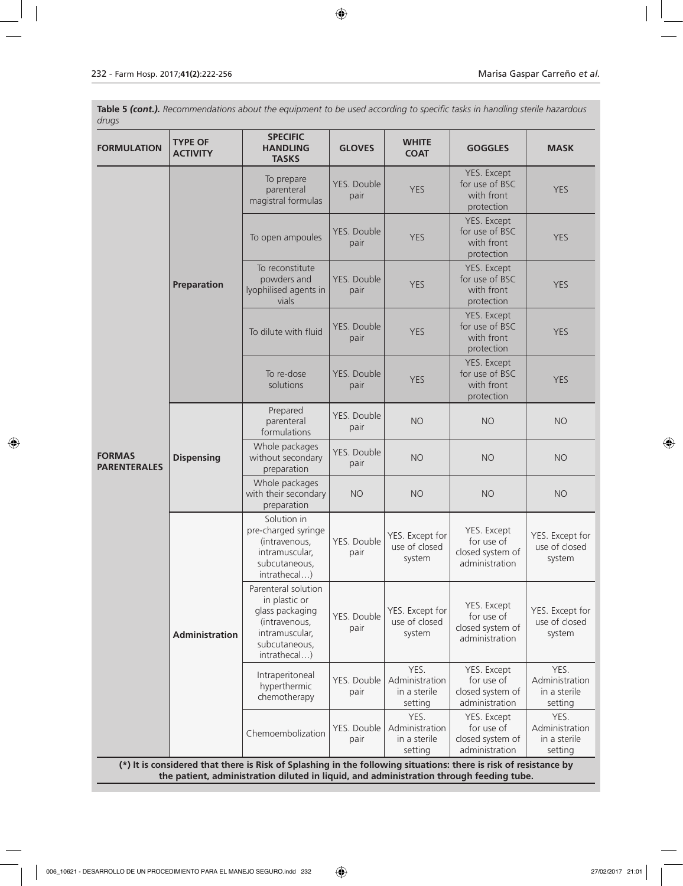**Table 5 *(cont.)*.** *Recommendations about the equipment to be used according to specific tasks in handling sterile hazardous drugs*

| FORMULATION | TYPE OF ACTIVITY | SPECIFIC HANDLING TASKS | GLOVES | WHITE COAT | GOGGLES | MASK |
|---|---|---|---|---|---|---|
| **FORMAS PARENTERALES** | **Preparation** | To prepare parenteral magistral formulas | YES. Double pair | YES | YES. Except for use of BSC with front protection | YES |
| | | To open ampoules | YES. Double pair | YES | YES. Except for use of BSC with front protection | YES |
| | | To reconstitute powders and lyophilised agents in vials | YES. Double pair | YES | YES. Except for use of BSC with front protection | YES |
| | | To dilute with fluid | YES. Double pair | YES | YES. Except for use of BSC with front protection | YES |
| | | To re-dose solutions | YES. Double pair | YES | YES. Except for use of BSC with front protection | YES |
| | **Dispensing** | Prepared parenteral formulations | YES. Double pair | NO | NO | NO |
| | | Whole packages without secondary preparation | YES. Double pair | NO | NO | NO |
| | | Whole packages with their secondary preparation | NO | NO | NO | NO |
| | **Administration** | Solution in pre-charged syringe (intravenous, intramuscular, subcutaneous, intrathecal…) | YES. Double pair | YES. Except for use of closed system | YES. Except for use of closed system of administration | YES. Except for use of closed system |
| | | Parenteral solution in plastic or glass packaging (intravenous, intramuscular, subcutaneous, intrathecal…) | YES. Double pair | YES. Except for use of closed system | YES. Except for use of closed system of administration | YES. Except for use of closed system |
| | | Intraperitoneal hyperthermic chemotherapy | YES. Double pair | YES. Administration in a sterile setting | YES. Except for use of closed system of administration | YES. Administration in a sterile setting |
| | | Chemoembolization | YES. Double pair | YES. Administration in a sterile setting | YES. Except for use of closed system of administration | YES. Administration in a sterile setting |

**(\*) It is considered that there is Risk of Splashing in the following situations: there is risk of resistance by the patient, administration diluted in liquid, and administration through feeding tube.**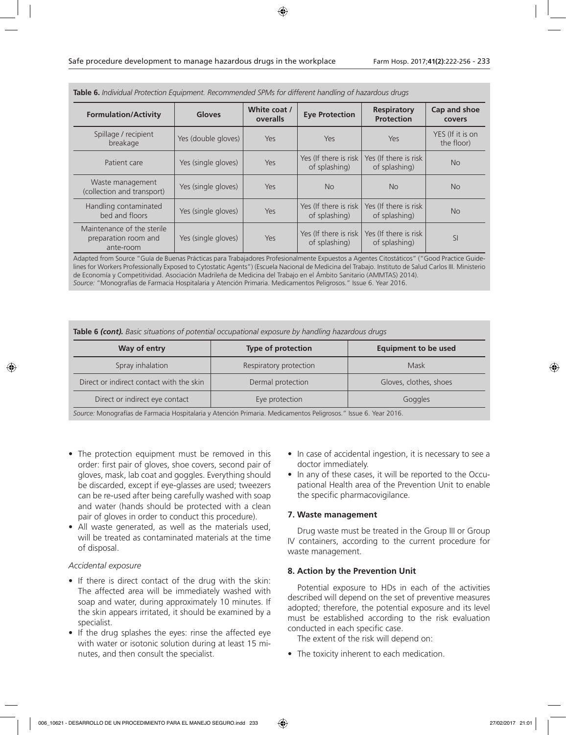**Table 6.** *Individual Protection Equipment. Recommended SPMs for different handling of hazardous drugs*

| Formulation/Activity | Gloves | White coat / overalls | Eye Protection | Respiratory Protection | Cap and shoe covers |
|---|---|---|---|---|---|
| Spillage / recipient breakage | Yes (double gloves) | Yes | Yes | Yes | YES (If it is on the floor) |
| Patient care | Yes (single gloves) | Yes | Yes (If there is risk of splashing) | Yes (If there is risk of splashing) | No |
| Waste management (collection and transport) | Yes (single gloves) | Yes | No | No | No |
| Handling contaminated bed and floors | Yes (single gloves) | Yes | Yes (If there is risk of splashing) | Yes (If there is risk of splashing) | No |
| Maintenance of the sterile preparation room and ante-room | Yes (single gloves) | Yes | Yes (If there is risk of splashing) | Yes (If there is risk of splashing) | SI |

Adapted from Source "Guía de Buenas Prácticas para Trabajadores Profesionalmente Expuestos a Agentes Citostáticos" ("Good Practice Guidelines for Workers Professionally Exposed to Cytostatic Agents") (Escuela Nacional de Medicina del Trabajo. Instituto de Salud Carlos III. Ministerio de Economía y Competitividad. Asociación Madrileña de Medicina del Trabajo en el Ámbito Sanitario (AMMTAS) 2014).
*Source:* "Monografías de Farmacia Hospitalaria y Atención Primaria. Medicamentos Peligrosos." Issue 6. Year 2016.

**Table 6** ***(cont).*** *Basic situations of potential occupational exposure by handling hazardous drugs*

| Way of entry | Type of protection | Equipment to be used |
|---|---|---|
| Spray inhalation | Respiratory protection | Mask |
| Direct or indirect contact with the skin | Dermal protection | Gloves, clothes, shoes |
| Direct or indirect eye contact | Eye protection | Goggles |

*Source:* Monografías de Farmacia Hospitalaria y Atención Primaria. Medicamentos Peligrosos." Issue 6. Year 2016.

- The protection equipment must be removed in this order: first pair of gloves, shoe covers, second pair of gloves, mask, lab coat and goggles. Everything should be discarded, except if eye-glasses are used; tweezers can be re-used after being carefully washed with soap and water (hands should be protected with a clean pair of gloves in order to conduct this procedure).
- All waste generated, as well as the materials used, will be treated as contaminated materials at the time of disposal.

*Accidental exposure*

- If there is direct contact of the drug with the skin: The affected area will be immediately washed with soap and water, during approximately 10 minutes. If the skin appears irritated, it should be examined by a specialist.
- If the drug splashes the eyes: rinse the affected eye with water or isotonic solution during at least 15 minutes, and then consult the specialist.
- In case of accidental ingestion, it is necessary to see a doctor immediately.
- In any of these cases, it will be reported to the Occupational Health area of the Prevention Unit to enable the specific pharmacovigilance.

### 7. Waste management

Drug waste must be treated in the Group III or Group IV containers, according to the current procedure for waste management.

### 8. Action by the Prevention Unit

Potential exposure to HDs in each of the activities described will depend on the set of preventive measures adopted; therefore, the potential exposure and its level must be established according to the risk evaluation conducted in each specific case.

The extent of the risk will depend on:

- The toxicity inherent to each medication.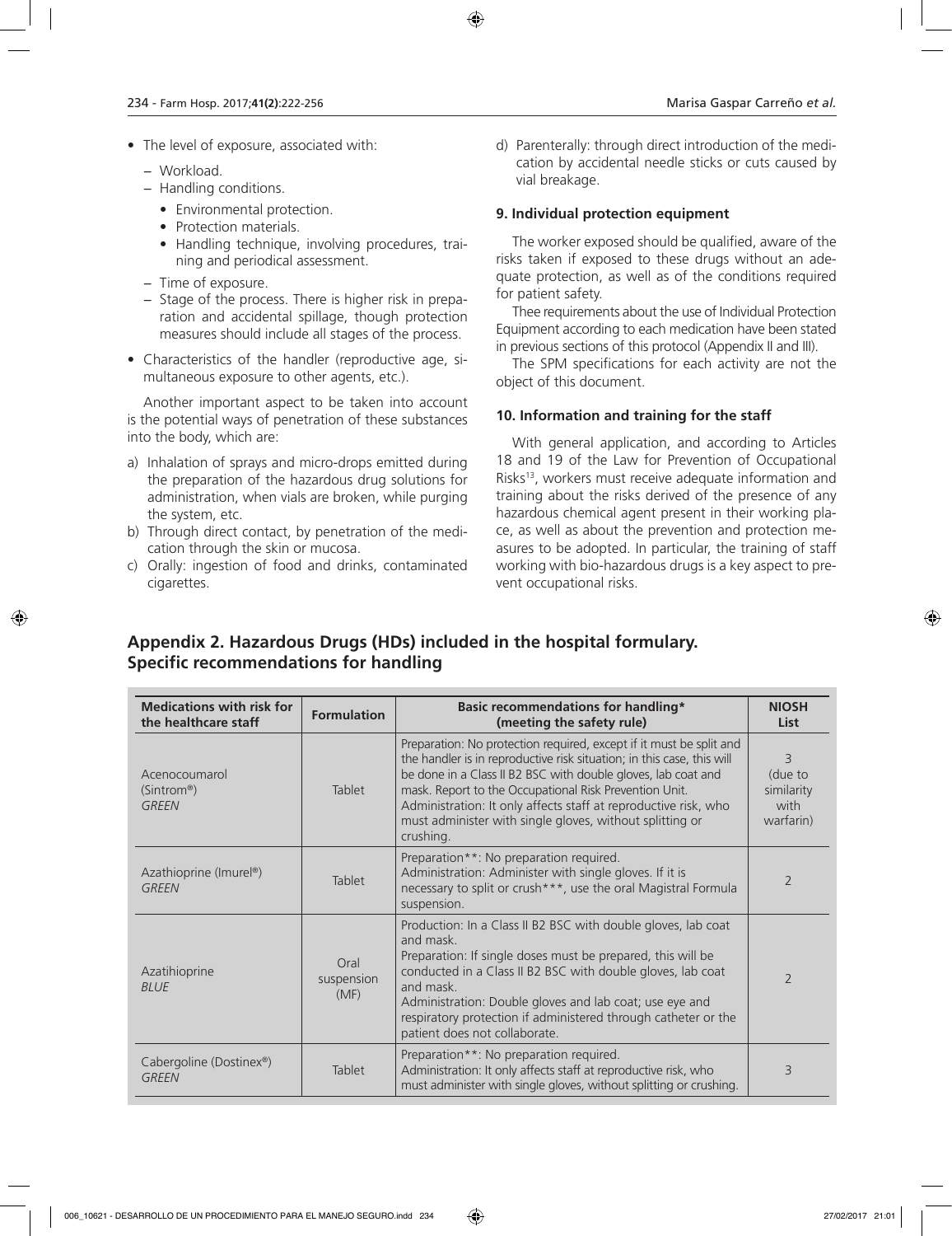- The level of exposure, associated with:
  - Workload.
  - Handling conditions.
    - Environmental protection.
    - Protection materials.
    - Handling technique, involving procedures, training and periodical assessment.
  - Time of exposure.
  - Stage of the process. There is higher risk in preparation and accidental spillage, though protection measures should include all stages of the process.
- Characteristics of the handler (reproductive age, simultaneous exposure to other agents, etc.).

Another important aspect to be taken into account is the potential ways of penetration of these substances into the body, which are:

a) Inhalation of sprays and micro-drops emitted during the preparation of the hazardous drug solutions for administration, when vials are broken, while purging the system, etc.
b) Through direct contact, by penetration of the medication through the skin or mucosa.
c) Orally: ingestion of food and drinks, contaminated cigarettes.
d) Parenterally: through direct introduction of the medication by accidental needle sticks or cuts caused by vial breakage.

**9. Individual protection equipment**

The worker exposed should be qualified, aware of the risks taken if exposed to these drugs without an adequate protection, as well as of the conditions required for patient safety.

Thee requirements about the use of Individual Protection Equipment according to each medication have been stated in previous sections of this protocol (Appendix II and III).

The SPM specifications for each activity are not the object of this document.

**10. Information and training for the staff**

With general application, and according to Articles 18 and 19 of the Law for Prevention of Occupational Risks[13], workers must receive adequate information and training about the risks derived of the presence of any hazardous chemical agent present in their working place, as well as about the prevention and protection measures to be adopted. In particular, the training of staff working with bio-hazardous drugs is a key aspect to prevent occupational risks.

## Appendix 2. Hazardous Drugs (HDs) included in the hospital formulary. Specific recommendations for handling

| Medications with risk for the healthcare staff | Formulation | Basic recommendations for handling* (meeting the safety rule) | NIOSH List |
|---|---|---|---|
| Acenocoumarol (Sintrom®) *GREEN* | Tablet | Preparation: No protection required, except if it must be split and the handler is in reproductive risk situation; in this case, this will be done in a Class II B2 BSC with double gloves, lab coat and mask. Report to the Occupational Risk Prevention Unit. Administration: It only affects staff at reproductive risk, who must administer with single gloves, without splitting or crushing. | 3 (due to similarity with warfarin) |
| Azathioprine (Imurel®) *GREEN* | Tablet | Preparation**: No preparation required. Administration: Administer with single gloves. If it is necessary to split or crush***, use the oral Magistral Formula suspension. | 2 |
| Azatihioprine *BLUE* | Oral suspension (MF) | Production: In a Class II B2 BSC with double gloves, lab coat and mask. Preparation: If single doses must be prepared, this will be conducted in a Class II B2 BSC with double gloves, lab coat and mask. Administration: Double gloves and lab coat; use eye and respiratory protection if administered through catheter or the patient does not collaborate. | 2 |
| Cabergoline (Dostinex®) *GREEN* | Tablet | Preparation**: No preparation required. Administration: It only affects staff at reproductive risk, who must administer with single gloves, without splitting or crushing. | 3 |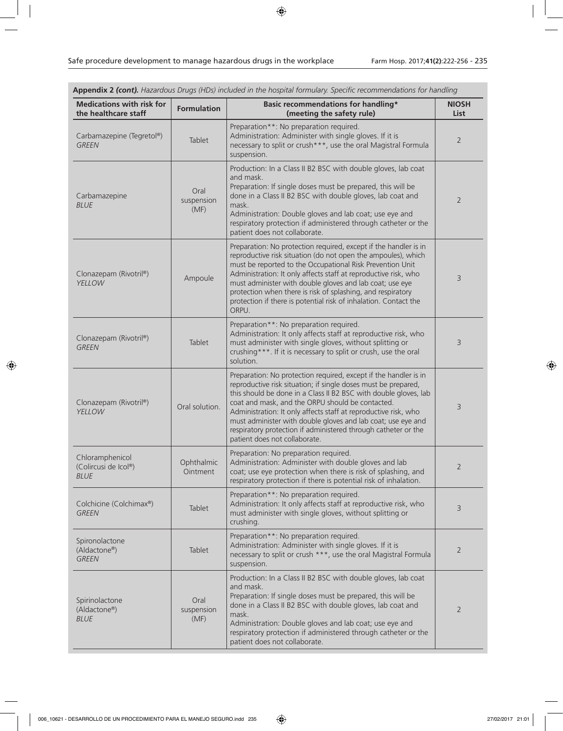**Appendix 2** ***(cont).*** *Hazardous Drugs (HDs) included in the hospital formulary. Specific recommendations for handling*

| Medications with risk for the healthcare staff | Formulation | Basic recommendations for handling* (meeting the safety rule) | NIOSH List |
|---|---|---|---|
| Carbamazepine (Tegretol®) *GREEN* | Tablet | Preparation**: No preparation required. Administration: Administer with single gloves. If it is necessary to split or crush***, use the oral Magistral Formula suspension. | 2 |
| Carbamazepine *BLUE* | Oral suspension (MF) | Production: In a Class II B2 BSC with double gloves, lab coat and mask. Preparation: If single doses must be prepared, this will be done in a Class II B2 BSC with double gloves, lab coat and mask. Administration: Double gloves and lab coat; use eye and respiratory protection if administered through catheter or the patient does not collaborate. | 2 |
| Clonazepam (Rivotril®) *YELLOW* | Ampoule | Preparation: No protection required, except if the handler is in reproductive risk situation (do not open the ampoules), which must be reported to the Occupational Risk Prevention Unit Administration: It only affects staff at reproductive risk, who must administer with double gloves and lab coat; use eye protection when there is risk of splashing, and respiratory protection if there is potential risk of inhalation. Contact the ORPU. | 3 |
| Clonazepam (Rivotril®) *GREEN* | Tablet | Preparation**: No preparation required. Administration: It only affects staff at reproductive risk, who must administer with single gloves, without splitting or crushing***. If it is necessary to split or crush, use the oral solution. | 3 |
| Clonazepam (Rivotril®) *YELLOW* | Oral solution. | Preparation: No protection required, except if the handler is in reproductive risk situation; if single doses must be prepared, this should be done in a Class II B2 BSC with double gloves, lab coat and mask, and the ORPU should be contacted. Administration: It only affects staff at reproductive risk, who must administer with double gloves and lab coat; use eye and respiratory protection if administered through catheter or the patient does not collaborate. | 3 |
| Chloramphenicol (Colircusi de Icol®) *BLUE* | Ophthalmic Ointment | Preparation: No preparation required. Administration: Administer with double gloves and lab coat; use eye protection when there is risk of splashing, and respiratory protection if there is potential risk of inhalation. | 2 |
| Colchicine (Colchimax®) *GREEN* | Tablet | Preparation**: No preparation required. Administration: It only affects staff at reproductive risk, who must administer with single gloves, without splitting or crushing. | 3 |
| Spironolactone (Aldactone®) *GREEN* | Tablet | Preparation**: No preparation required. Administration: Administer with single gloves. If it is necessary to split or crush ***, use the oral Magistral Formula suspension. | 2 |
| Spirinolactone (Aldactone®) *BLUE* | Oral suspension (MF) | Production: In a Class II B2 BSC with double gloves, lab coat and mask. Preparation: If single doses must be prepared, this will be done in a Class II B2 BSC with double gloves, lab coat and mask. Administration: Double gloves and lab coat; use eye and respiratory protection if administered through catheter or the patient does not collaborate. | 2 |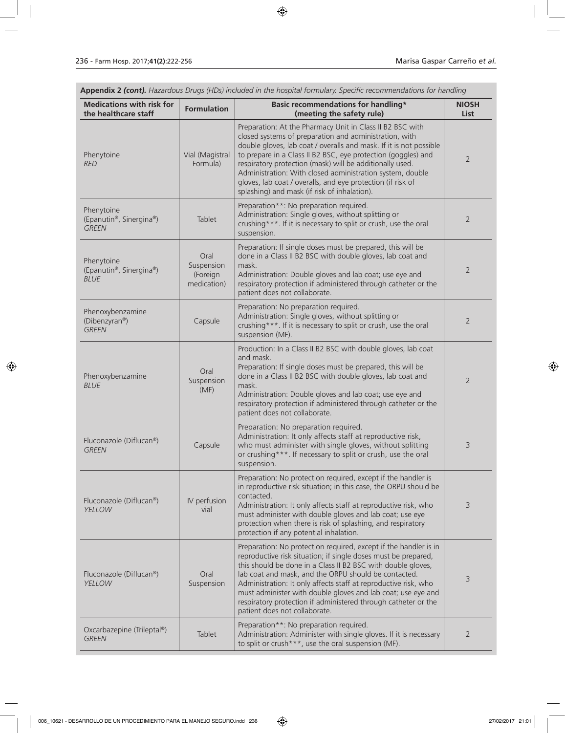**Appendix 2 *(cont).*** *Hazardous Drugs (HDs) included in the hospital formulary. Specific recommendations for handling*

| Medications with risk for the healthcare staff | Formulation | Basic recommendations for handling* (meeting the safety rule) | NIOSH List |
|---|---|---|---|
| Phenytoine *RED* | Vial (Magistral Formula) | Preparation: At the Pharmacy Unit in Class II B2 BSC with closed systems of preparation and administration, with double gloves, lab coat / overalls and mask. If it is not possible to prepare in a Class II B2 BSC, eye protection (goggles) and respiratory protection (mask) will be additionally used. Administration: With closed administration system, double gloves, lab coat / overalls, and eye protection (if risk of splashing) and mask (if risk of inhalation). | 2 |
| Phenytoine (Epanutin®, Sinergina®) *GREEN* | Tablet | Preparation**: No preparation required. Administration: Single gloves, without splitting or crushing***. If it is necessary to split or crush, use the oral suspension. | 2 |
| Phenytoine (Epanutin®, Sinergina®) *BLUE* | Oral Suspension (Foreign medication) | Preparation: If single doses must be prepared, this will be done in a Class II B2 BSC with double gloves, lab coat and mask. Administration: Double gloves and lab coat; use eye and respiratory protection if administered through catheter or the patient does not collaborate. | 2 |
| Phenoxybenzamine (Dibenzyran®) *GREEN* | Capsule | Preparation: No preparation required. Administration: Single gloves, without splitting or crushing***. If it is necessary to split or crush, use the oral suspension (MF). | 2 |
| Phenoxybenzamine *BLUE* | Oral Suspension (MF) | Production: In a Class II B2 BSC with double gloves, lab coat and mask. Preparation: If single doses must be prepared, this will be done in a Class II B2 BSC with double gloves, lab coat and mask. Administration: Double gloves and lab coat; use eye and respiratory protection if administered through catheter or the patient does not collaborate. | 2 |
| Fluconazole (Diflucan®) *GREEN* | Capsule | Preparation: No preparation required. Administration: It only affects staff at reproductive risk, who must administer with single gloves, without splitting or crushing***. If necessary to split or crush, use the oral suspension. | 3 |
| Fluconazole (Diflucan®) *YELLOW* | IV perfusion vial | Preparation: No protection required, except if the handler is in reproductive risk situation; in this case, the ORPU should be contacted. Administration: It only affects staff at reproductive risk, who must administer with double gloves and lab coat; use eye protection when there is risk of splashing, and respiratory protection if any potential inhalation. | 3 |
| Fluconazole (Diflucan®) *YELLOW* | Oral Suspension | Preparation: No protection required, except if the handler is in reproductive risk situation; if single doses must be prepared, this should be done in a Class II B2 BSC with double gloves, lab coat and mask, and the ORPU should be contacted. Administration: It only affects staff at reproductive risk, who must administer with double gloves and lab coat; use eye and respiratory protection if administered through catheter or the patient does not collaborate. | 3 |
| Oxcarbazepine (Trileptal®) *GREEN* | Tablet | Preparation**: No preparation required. Administration: Administer with single gloves. If it is necessary to split or crush***, use the oral suspension (MF). | 2 |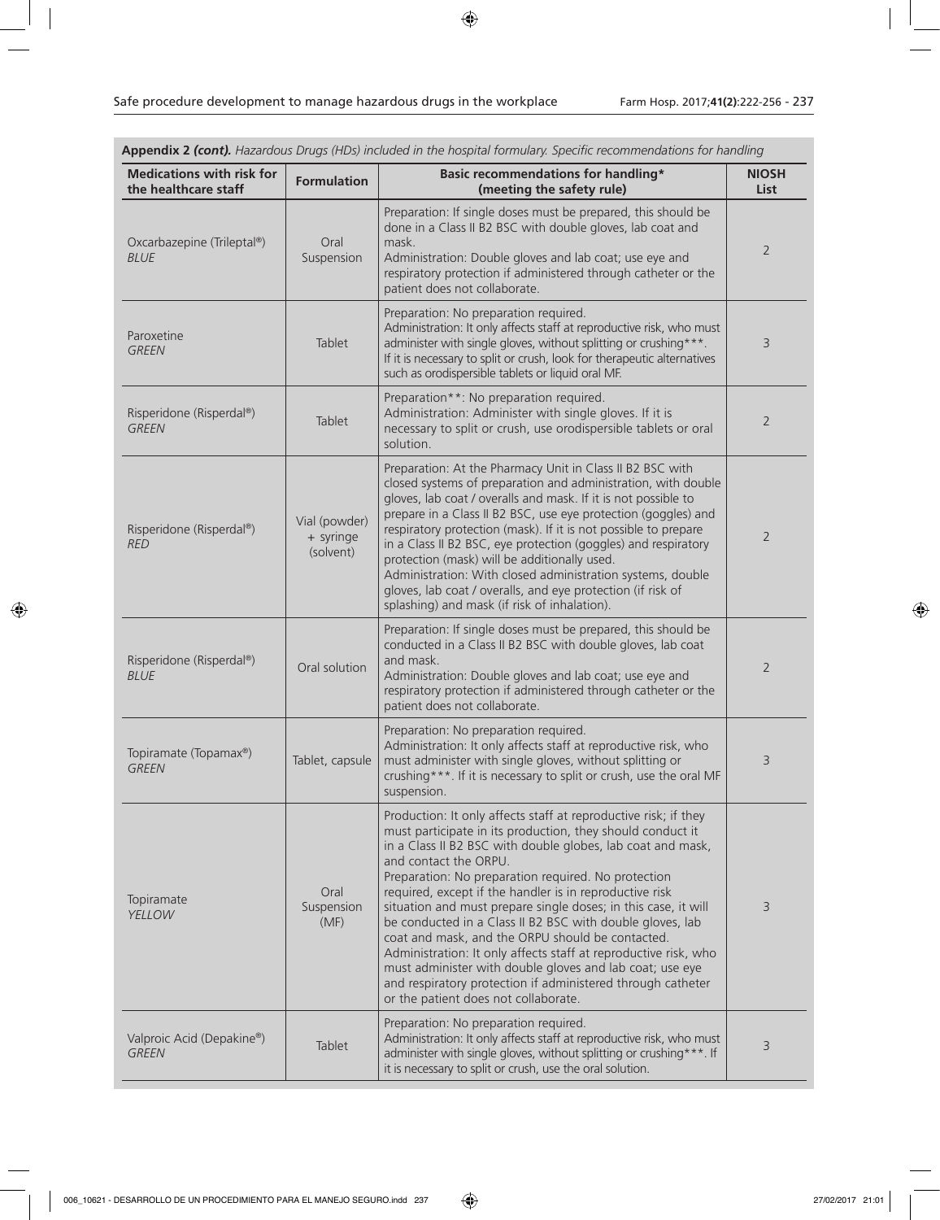**Appendix 2** ***(cont).*** *Hazardous Drugs (HDs) included in the hospital formulary. Specific recommendations for handling*

| Medications with risk for the healthcare staff | Formulation | Basic recommendations for handling* (meeting the safety rule) | NIOSH List |
|---|---|---|---|
| Oxcarbazepine (Trileptal®) *BLUE* | Oral Suspension | Preparation: If single doses must be prepared, this should be done in a Class II B2 BSC with double gloves, lab coat and mask. Administration: Double gloves and lab coat; use eye and respiratory protection if administered through catheter or the patient does not collaborate. | 2 |
| Paroxetine *GREEN* | Tablet | Preparation: No preparation required. Administration: It only affects staff at reproductive risk, who must administer with single gloves, without splitting or crushing***. If it is necessary to split or crush, look for therapeutic alternatives such as orodispersible tablets or liquid oral MF. | 3 |
| Risperidone (Risperdal®) *GREEN* | Tablet | Preparation**: No preparation required. Administration: Administer with single gloves. If it is necessary to split or crush, use orodispersible tablets or oral solution. | 2 |
| Risperidone (Risperdal®) *RED* | Vial (powder) + syringe (solvent) | Preparation: At the Pharmacy Unit in Class II B2 BSC with closed systems of preparation and administration, with double gloves, lab coat / overalls and mask. If it is not possible to prepare in a Class II B2 BSC, use eye protection (goggles) and respiratory protection (mask). If it is not possible to prepare in a Class II B2 BSC, eye protection (goggles) and respiratory protection (mask) will be additionally used. Administration: With closed administration systems, double gloves, lab coat / overalls, and eye protection (if risk of splashing) and mask (if risk of inhalation). | 2 |
| Risperidone (Risperdal®) *BLUE* | Oral solution | Preparation: If single doses must be prepared, this should be conducted in a Class II B2 BSC with double gloves, lab coat and mask. Administration: Double gloves and lab coat; use eye and respiratory protection if administered through catheter or the patient does not collaborate. | 2 |
| Topiramate (Topamax®) *GREEN* | Tablet, capsule | Preparation: No preparation required. Administration: It only affects staff at reproductive risk, who must administer with single gloves, without splitting or crushing***. If it is necessary to split or crush, use the oral MF suspension. | 3 |
| Topiramate *YELLOW* | Oral Suspension (MF) | Production: It only affects staff at reproductive risk; if they must participate in its production, they should conduct it in a Class II B2 BSC with double globes, lab coat and mask, and contact the ORPU. Preparation: No preparation required. No protection required, except if the handler is in reproductive risk situation and must prepare single doses; in this case, it will be conducted in a Class II B2 BSC with double gloves, lab coat and mask, and the ORPU should be contacted. Administration: It only affects staff at reproductive risk, who must administer with double gloves and lab coat; use eye and respiratory protection if administered through catheter or the patient does not collaborate. | 3 |
| Valproic Acid (Depakine®) *GREEN* | Tablet | Preparation: No preparation required. Administration: It only affects staff at reproductive risk, who must administer with single gloves, without splitting or crushing***. If it is necessary to split or crush, use the oral solution. | 3 |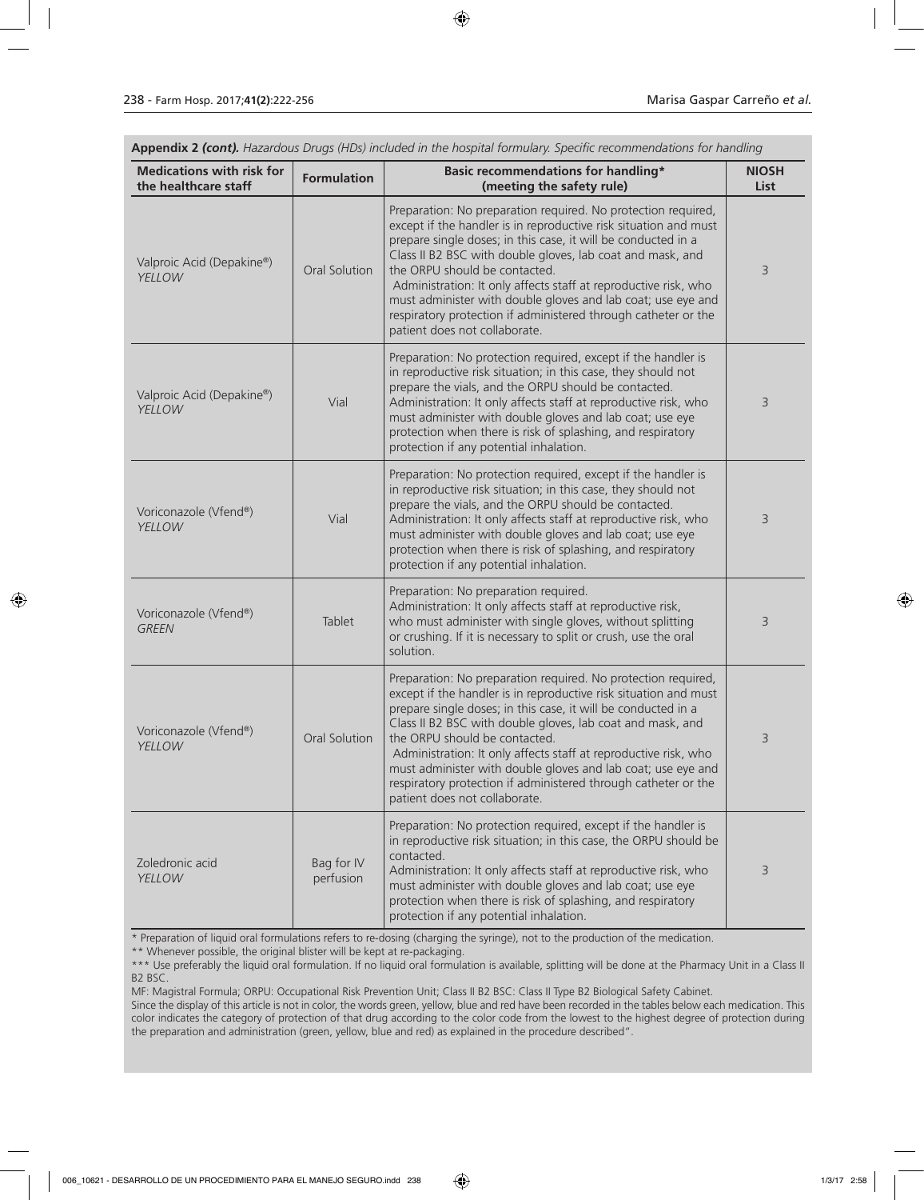**Appendix 2** ***(cont).*** *Hazardous Drugs (HDs) included in the hospital formulary. Specific recommendations for handling*

| Medications with risk for the healthcare staff | Formulation | Basic recommendations for handling* (meeting the safety rule) | NIOSH List |
|---|---|---|---|
| Valproic Acid (Depakine®) *YELLOW* | Oral Solution | Preparation: No preparation required. No protection required, except if the handler is in reproductive risk situation and must prepare single doses; in this case, it will be conducted in a Class II B2 BSC with double gloves, lab coat and mask, and the ORPU should be contacted. Administration: It only affects staff at reproductive risk, who must administer with double gloves and lab coat; use eye and respiratory protection if administered through catheter or the patient does not collaborate. | 3 |
| Valproic Acid (Depakine®) *YELLOW* | Vial | Preparation: No protection required, except if the handler is in reproductive risk situation; in this case, they should not prepare the vials, and the ORPU should be contacted. Administration: It only affects staff at reproductive risk, who must administer with double gloves and lab coat; use eye protection when there is risk of splashing, and respiratory protection if any potential inhalation. | 3 |
| Voriconazole (Vfend®) *YELLOW* | Vial | Preparation: No protection required, except if the handler is in reproductive risk situation; in this case, they should not prepare the vials, and the ORPU should be contacted. Administration: It only affects staff at reproductive risk, who must administer with double gloves and lab coat; use eye protection when there is risk of splashing, and respiratory protection if any potential inhalation. | 3 |
| Voriconazole (Vfend®) *GREEN* | Tablet | Preparation: No preparation required. Administration: It only affects staff at reproductive risk, who must administer with single gloves, without splitting or crushing. If it is necessary to split or crush, use the oral solution. | 3 |
| Voriconazole (Vfend®) *YELLOW* | Oral Solution | Preparation: No preparation required. No protection required, except if the handler is in reproductive risk situation and must prepare single doses; in this case, it will be conducted in a Class II B2 BSC with double gloves, lab coat and mask, and the ORPU should be contacted. Administration: It only affects staff at reproductive risk, who must administer with double gloves and lab coat; use eye and respiratory protection if administered through catheter or the patient does not collaborate. | 3 |
| Zoledronic acid *YELLOW* | Bag for IV perfusion | Preparation: No protection required, except if the handler is in reproductive risk situation; in this case, the ORPU should be contacted. Administration: It only affects staff at reproductive risk, who must administer with double gloves and lab coat; use eye protection when there is risk of splashing, and respiratory protection if any potential inhalation. | 3 |

\* Preparation of liquid oral formulations refers to re-dosing (charging the syringe), not to the production of the medication.

\*\* Whenever possible, the original blister will be kept at re-packaging.

\*\*\* Use preferably the liquid oral formulation. If no liquid oral formulation is available, splitting will be done at the Pharmacy Unit in a Class II B2 BSC.

MF: Magistral Formula; ORPU: Occupational Risk Prevention Unit; Class II B2 BSC: Class II Type B2 Biological Safety Cabinet.

Since the display of this article is not in color, the words green, yellow, blue and red have been recorded in the tables below each medication. This color indicates the category of protection of that drug according to the color code from the lowest to the highest degree of protection during the preparation and administration (green, yellow, blue and red) as explained in the procedure described".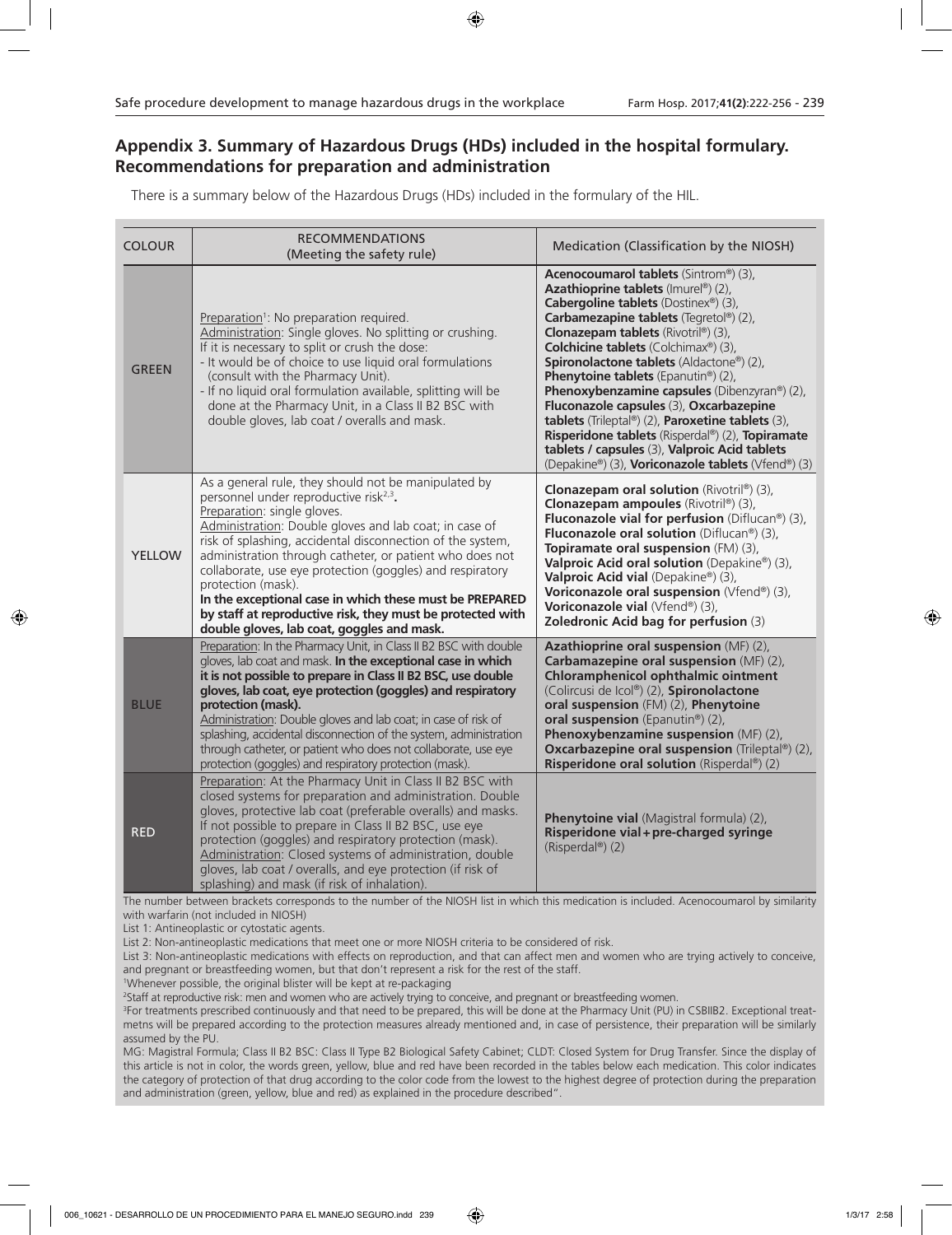## Appendix 3. Summary of Hazardous Drugs (HDs) included in the hospital formulary. Recommendations for preparation and administration

There is a summary below of the Hazardous Drugs (HDs) included in the formulary of the HIL.

| COLOUR | RECOMMENDATIONS (Meeting the safety rule) | Medication (Classification by the NIOSH) |
|---|---|---|
| GREEN | Preparation[1]: No preparation required.<br>Administration: Single gloves. No splitting or crushing. If it is necessary to split or crush the dose:<br>- It would be of choice to use liquid oral formulations (consult with the Pharmacy Unit).<br>- If no liquid oral formulation available, splitting will be done at the Pharmacy Unit, in a Class II B2 BSC with double gloves, lab coat / overalls and mask. | **Acenocoumarol tablets** (Sintrom®) (3), **Azathioprine tablets** (Imurel®) (2), **Cabergoline tablets** (Dostinex®) (3), **Carbamezapine tablets** (Tegretol®) (2), **Clonazepam tablets** (Rivotril®) (3), **Colchicine tablets** (Colchimax®) (3), **Spironolactone tablets** (Aldactone®) (2), **Phenytoine tablets** (Epanutin®) (2), **Phenoxybenzamine capsules** (Dibenzyran®) (2), **Fluconazole capsules** (3), **Oxcarbazepine tablets** (Trileptal®) (2), **Paroxetine tablets** (3), **Risperidone tablets** (Risperdal®) (2), **Topiramate tablets / capsules** (3), **Valproic Acid tablets** (Depakine®) (3), **Voriconazole tablets** (Vfend®) (3) |
| YELLOW | As a general rule, they should not be manipulated by personnel under reproductive risk[2,3].<br>Preparation: single gloves.<br>Administration: Double gloves and lab coat; in case of risk of splashing, accidental disconnection of the system, administration through catheter, or patient who does not collaborate, use eye protection (goggles) and respiratory protection (mask).<br>**In the exceptional case in which these must be PREPARED by staff at reproductive risk, they must be protected with double gloves, lab coat, goggles and mask.** | **Clonazepam oral solution** (Rivotril®) (3), **Clonazepam ampoules** (Rivotril®) (3), **Fluconazole vial for perfusion** (Diflucan®) (3), **Fluconazole oral solution** (Diflucan®) (3), **Topiramate oral suspension** (FM) (3), **Valproic Acid oral solution** (Depakine®) (3), **Valproic Acid vial** (Depakine®) (3), **Voriconazole oral suspension** (Vfend®) (3), **Voriconazole vial** (Vfend®) (3), **Zoledronic Acid bag for perfusion** (3) |
| BLUE | Preparation: In the Pharmacy Unit, in Class II B2 BSC with double gloves, lab coat and mask. **In the exceptional case in which it is not possible to prepare in Class II B2 BSC, use double gloves, lab coat, eye protection (goggles) and respiratory protection (mask).**<br>Administration: Double gloves and lab coat; in case of risk of splashing, accidental disconnection of the system, administration through catheter, or patient who does not collaborate, use eye protection (goggles) and respiratory protection (mask). | **Azathioprine oral suspension** (MF) (2), **Carbamazepine oral suspension** (MF) (2), **Chloramphenicol ophthalmic ointment** (Colircusi de Icol®) (2), **Spironolactone oral suspension** (FM) (2), **Phenytoine oral suspension** (Epanutin®) (2), **Phenoxybenzamine suspension** (MF) (2), **Oxcarbazepine oral suspension** (Trileptal®) (2), **Risperidone oral solution** (Risperdal®) (2) |
| RED | Preparation: At the Pharmacy Unit in Class II B2 BSC with closed systems for preparation and administration. Double gloves, protective lab coat (preferable overalls) and masks. If not possible to prepare in Class II B2 BSC, use eye protection (goggles) and respiratory protection (mask).<br>Administration: Closed systems of administration, double gloves, lab coat / overalls, and eye protection (if risk of splashing) and mask (if risk of inhalation). | **Phenytoine vial** (Magistral formula) (2), **Risperidone vial + pre-charged syringe** (Risperdal®) (2) |

The number between brackets corresponds to the number of the NIOSH list in which this medication is included. Acenocoumarol by similarity with warfarin (not included in NIOSH)

List 1: Antineoplastic or cytostatic agents.

List 2: Non-antineoplastic medications that meet one or more NIOSH criteria to be considered of risk.

List 3: Non-antineoplastic medications with effects on reproduction, and that can affect men and women who are trying actively to conceive, and pregnant or breastfeeding women, but that don't represent a risk for the rest of the staff.

[1]Whenever possible, the original blister will be kept at re-packaging

[2]Staff at reproductive risk: men and women who are actively trying to conceive, and pregnant or breastfeeding women.

[3]For treatments prescribed continuously and that need to be prepared, this will be done at the Pharmacy Unit (PU) in CSBIIB2. Exceptional treatmetns will be prepared according to the protection measures already mentioned and, in case of persistence, their preparation will be similarly assumed by the PU.

MG: Magistral Formula; Class II B2 BSC: Class II Type B2 Biological Safety Cabinet; CLDT: Closed System for Drug Transfer. Since the display of this article is not in color, the words green, yellow, blue and red have been recorded in the tables below each medication. This color indicates the category of protection of that drug according to the color code from the lowest to the highest degree of protection during the preparation and administration (green, yellow, blue and red) as explained in the procedure described".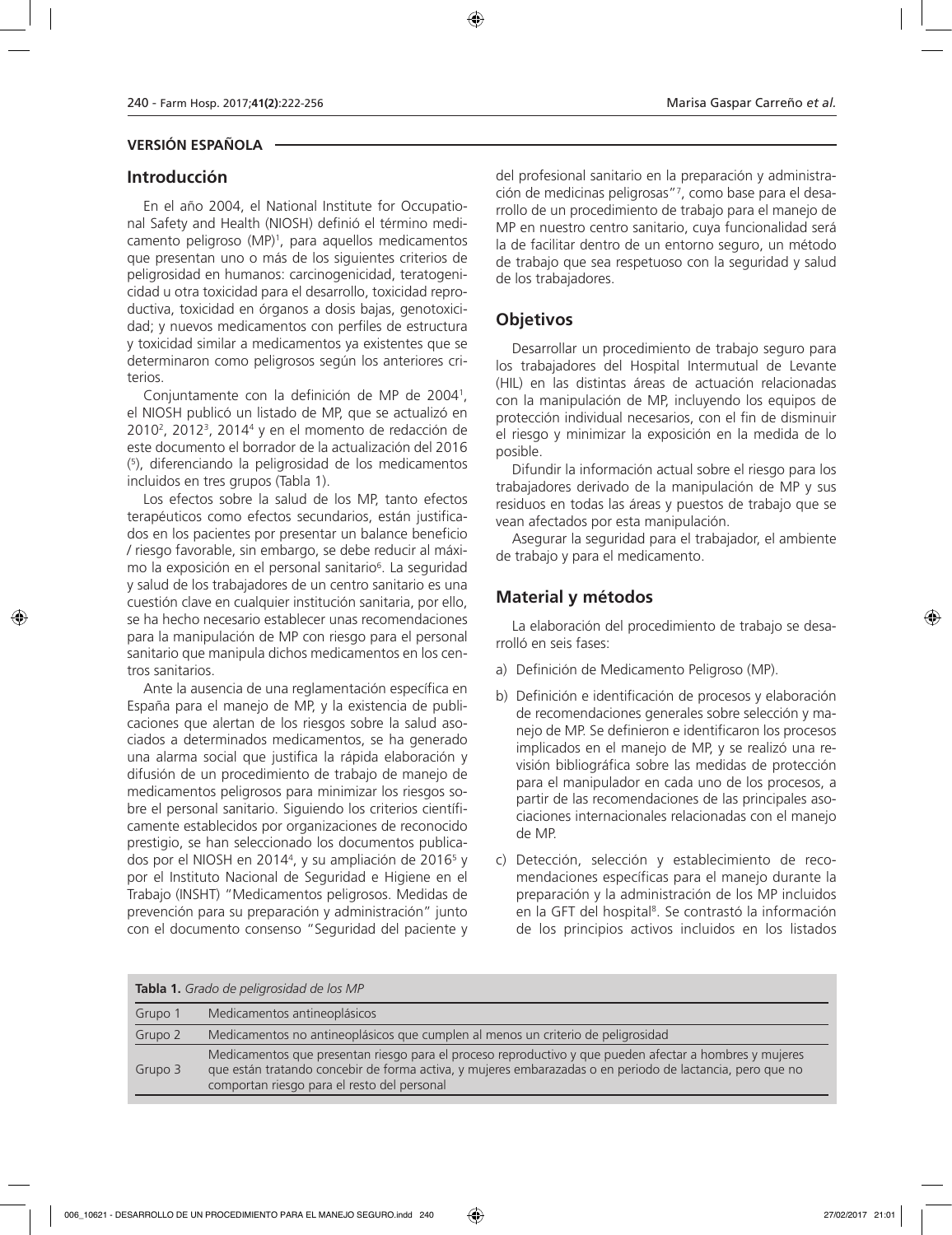**VERSIÓN ESPAÑOLA**

## Introducción

En el año 2004, el National Institute for Occupational Safety and Health (NIOSH) definió el término medicamento peligroso (MP)[1], para aquellos medicamentos que presentan uno o más de los siguientes criterios de peligrosidad en humanos: carcinogenicidad, teratogenicidad u otra toxicidad para el desarrollo, toxicidad reproductiva, toxicidad en órganos a dosis bajas, genotoxicidad; y nuevos medicamentos con perfiles de estructura y toxicidad similar a medicamentos ya existentes que se determinaron como peligrosos según los anteriores criterios.

Conjuntamente con la definición de MP de 2004[1], el NIOSH publicó un listado de MP, que se actualizó en 2010[2], 2012[3], 2014[4] y en el momento de redacción de este documento el borrador de la actualización del 2016 ([5]), diferenciando la peligrosidad de los medicamentos incluidos en tres grupos (Tabla 1).

Los efectos sobre la salud de los MP, tanto efectos terapéuticos como efectos secundarios, están justificados en los pacientes por presentar un balance beneficio / riesgo favorable, sin embargo, se debe reducir al máximo la exposición en el personal sanitario[6]. La seguridad y salud de los trabajadores de un centro sanitario es una cuestión clave en cualquier institución sanitaria, por ello, se ha hecho necesario establecer unas recomendaciones para la manipulación de MP con riesgo para el personal sanitario que manipula dichos medicamentos en los centros sanitarios.

Ante la ausencia de una reglamentación específica en España para el manejo de MP, y la existencia de publicaciones que alertan de los riesgos sobre la salud asociados a determinados medicamentos, se ha generado una alarma social que justifica la rápida elaboración y difusión de un procedimiento de trabajo de manejo de medicamentos peligrosos para minimizar los riesgos sobre el personal sanitario. Siguiendo los criterios científicamente establecidos por organizaciones de reconocido prestigio, se han seleccionado los documentos publicados por el NIOSH en 2014[4], y su ampliación de 2016[5] y por el Instituto Nacional de Seguridad e Higiene en el Trabajo (INSHT) "Medicamentos peligrosos. Medidas de prevención para su preparación y administración" junto con el documento consenso "Seguridad del paciente y del profesional sanitario en la preparación y administración de medicinas peligrosas"[7], como base para el desarrollo de un procedimiento de trabajo para el manejo de MP en nuestro centro sanitario, cuya funcionalidad será la de facilitar dentro de un entorno seguro, un método de trabajo que sea respetuoso con la seguridad y salud de los trabajadores.

## Objetivos

Desarrollar un procedimiento de trabajo seguro para los trabajadores del Hospital Intermutual de Levante (HIL) en las distintas áreas de actuación relacionadas con la manipulación de MP, incluyendo los equipos de protección individual necesarios, con el fin de disminuir el riesgo y minimizar la exposición en la medida de lo posible.

Difundir la información actual sobre el riesgo para los trabajadores derivado de la manipulación de MP y sus residuos en todas las áreas y puestos de trabajo que se vean afectados por esta manipulación.

Asegurar la seguridad para el trabajador, el ambiente de trabajo y para el medicamento.

## Material y métodos

La elaboración del procedimiento de trabajo se desarrolló en seis fases:

a) Definición de Medicamento Peligroso (MP).

b) Definición e identificación de procesos y elaboración de recomendaciones generales sobre selección y manejo de MP. Se definieron e identificaron los procesos implicados en el manejo de MP, y se realizó una revisión bibliográfica sobre las medidas de protección para el manipulador en cada uno de los procesos, a partir de las recomendaciones de las principales asociaciones internacionales relacionadas con el manejo de MP.

c) Detección, selección y establecimiento de recomendaciones específicas para el manejo durante la preparación y la administración de los MP incluidos en la GFT del hospital[8]. Se contrastó la información de los principios activos incluidos en los listados

**Tabla 1.** *Grado de peligrosidad de los MP*

| | |
|---|---|
| Grupo 1 | Medicamentos antineoplásicos |
| Grupo 2 | Medicamentos no antineoplásicos que cumplen al menos un criterio de peligrosidad |
| Grupo 3 | Medicamentos que presentan riesgo para el proceso reproductivo y que pueden afectar a hombres y mujeres que están tratando concebir de forma activa, y mujeres embarazadas o en periodo de lactancia, pero que no comportan riesgo para el resto del personal |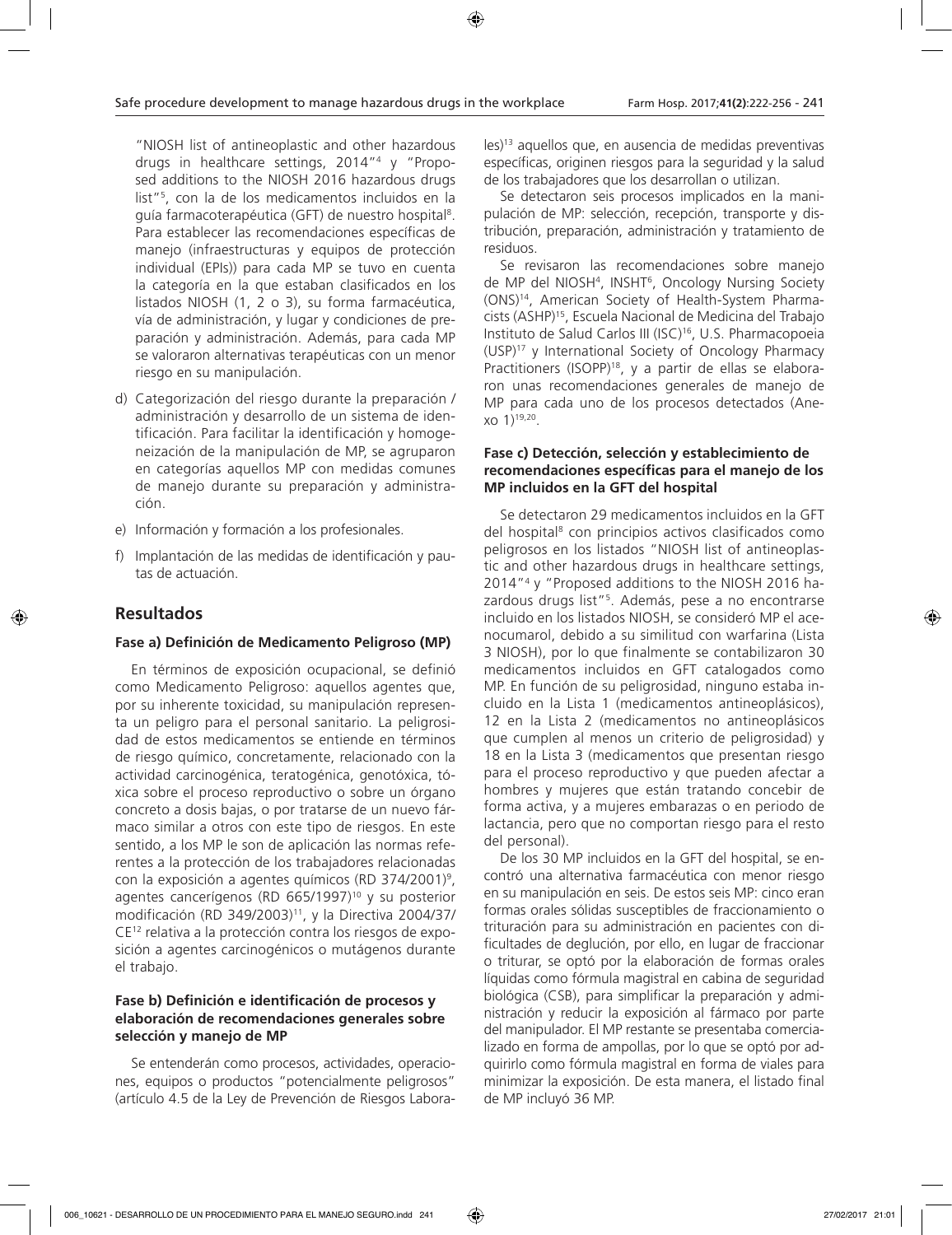"NIOSH list of antineoplastic and other hazardous drugs in healthcare settings, 2014"[4] y "Proposed additions to the NIOSH 2016 hazardous drugs list"[5], con la de los medicamentos incluidos en la guía farmacoterapéutica (GFT) de nuestro hospital[8]. Para establecer las recomendaciones específicas de manejo (infraestructuras y equipos de protección individual (EPIs)) para cada MP se tuvo en cuenta la categoría en la que estaban clasificados en los listados NIOSH (1, 2 o 3), su forma farmacéutica, vía de administración, y lugar y condiciones de preparación y administración. Además, para cada MP se valoraron alternativas terapéuticas con un menor riesgo en su manipulación.

d) Categorización del riesgo durante la preparación / administración y desarrollo de un sistema de identificación. Para facilitar la identificación y homogeneización de la manipulación de MP, se agruparon en categorías aquellos MP con medidas comunes de manejo durante su preparación y administración.

e) Información y formación a los profesionales.

f) Implantación de las medidas de identificación y pautas de actuación.

## Resultados

### Fase a) Definición de Medicamento Peligroso (MP)

En términos de exposición ocupacional, se definió como Medicamento Peligroso: aquellos agentes que, por su inherente toxicidad, su manipulación representa un peligro para el personal sanitario. La peligrosidad de estos medicamentos se entiende en términos de riesgo químico, concretamente, relacionado con la actividad carcinogénica, teratogénica, genotóxica, tóxica sobre el proceso reproductivo o sobre un órgano concreto a dosis bajas, o por tratarse de un nuevo fármaco similar a otros con este tipo de riesgos. En este sentido, a los MP le son de aplicación las normas referentes a la protección de los trabajadores relacionadas con la exposición a agentes químicos (RD 374/2001)[9], agentes cancerígenos (RD 665/1997)[10] y su posterior modificación (RD 349/2003)[11], y la Directiva 2004/37/CE[12] relativa a la protección contra los riesgos de exposición a agentes carcinogénicos o mutágenos durante el trabajo.

### Fase b) Definición e identificación de procesos y elaboración de recomendaciones generales sobre selección y manejo de MP

Se entenderán como procesos, actividades, operaciones, equipos o productos "potencialmente peligrosos" (artículo 4.5 de la Ley de Prevención de Riesgos Laborales)[13] aquellos que, en ausencia de medidas preventivas específicas, originen riesgos para la seguridad y la salud de los trabajadores que los desarrollan o utilizan.

Se detectaron seis procesos implicados en la manipulación de MP: selección, recepción, transporte y distribución, preparación, administración y tratamiento de residuos.

Se revisaron las recomendaciones sobre manejo de MP del NIOSH[4], INSHT[6], Oncology Nursing Society (ONS)[14], American Society of Health-System Pharmacists (ASHP)[15], Escuela Nacional de Medicina del Trabajo Instituto de Salud Carlos III (ISC)[16], U.S. Pharmacopoeia (USP)[17] y International Society of Oncology Pharmacy Practitioners (ISOPP)[18], y a partir de ellas se elaboraron unas recomendaciones generales de manejo de MP para cada uno de los procesos detectados (Anexo 1)[19,20].

### Fase c) Detección, selección y establecimiento de recomendaciones específicas para el manejo de los MP incluidos en la GFT del hospital

Se detectaron 29 medicamentos incluidos en la GFT del hospital[8] con principios activos clasificados como peligrosos en los listados "NIOSH list of antineoplastic and other hazardous drugs in healthcare settings, 2014"[4] y "Proposed additions to the NIOSH 2016 hazardous drugs list"[5]. Además, pese a no encontrarse incluido en los listados NIOSH, se consideró MP el acenocumarol, debido a su similitud con warfarina (Lista 3 NIOSH), por lo que finalmente se contabilizaron 30 medicamentos incluidos en GFT catalogados como MP. En función de su peligrosidad, ninguno estaba incluido en la Lista 1 (medicamentos antineoplásicos), 12 en la Lista 2 (medicamentos no antineoplásicos que cumplen al menos un criterio de peligrosidad) y 18 en la Lista 3 (medicamentos que presentan riesgo para el proceso reproductivo y que pueden afectar a hombres y mujeres que están tratando concebir de forma activa, y a mujeres embarazas o en periodo de lactancia, pero que no comportan riesgo para el resto del personal).

De los 30 MP incluidos en la GFT del hospital, se encontró una alternativa farmacéutica con menor riesgo en su manipulación en seis. De estos seis MP: cinco eran formas orales sólidas susceptibles de fraccionamiento o trituración para su administración en pacientes con dificultades de deglución, por ello, en lugar de fraccionar o triturar, se optó por la elaboración de formas orales líquidas como fórmula magistral en cabina de seguridad biológica (CSB), para simplificar la preparación y administración y reducir la exposición al fármaco por parte del manipulador. El MP restante se presentaba comercializado en forma de ampollas, por lo que se optó por adquirirlo como fórmula magistral en forma de viales para minimizar la exposición. De esta manera, el listado final de MP incluyó 36 MP.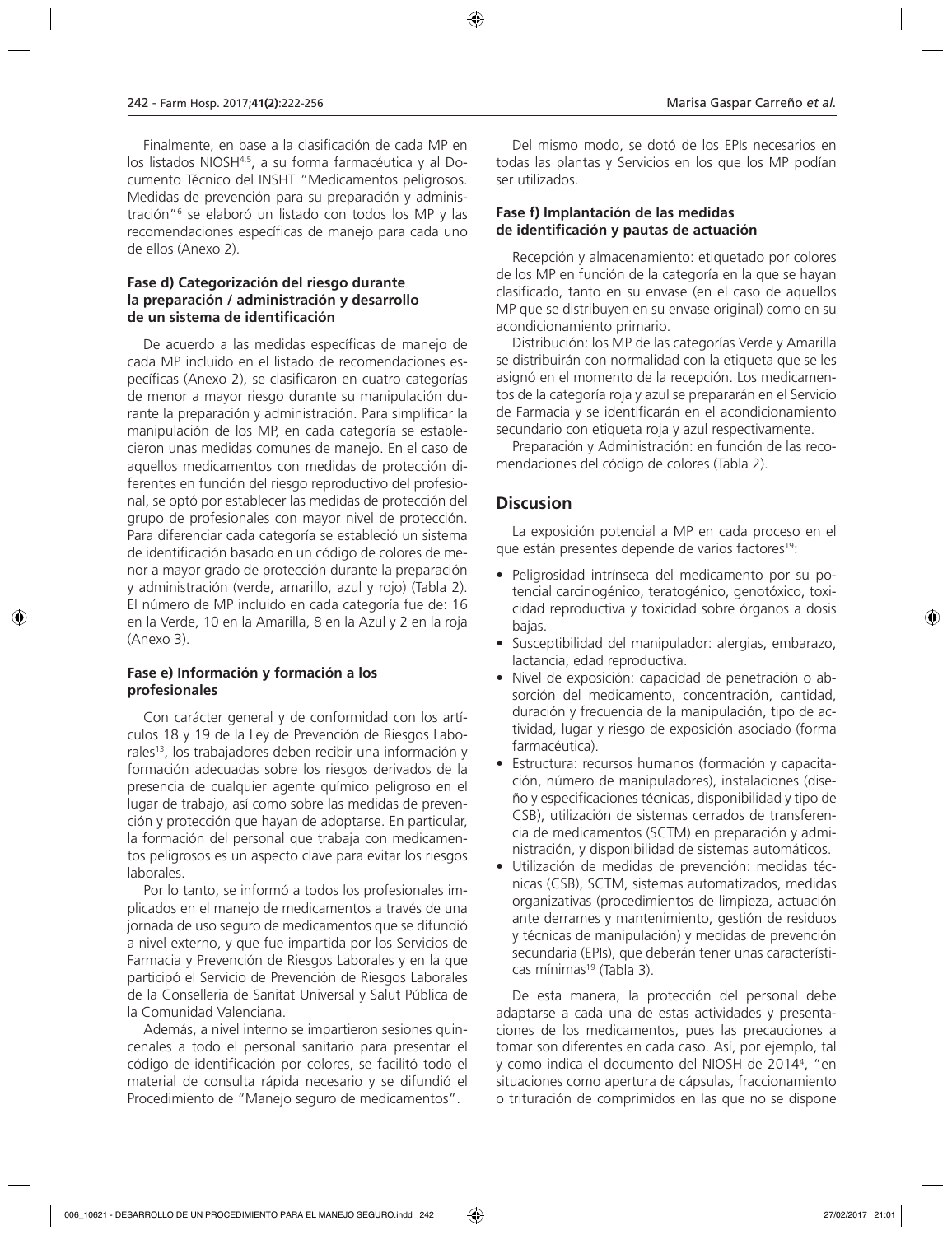Finalmente, en base a la clasificación de cada MP en los listados NIOSH[4,5], a su forma farmacéutica y al Documento Técnico del INSHT "Medicamentos peligrosos. Medidas de prevención para su preparación y administración"[6] se elaboró un listado con todos los MP y las recomendaciones específicas de manejo para cada uno de ellos (Anexo 2).

### Fase d) Categorización del riesgo durante la preparación / administración y desarrollo de un sistema de identificación

De acuerdo a las medidas específicas de manejo de cada MP incluido en el listado de recomendaciones específicas (Anexo 2), se clasificaron en cuatro categorías de menor a mayor riesgo durante su manipulación durante la preparación y administración. Para simplificar la manipulación de los MP, en cada categoría se establecieron unas medidas comunes de manejo. En el caso de aquellos medicamentos con medidas de protección diferentes en función del riesgo reproductivo del profesional, se optó por establecer las medidas de protección del grupo de profesionales con mayor nivel de protección. Para diferenciar cada categoría se estableció un sistema de identificación basado en un código de colores de menor a mayor grado de protección durante la preparación y administración (verde, amarillo, azul y rojo) (Tabla 2). El número de MP incluido en cada categoría fue de: 16 en la Verde, 10 en la Amarilla, 8 en la Azul y 2 en la roja (Anexo 3).

### Fase e) Información y formación a los profesionales

Con carácter general y de conformidad con los artículos 18 y 19 de la Ley de Prevención de Riesgos Laborales[13], los trabajadores deben recibir una información y formación adecuadas sobre los riesgos derivados de la presencia de cualquier agente químico peligroso en el lugar de trabajo, así como sobre las medidas de prevención y protección que hayan de adoptarse. En particular, la formación del personal que trabaja con medicamentos peligrosos es un aspecto clave para evitar los riesgos laborales.

Por lo tanto, se informó a todos los profesionales implicados en el manejo de medicamentos a través de una jornada de uso seguro de medicamentos que se difundió a nivel externo, y que fue impartida por los Servicios de Farmacia y Prevención de Riesgos Laborales y en la que participó el Servicio de Prevención de Riesgos Laborales de la Conselleria de Sanitat Universal y Salut Pública de la Comunidad Valenciana.

Además, a nivel interno se impartieron sesiones quincenales a todo el personal sanitario para presentar el código de identificación por colores, se facilitó todo el material de consulta rápida necesario y se difundió el Procedimiento de "Manejo seguro de medicamentos".

Del mismo modo, se dotó de los EPIs necesarios en todas las plantas y Servicios en los que los MP podían ser utilizados.

### Fase f) Implantación de las medidas de identificación y pautas de actuación

Recepción y almacenamiento: etiquetado por colores de los MP en función de la categoría en la que se hayan clasificado, tanto en su envase (en el caso de aquellos MP que se distribuyen en su envase original) como en su acondicionamiento primario.

Distribución: los MP de las categorías Verde y Amarilla se distribuirán con normalidad con la etiqueta que se les asignó en el momento de la recepción. Los medicamentos de la categoría roja y azul se prepararán en el Servicio de Farmacia y se identificarán en el acondicionamiento secundario con etiqueta roja y azul respectivamente.

Preparación y Administración: en función de las recomendaciones del código de colores (Tabla 2).

## Discusion

La exposición potencial a MP en cada proceso en el que están presentes depende de varios factores[19]:

- Peligrosidad intrínseca del medicamento por su potencial carcinogénico, teratogénico, genotóxico, toxicidad reproductiva y toxicidad sobre órganos a dosis bajas.
- Susceptibilidad del manipulador: alergias, embarazo, lactancia, edad reproductiva.
- Nivel de exposición: capacidad de penetración o absorción del medicamento, concentración, cantidad, duración y frecuencia de la manipulación, tipo de actividad, lugar y riesgo de exposición asociado (forma farmacéutica).
- Estructura: recursos humanos (formación y capacitación, número de manipuladores), instalaciones (diseño y especificaciones técnicas, disponibilidad y tipo de CSB), utilización de sistemas cerrados de transferencia de medicamentos (SCTM) en preparación y administración, y disponibilidad de sistemas automáticos.
- Utilización de medidas de prevención: medidas técnicas (CSB), SCTM, sistemas automatizados, medidas organizativas (procedimientos de limpieza, actuación ante derrames y mantenimiento, gestión de residuos y técnicas de manipulación) y medidas de prevención secundaria (EPIs), que deberán tener unas características mínimas[19] (Tabla 3).

De esta manera, la protección del personal debe adaptarse a cada una de estas actividades y presentaciones de los medicamentos, pues las precauciones a tomar son diferentes en cada caso. Así, por ejemplo, tal y como indica el documento del NIOSH de 2014[4], "en situaciones como apertura de cápsulas, fraccionamiento o trituración de comprimidos en las que no se dispone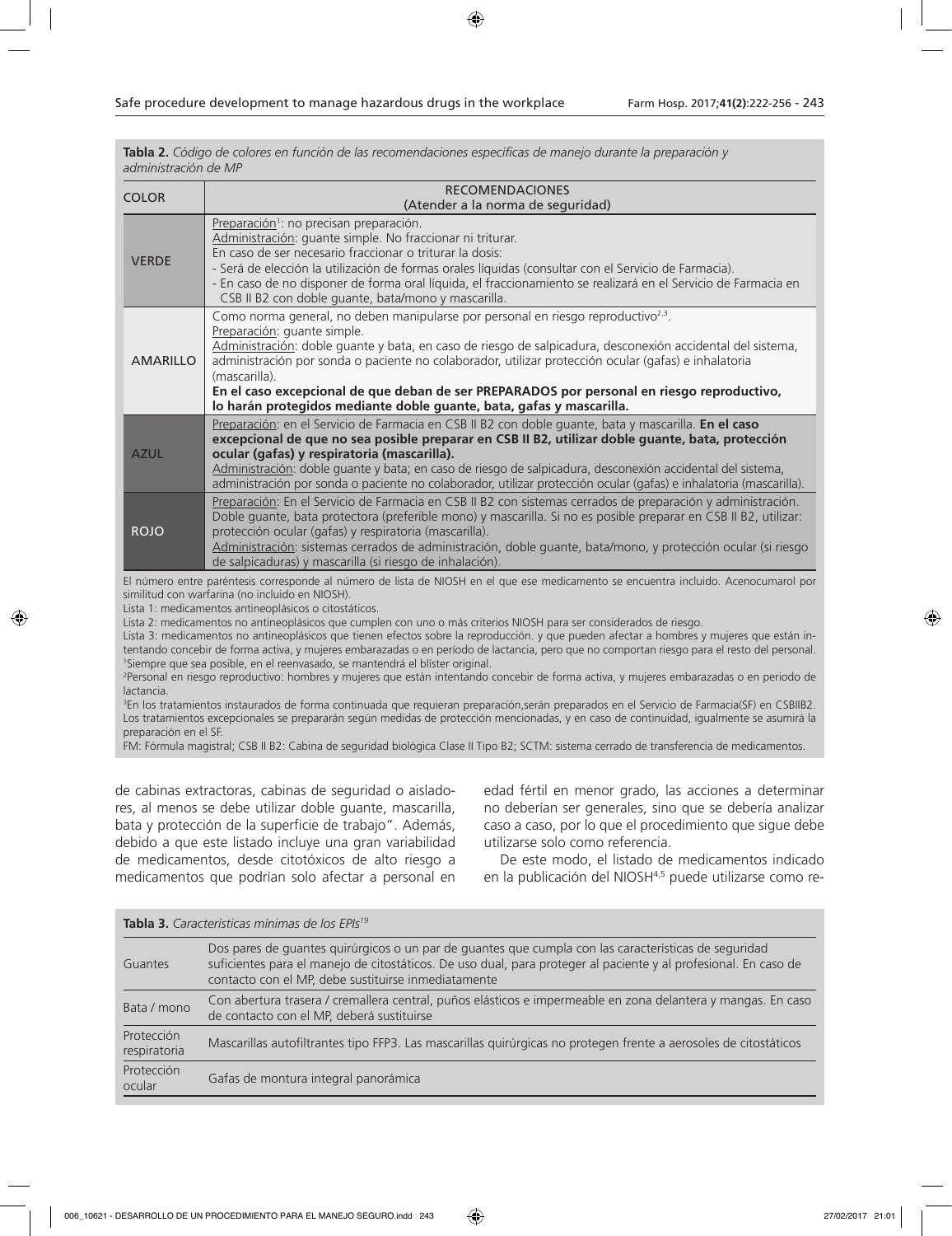**Tabla 2.** *Código de colores en función de las recomendaciones específicas de manejo durante la preparación y administración de MP*

| COLOR | RECOMENDACIONES (Atender a la norma de seguridad) |
|---|---|
| VERDE | Preparación[1]: no precisan preparación.<br>Administración: guante simple. No fraccionar ni triturar.<br>En caso de ser necesario fraccionar o triturar la dosis:<br>- Será de elección la utilización de formas orales líquidas (consultar con el Servicio de Farmacia).<br>- En caso de no disponer de forma oral líquida, el fraccionamiento se realizará en el Servicio de Farmacia en CSB II B2 con doble guante, bata/mono y mascarilla. |
| AMARILLO | Como norma general, no deben manipularse por personal en riesgo reproductivo[2,3].<br>Preparación: guante simple.<br>Administración: doble guante y bata, en caso de riesgo de salpicadura, desconexión accidental del sistema, administración por sonda o paciente no colaborador, utilizar protección ocular (gafas) e inhalatoria (mascarilla).<br>**En el caso excepcional de que deban de ser PREPARADOS por personal en riesgo reproductivo, lo harán protegidos mediante doble guante, bata, gafas y mascarilla.** |
| AZUL | Preparación: en el Servicio de Farmacia en CSB II B2 con doble guante, bata y mascarilla. **En el caso excepcional de que no sea posible preparar en CSB II B2, utilizar doble guante, bata, protección ocular (gafas) y respiratoria (mascarilla).**<br>Administración: doble guante y bata; en caso de riesgo de salpicadura, desconexión accidental del sistema, administración por sonda o paciente no colaborador, utilizar protección ocular (gafas) e inhalatoria (mascarilla). |
| ROJO | Preparación: En el Servicio de Farmacia en CSB II B2 con sistemas cerrados de preparación y administración. Doble guante, bata protectora (preferible mono) y mascarilla. Si no es posible preparar en CSB II B2, utilizar: protección ocular (gafas) y respiratoria (mascarilla).<br>Administración: sistemas cerrados de administración, doble guante, bata/mono, y protección ocular (si riesgo de salpicaduras) y mascarilla (si riesgo de inhalación). |

El número entre paréntesis corresponde al número de lista de NIOSH en el que ese medicamento se encuentra incluido. Acenocumarol por similitud con warfarina (no incluido en NIOSH).

Lista 1: medicamentos antineoplásicos o citostáticos.

Lista 2: medicamentos no antineoplásicos que cumplen con uno o más criterios NIOSH para ser considerados de riesgo.

Lista 3: medicamentos no antineoplásicos que tienen efectos sobre la reproducción. y que pueden afectar a hombres y mujeres que están intentando concebir de forma activa, y mujeres embarazadas o en período de lactancia, pero que no comportan riesgo para el resto del personal.

[1]Siempre que sea posible, en el reenvasado, se mantendrá el blíster original.

[2]Personal en riesgo reproductivo: hombres y mujeres que están intentando concebir de forma activa, y mujeres embarazadas o en periodo de lactancia.

[3]En los tratamientos instaurados de forma continuada que requieran preparación,serán preparados en el Servicio de Farmacia(SF) en CSBIIB2. Los tratamientos excepcionales se prepararán según medidas de protección mencionadas, y en caso de continuidad, igualmente se asumirá la preparación en el SF.

FM: Fórmula magistral; CSB II B2: Cabina de seguridad biológica Clase II Tipo B2; SCTM: sistema cerrado de transferencia de medicamentos.

de cabinas extractoras, cabinas de seguridad o aisladores, al menos se debe utilizar doble guante, mascarilla, bata y protección de la superficie de trabajo". Además, debido a que este listado incluye una gran variabilidad de medicamentos, desde citotóxicos de alto riesgo a medicamentos que podrían solo afectar a personal en edad fértil en menor grado, las acciones a determinar no deberían ser generales, sino que se debería analizar caso a caso, por lo que el procedimiento que sigue debe utilizarse solo como referencia.

De este modo, el listado de medicamentos indicado en la publicación del NIOSH[4,5] puede utilizarse como re-

**Tabla 3.** *Características mínimas de los EPIs[19]*

| | |
|---|---|
| Guantes | Dos pares de guantes quirúrgicos o un par de guantes que cumpla con las características de seguridad suficientes para el manejo de citostáticos. De uso dual, para proteger al paciente y al profesional. En caso de contacto con el MP, debe sustituirse inmediatamente |
| Bata / mono | Con abertura trasera / cremallera central, puños elásticos e impermeable en zona delantera y mangas. En caso de contacto con el MP, deberá sustituirse |
| Protección respiratoria | Mascarillas autofiltrantes tipo FFP3. Las mascarillas quirúrgicas no protegen frente a aerosoles de citostáticos |
| Protección ocular | Gafas de montura integral panorámica |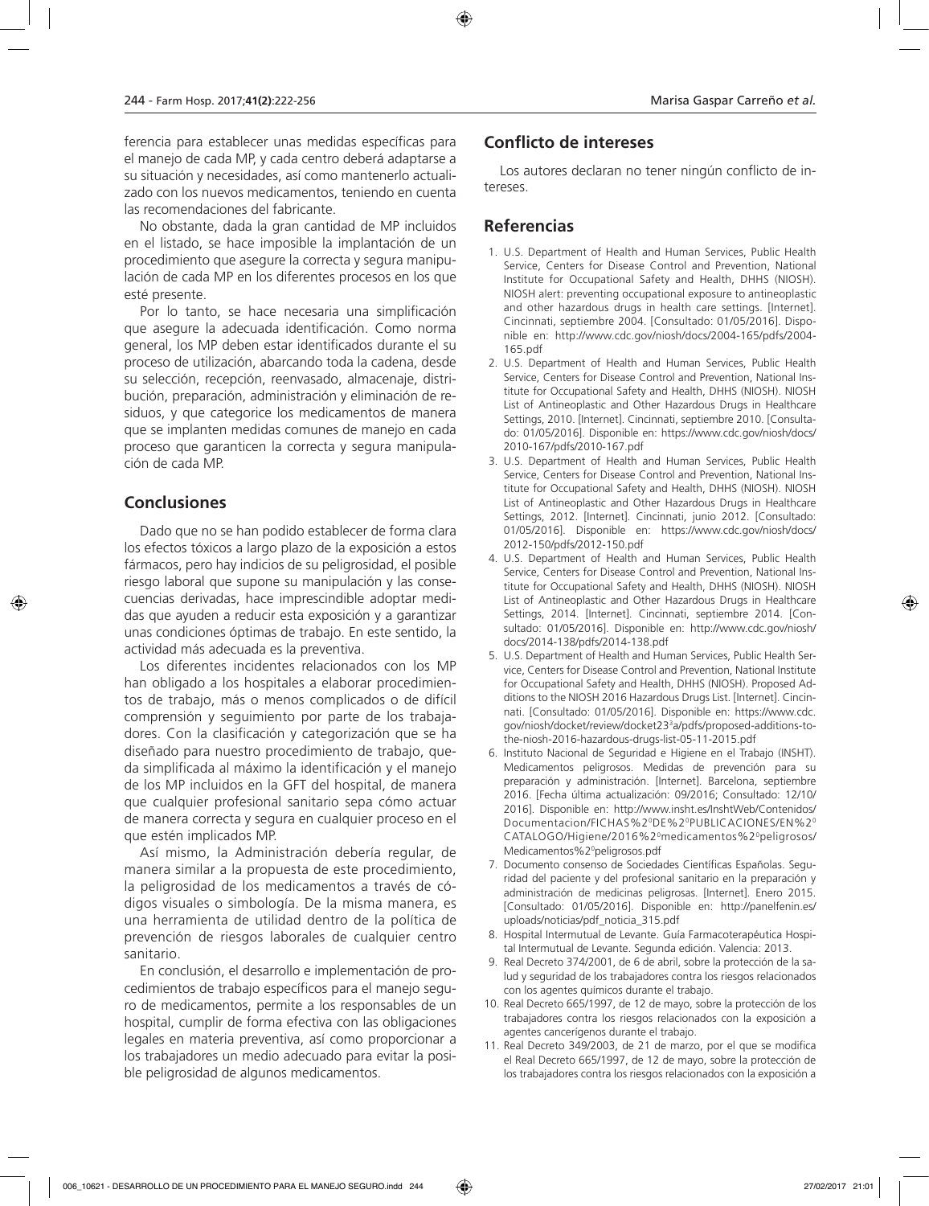ferencia para establecer unas medidas específicas para el manejo de cada MP, y cada centro deberá adaptarse a su situación y necesidades, así como mantenerlo actualizado con los nuevos medicamentos, teniendo en cuenta las recomendaciones del fabricante.

No obstante, dada la gran cantidad de MP incluidos en el listado, se hace imposible la implantación de un procedimiento que asegure la correcta y segura manipulación de cada MP en los diferentes procesos en los que esté presente.

Por lo tanto, se hace necesaria una simplificación que asegure la adecuada identificación. Como norma general, los MP deben estar identificados durante el su proceso de utilización, abarcando toda la cadena, desde su selección, recepción, reenvasado, almacenaje, distribución, preparación, administración y eliminación de residuos, y que categorice los medicamentos de manera que se implanten medidas comunes de manejo en cada proceso que garanticen la correcta y segura manipulación de cada MP.

## Conclusiones

Dado que no se han podido establecer de forma clara los efectos tóxicos a largo plazo de la exposición a estos fármacos, pero hay indicios de su peligrosidad, el posible riesgo laboral que supone su manipulación y las consecuencias derivadas, hace imprescindible adoptar medidas que ayuden a reducir esta exposición y a garantizar unas condiciones óptimas de trabajo. En este sentido, la actividad más adecuada es la preventiva.

Los diferentes incidentes relacionados con los MP han obligado a los hospitales a elaborar procedimientos de trabajo, más o menos complicados o de difícil comprensión y seguimiento por parte de los trabajadores. Con la clasificación y categorización que se ha diseñado para nuestro procedimiento de trabajo, queda simplificada al máximo la identificación y el manejo de los MP incluidos en la GFT del hospital, de manera que cualquier profesional sanitario sepa cómo actuar de manera correcta y segura en cualquier proceso en el que estén implicados MP.

Así mismo, la Administración debería regular, de manera similar a la propuesta de este procedimiento, la peligrosidad de los medicamentos a través de códigos visuales o simbología. De la misma manera, es una herramienta de utilidad dentro de la política de prevención de riesgos laborales de cualquier centro sanitario.

En conclusión, el desarrollo e implementación de procedimientos de trabajo específicos para el manejo seguro de medicamentos, permite a los responsables de un hospital, cumplir de forma efectiva con las obligaciones legales en materia preventiva, así como proporcionar a los trabajadores un medio adecuado para evitar la posible peligrosidad de algunos medicamentos.

## Conflicto de intereses

Los autores declaran no tener ningún conflicto de intereses.

## Referencias

1. U.S. Department of Health and Human Services, Public Health Service, Centers for Disease Control and Prevention, National Institute for Occupational Safety and Health, DHHS (NIOSH). NIOSH alert: preventing occupational exposure to antineoplastic and other hazardous drugs in health care settings. [Internet]. Cincinnati, septiembre 2004. [Consultado: 01/05/2016]. Disponible en: http://www.cdc.gov/niosh/docs/2004-165/pdfs/2004-165.pdf
2. U.S. Department of Health and Human Services, Public Health Service, Centers for Disease Control and Prevention, National Institute for Occupational Safety and Health, DHHS (NIOSH). NIOSH List of Antineoplastic and Other Hazardous Drugs in Healthcare Settings, 2010. [Internet]. Cincinnati, septiembre 2010. [Consultado: 01/05/2016]. Disponible en: https://www.cdc.gov/niosh/docs/2010-167/pdfs/2010-167.pdf
3. U.S. Department of Health and Human Services, Public Health Service, Centers for Disease Control and Prevention, National Institute for Occupational Safety and Health, DHHS (NIOSH). NIOSH List of Antineoplastic and Other Hazardous Drugs in Healthcare Settings, 2012. [Internet]. Cincinnati, junio 2012. [Consultado: 01/05/2016]. Disponible en: https://www.cdc.gov/niosh/docs/2012-150/pdfs/2012-150.pdf
4. U.S. Department of Health and Human Services, Public Health Service, Centers for Disease Control and Prevention, National Institute for Occupational Safety and Health, DHHS (NIOSH). NIOSH List of Antineoplastic and Other Hazardous Drugs in Healthcare Settings, 2014. [Internet]. Cincinnati, septiembre 2014. [Consultado: 01/05/2016]. Disponible en: http://www.cdc.gov/niosh/docs/2014-138/pdfs/2014-138.pdf
5. U.S. Department of Health and Human Services, Public Health Service, Centers for Disease Control and Prevention, National Institute for Occupational Safety and Health, DHHS (NIOSH). Proposed Additions to the NIOSH 2016 Hazardous Drugs List. [Internet]. Cincinnati. [Consultado: 01/05/2016]. Disponible en: https://www.cdc.gov/niosh/docket/review/docket233a/pdfs/proposed-additions-to-the-niosh-2016-hazardous-drugs-list-05-11-2015.pdf
6. Instituto Nacional de Seguridad e Higiene en el Trabajo (INSHT). Medicamentos peligrosos. Medidas de prevención para su preparación y administración. [Internet]. Barcelona, septiembre 2016. [Fecha última actualización: 09/2016; Consultado: 12/10/2016]. Disponible en: http://www.insht.es/InshtWeb/Contenidos/Documentacion/FICHAS%20DE%20PUBLICACIONES/EN%20CATALOGO/Higiene/2016%20medicamentos%20peligrosos/Medicamentos%20peligrosos.pdf
7. Documento consenso de Sociedades Científicas Españolas. Seguridad del paciente y del profesional sanitario en la preparación y administración de medicinas peligrosas. [Internet]. Enero 2015. [Consultado: 01/05/2016]. Disponible en: http://panelfenin.es/uploads/noticias/pdf_noticia_315.pdf
8. Hospital Intermutual de Levante. Guía Farmacoterapéutica Hospital Intermutual de Levante. Segunda edición. Valencia: 2013.
9. Real Decreto 374/2001, de 6 de abril, sobre la protección de la salud y seguridad de los trabajadores contra los riesgos relacionados con los agentes químicos durante el trabajo.
10. Real Decreto 665/1997, de 12 de mayo, sobre la protección de los trabajadores contra los riesgos relacionados con la exposición a agentes cancerígenos durante el trabajo.
11. Real Decreto 349/2003, de 21 de marzo, por el que se modifica el Real Decreto 665/1997, de 12 de mayo, sobre la protección de los trabajadores contra los riesgos relacionados con la exposición a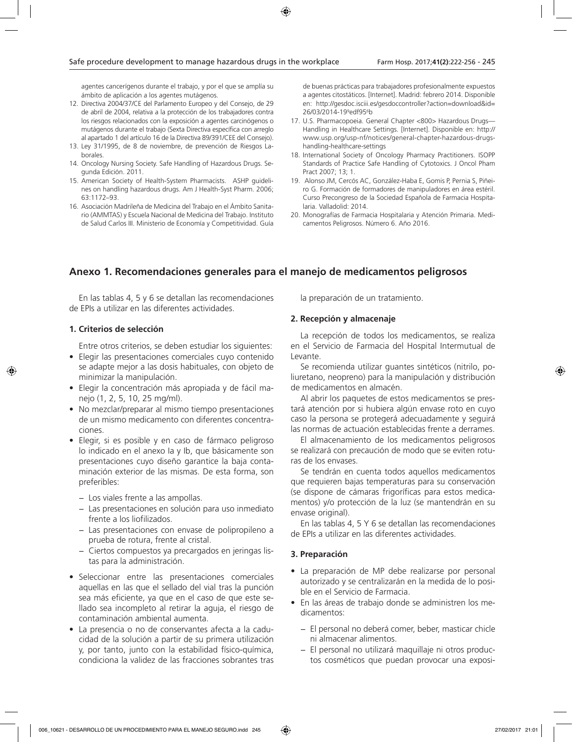agentes cancerígenos durante el trabajo, y por el que se amplía su ámbito de aplicación a los agentes mutágenos.

12. Directiva 2004/37/CE del Parlamento Europeo y del Consejo, de 29 de abril de 2004, relativa a la protección de los trabajadores contra los riesgos relacionados con la exposición a agentes carcinógenos o mutágenos durante el trabajo (Sexta Directiva específica con arreglo al apartado 1 del artículo 16 de la Directiva 89/391/CEE del Consejo).
13. Ley 31/1995, de 8 de noviembre, de prevención de Riesgos Laborales.
14. Oncology Nursing Society. Safe Handling of Hazardous Drugs. Segunda Edición. 2011.
15. American Society of Health-System Pharmacists. ASHP guidelines on handling hazardous drugs. Am J Health-Syst Pharm. 2006; 63:1172–93.
16. Asociación Madrileña de Medicina del Trabajo en el Ámbito Sanitario (AMMTAS) y Escuela Nacional de Medicina del Trabajo. Instituto de Salud Carlos III. Ministerio de Economía y Competitividad. Guía de buenas prácticas para trabajadores profesionalmente expuestos a agentes citostáticos. [Internet]. Madrid: febrero 2014. Disponible en: http://gesdoc.isciii.es/gesdoccontroller?action=download&id=26/03/2014-19ªedf95ªb
17. U.S. Pharmacopoeia. General Chapter <800> Hazardous Drugs—Handling in Healthcare Settings. [Internet]. Disponible en: http://www.usp.org/usp-nf/notices/general-chapter-hazardous-drugs-handling-healthcare-settings
18. International Society of Oncology Pharmacy Practitioners. ISOPP Standards of Practice Safe Handling of Cytotoxics. J Oncol Pham Pract 2007; 13; 1.
19. Alonso JM, Cercós AC, González-Haba E, Gomis P, Pernia S, Piñeiro G. Formación de formadores de manipuladores en área estéril. Curso Precongreso de la Sociedad Española de Farmacia Hospitalaria. Valladolid: 2014.
20. Monografías de Farmacia Hospitalaria y Atención Primaria. Medicamentos Peligrosos. Número 6. Año 2016.

## Anexo 1. Recomendaciones generales para el manejo de medicamentos peligrosos

En las tablas 4, 5 y 6 se detallan las recomendaciones de EPIs a utilizar en las diferentes actividades.

### 1. Criterios de selección

Entre otros criterios, se deben estudiar los siguientes:

- Elegir las presentaciones comerciales cuyo contenido se adapte mejor a las dosis habituales, con objeto de minimizar la manipulación.
- Elegir la concentración más apropiada y de fácil manejo (1, 2, 5, 10, 25 mg/ml).
- No mezclar/preparar al mismo tiempo presentaciones de un mismo medicamento con diferentes concentraciones.
- Elegir, si es posible y en caso de fármaco peligroso lo indicado en el anexo Ia y Ib, que básicamente son presentaciones cuyo diseño garantice la baja contaminación exterior de las mismas. De esta forma, son preferibles:
  - Los viales frente a las ampollas.
  - Las presentaciones en solución para uso inmediato frente a los liofilizados.
  - Las presentaciones con envase de polipropileno a prueba de rotura, frente al cristal.
  - Ciertos compuestos ya precargados en jeringas listas para la administración.
- Seleccionar entre las presentaciones comerciales aquellas en las que el sellado del vial tras la punción sea más eficiente, ya que en el caso de que este sellado sea incompleto al retirar la aguja, el riesgo de contaminación ambiental aumenta.
- La presencia o no de conservantes afecta a la caducidad de la solución a partir de su primera utilización y, por tanto, junto con la estabilidad físico-química, condiciona la validez de las fracciones sobrantes tras la preparación de un tratamiento.

### 2. Recepción y almacenaje

La recepción de todos los medicamentos, se realiza en el Servicio de Farmacia del Hospital Intermutual de Levante.

Se recomienda utilizar guantes sintéticos (nitrilo, poliuretano, neopreno) para la manipulación y distribución de medicamentos en almacén.

Al abrir los paquetes de estos medicamentos se prestará atención por si hubiera algún envase roto en cuyo caso la persona se protegerá adecuadamente y seguirá las normas de actuación establecidas frente a derrames.

El almacenamiento de los medicamentos peligrosos se realizará con precaución de modo que se eviten roturas de los envases.

Se tendrán en cuenta todos aquellos medicamentos que requieren bajas temperaturas para su conservación (se dispone de cámaras frigoríficas para estos medicamentos) y/o protección de la luz (se mantendrán en su envase original).

En las tablas 4, 5 Y 6 se detallan las recomendaciones de EPIs a utilizar en las diferentes actividades.

### 3. Preparación

- La preparación de MP debe realizarse por personal autorizado y se centralizarán en la medida de lo posible en el Servicio de Farmacia.
- En las áreas de trabajo donde se administren los medicamentos:
  - El personal no deberá comer, beber, masticar chicle ni almacenar alimentos.
  - El personal no utilizará maquillaje ni otros productos cosméticos que puedan provocar una exposi-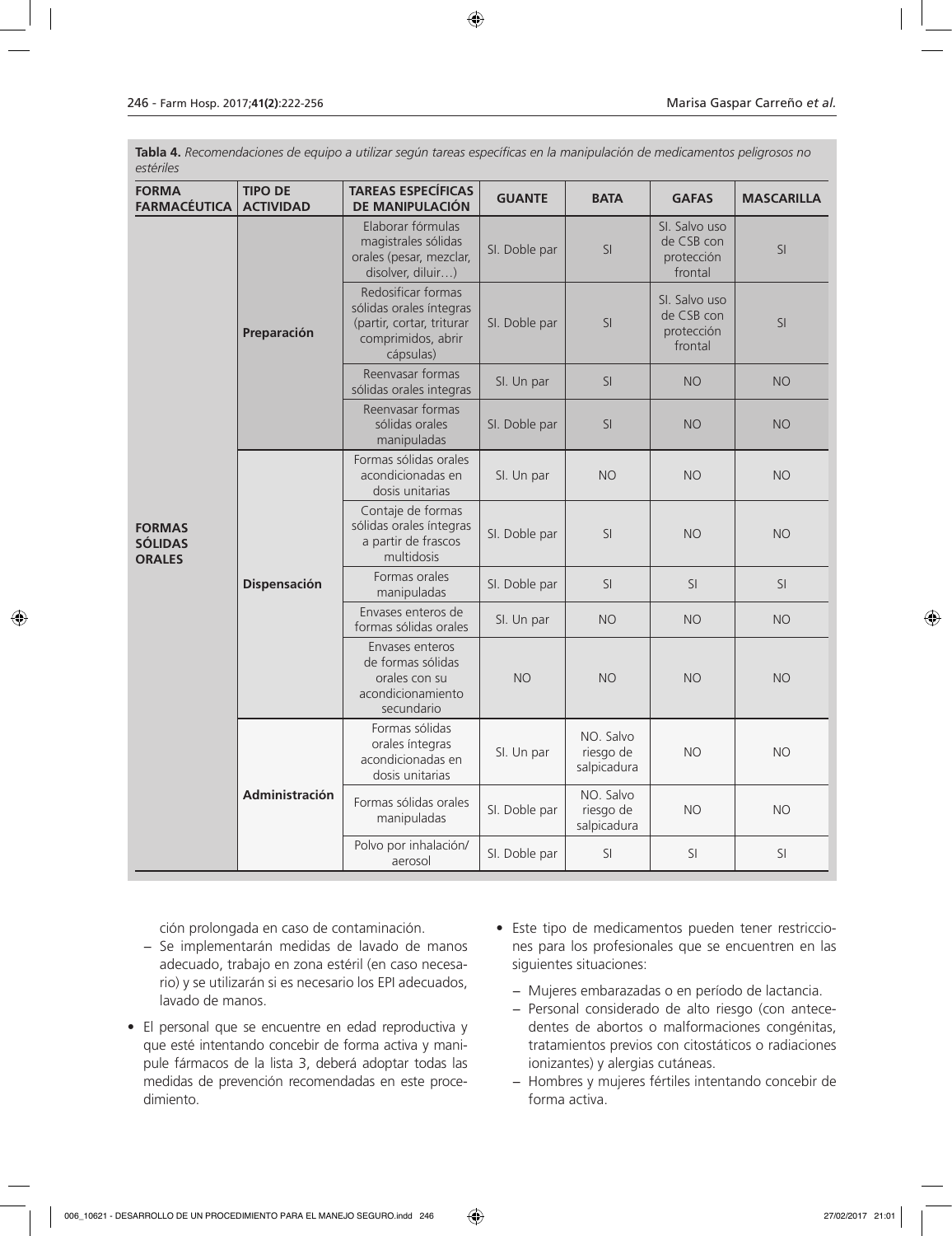**Tabla 4.** *Recomendaciones de equipo a utilizar según tareas específicas en la manipulación de medicamentos peligrosos no estériles*

| FORMA FARMACÉUTICA | TIPO DE ACTIVIDAD | TAREAS ESPECÍFICAS DE MANIPULACIÓN | GUANTE | BATA | GAFAS | MASCARILLA |
|---|---|---|---|---|---|---|
| FORMAS SÓLIDAS ORALES | Preparación | Elaborar fórmulas magistrales sólidas orales (pesar, mezclar, disolver, diluir…) | SI. Doble par | SI | SI. Salvo uso de CSB con protección frontal | SI |
| | | Redosificar formas sólidas orales íntegras (partir, cortar, triturar comprimidos, abrir cápsulas) | SI. Doble par | SI | SI. Salvo uso de CSB con protección frontal | SI |
| | | Reenvasar formas sólidas orales integras | SI. Un par | SI | NO | NO |
| | | Reenvasar formas sólidas orales manipuladas | SI. Doble par | SI | NO | NO |
| | Dispensación | Formas sólidas orales acondicionadas en dosis unitarias | SI. Un par | NO | NO | NO |
| | | Contaje de formas sólidas orales íntegras a partir de frascos multidosis | SI. Doble par | SI | NO | NO |
| | | Formas orales manipuladas | SI. Doble par | SI | SI | SI |
| | | Envases enteros de formas sólidas orales | SI. Un par | NO | NO | NO |
| | | Envases enteros de formas sólidas orales con su acondicionamiento secundario | NO | NO | NO | NO |
| | Administración | Formas sólidas orales íntegras acondicionadas en dosis unitarias | SI. Un par | NO. Salvo riesgo de salpicadura | NO | NO |
| | | Formas sólidas orales manipuladas | SI. Doble par | NO. Salvo riesgo de salpicadura | NO | NO |
| | | Polvo por inhalación/ aerosol | SI. Doble par | SI | SI | SI |

ción prolongada en caso de contaminación.

– Se implementarán medidas de lavado de manos adecuado, trabajo en zona estéril (en caso necesario) y se utilizarán si es necesario los EPI adecuados, lavado de manos.

- El personal que se encuentre en edad reproductiva y que esté intentando concebir de forma activa y manipule fármacos de la lista 3, deberá adoptar todas las medidas de prevención recomendadas en este procedimiento.
- Este tipo de medicamentos pueden tener restricciones para los profesionales que se encuentren en las siguientes situaciones:
  – Mujeres embarazadas o en período de lactancia.
  – Personal considerado de alto riesgo (con antecedentes de abortos o malformaciones congénitas, tratamientos previos con citostáticos o radiaciones ionizantes) y alergias cutáneas.
  – Hombres y mujeres fértiles intentando concebir de forma activa.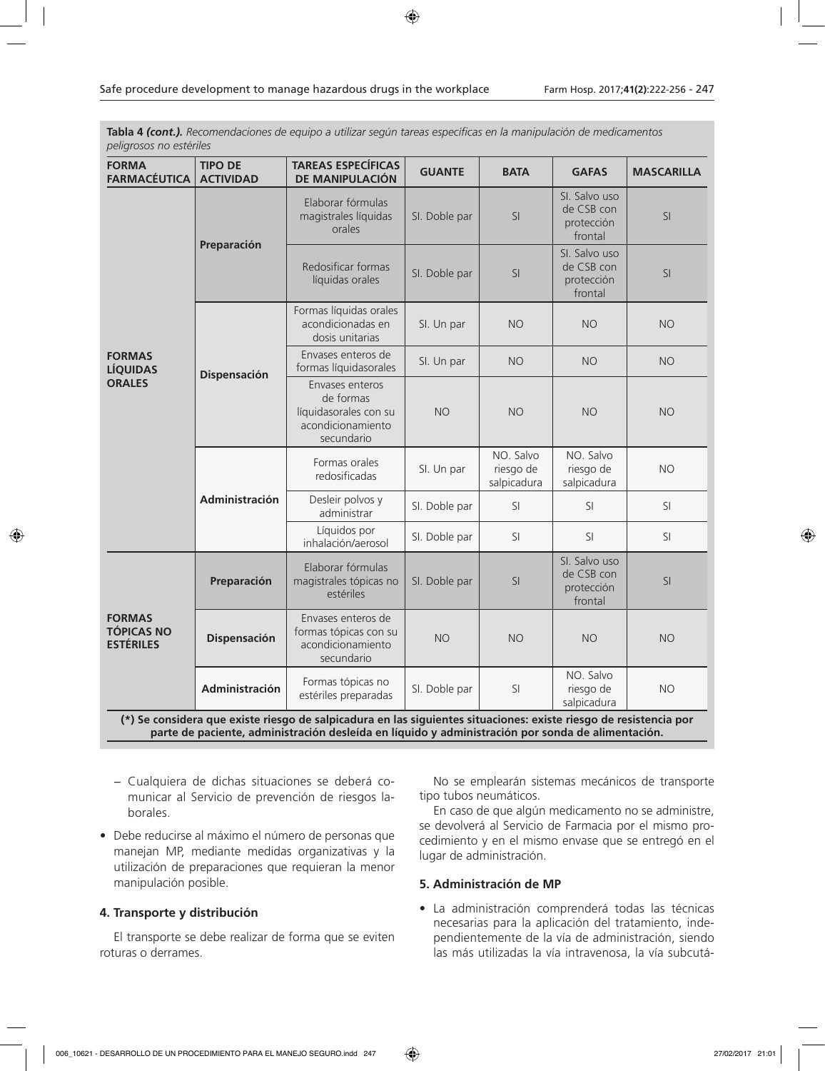**Tabla 4 *(cont.).*** *Recomendaciones de equipo a utilizar según tareas específicas en la manipulación de medicamentos peligrosos no estériles*

| FORMA FARMACÉUTICA | TIPO DE ACTIVIDAD | TAREAS ESPECÍFICAS DE MANIPULACIÓN | GUANTE | BATA | GAFAS | MASCARILLA |
|---|---|---|---|---|---|---|
| **FORMAS LÍQUIDAS ORALES** | **Preparación** | Elaborar fórmulas magistrales líquidas orales | SI. Doble par | SI | SI. Salvo uso de CSB con protección frontal | SI |
| | | Redosificar formas líquidas orales | SI. Doble par | SI | SI. Salvo uso de CSB con protección frontal | SI |
| | **Dispensación** | Formas líquidas orales acondicionadas en dosis unitarias | SI. Un par | NO | NO | NO |
| | | Envases enteros de formas líquidasorales | SI. Un par | NO | NO | NO |
| | | Envases enteros de formas líquidasorales con su acondicionamiento secundario | NO | NO | NO | NO |
| | **Administración** | Formas orales redosificadas | SI. Un par | NO. Salvo riesgo de salpicadura | NO. Salvo riesgo de salpicadura | NO |
| | | Desleir polvos y administrar | SI. Doble par | SI | SI | SI |
| | | Líquidos por inhalación/aerosol | SI. Doble par | SI | SI | SI |
| **FORMAS TÓPICAS NO ESTÉRILES** | **Preparación** | Elaborar fórmulas magistrales tópicas no estériles | SI. Doble par | SI | SI. Salvo uso de CSB con protección frontal | SI |
| | **Dispensación** | Envases enteros de formas tópicas con su acondicionamiento secundario | NO | NO | NO | NO |
| | **Administración** | Formas tópicas no estériles preparadas | SI. Doble par | SI | NO. Salvo riesgo de salpicadura | NO |

**(\*) Se considera que existe riesgo de salpicadura en las siguientes situaciones: existe riesgo de resistencia por parte de paciente, administración desleída en líquido y administración por sonda de alimentación.**

- Cualquiera de dichas situaciones se deberá comunicar al Servicio de prevención de riesgos laborales.

- Debe reducirse al máximo el número de personas que manejan MP, mediante medidas organizativas y la utilización de preparaciones que requieran la menor manipulación posible.

#### 4. Transporte y distribución

El transporte se debe realizar de forma que se eviten roturas o derrames.

No se emplearán sistemas mecánicos de transporte tipo tubos neumáticos.

En caso de que algún medicamento no se administre, se devolverá al Servicio de Farmacia por el mismo procedimiento y en el mismo envase que se entregó en el lugar de administración.

#### 5. Administración de MP

- La administración comprenderá todas las técnicas necesarias para la aplicación del tratamiento, independientemente de la vía de administración, siendo las más utilizadas la vía intravenosa, la vía subcutá-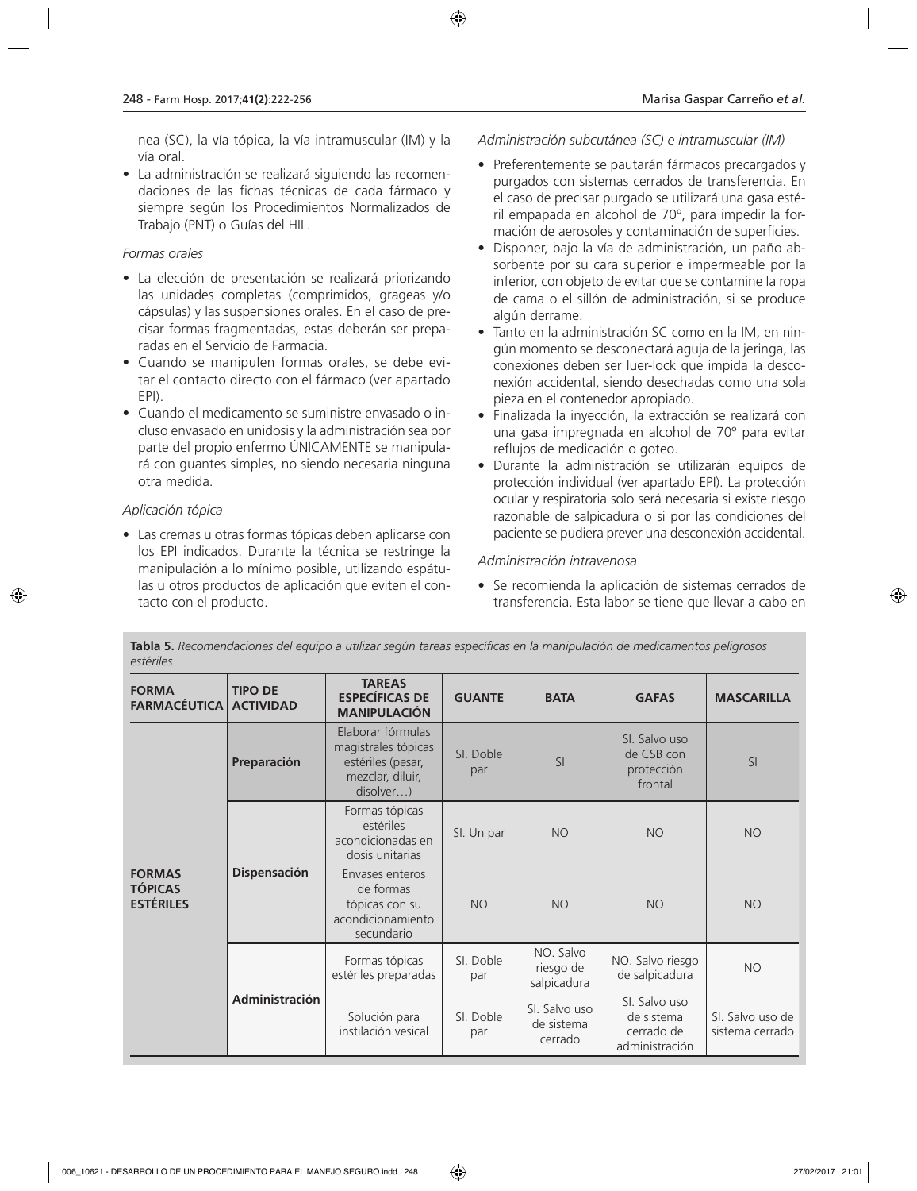nea (SC), la vía tópica, la vía intramuscular (IM) y la vía oral.

- La administración se realizará siguiendo las recomendaciones de las fichas técnicas de cada fármaco y siempre según los Procedimientos Normalizados de Trabajo (PNT) o Guías del HIL.

*Formas orales*

- La elección de presentación se realizará priorizando las unidades completas (comprimidos, grageas y/o cápsulas) y las suspensiones orales. En el caso de precisar formas fragmentadas, estas deberán ser preparadas en el Servicio de Farmacia.
- Cuando se manipulen formas orales, se debe evitar el contacto directo con el fármaco (ver apartado EPI).
- Cuando el medicamento se suministre envasado o incluso envasado en unidosis y la administración sea por parte del propio enfermo ÚNICAMENTE se manipulará con guantes simples, no siendo necesaria ninguna otra medida.

*Aplicación tópica*

- Las cremas u otras formas tópicas deben aplicarse con los EPI indicados. Durante la técnica se restringe la manipulación a lo mínimo posible, utilizando espátulas u otros productos de aplicación que eviten el contacto con el producto.

*Administración subcutánea (SC) e intramuscular (IM)*

- Preferentemente se pautarán fármacos precargados y purgados con sistemas cerrados de transferencia. En el caso de precisar purgado se utilizará una gasa estéril empapada en alcohol de 70º, para impedir la formación de aerosoles y contaminación de superficies.
- Disponer, bajo la vía de administración, un paño absorbente por su cara superior e impermeable por la inferior, con objeto de evitar que se contamine la ropa de cama o el sillón de administración, si se produce algún derrame.
- Tanto en la administración SC como en la IM, en ningún momento se desconectará aguja de la jeringa, las conexiones deben ser luer-lock que impida la desconexión accidental, siendo desechadas como una sola pieza en el contenedor apropiado.
- Finalizada la inyección, la extracción se realizará con una gasa impregnada en alcohol de 70º para evitar reflujos de medicación o goteo.
- Durante la administración se utilizarán equipos de protección individual (ver apartado EPI). La protección ocular y respiratoria solo será necesaria si existe riesgo razonable de salpicadura o si por las condiciones del paciente se pudiera prever una desconexión accidental.

*Administración intravenosa*

- Se recomienda la aplicación de sistemas cerrados de transferencia. Esta labor se tiene que llevar a cabo en

**Tabla 5.** *Recomendaciones del equipo a utilizar según tareas específicas en la manipulación de medicamentos peligrosos estériles*

| FORMA FARMACÉUTICA | TIPO DE ACTIVIDAD | TAREAS ESPECÍFICAS DE MANIPULACIÓN | GUANTE | BATA | GAFAS | MASCARILLA |
|---|---|---|---|---|---|---|
| FORMAS TÓPICAS ESTÉRILES | Preparación | Elaborar fórmulas magistrales tópicas estériles (pesar, mezclar, diluir, disolver…) | SI. Doble par | SI | SI. Salvo uso de CSB con protección frontal | SI |
| | Dispensación | Formas tópicas estériles acondicionadas en dosis unitarias | SI. Un par | NO | NO | NO |
| | | Envases enteros de formas tópicas con su acondicionamiento secundario | NO | NO | NO | NO |
| | Administración | Formas tópicas estériles preparadas | SI. Doble par | NO. Salvo riesgo de salpicadura | NO. Salvo riesgo de salpicadura | NO |
| | | Solución para instilación vesical | SI. Doble par | SI. Salvo uso de sistema cerrado | SI. Salvo uso de sistema cerrado de administración | SI. Salvo uso de sistema cerrado |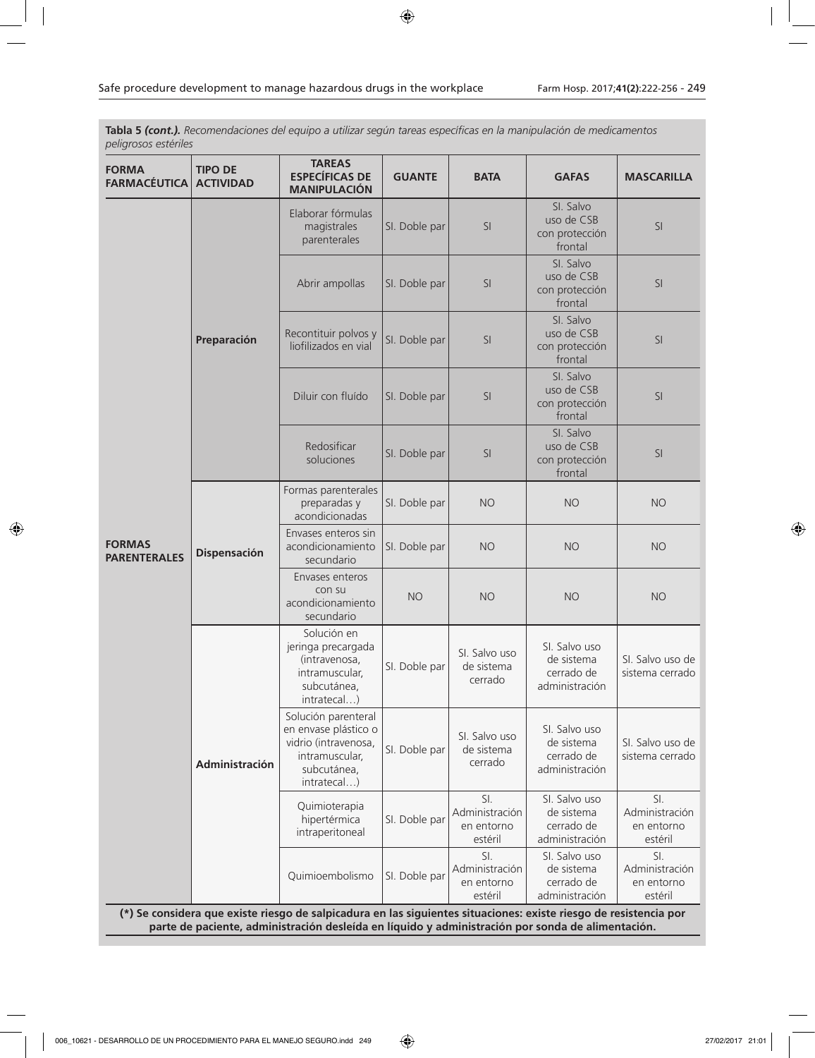**Tabla 5 *(cont.).*** *Recomendaciones del equipo a utilizar según tareas específicas en la manipulación de medicamentos peligrosos estériles*

| FORMA FARMACÉUTICA | TIPO DE ACTIVIDAD | TAREAS ESPECÍFICAS DE MANIPULACIÓN | GUANTE | BATA | GAFAS | MASCARILLA |
|---|---|---|---|---|---|---|
| **FORMAS PARENTERALES** | **Preparación** | Elaborar fórmulas magistrales parenterales | SI. Doble par | SI | SI. Salvo uso de CSB con protección frontal | SI |
| | | Abrir ampollas | SI. Doble par | SI | SI. Salvo uso de CSB con protección frontal | SI |
| | | Recontituir polvos y liofilizados en vial | SI. Doble par | SI | SI. Salvo uso de CSB con protección frontal | SI |
| | | Diluir con fluído | SI. Doble par | SI | SI. Salvo uso de CSB con protección frontal | SI |
| | | Redosificar soluciones | SI. Doble par | SI | SI. Salvo uso de CSB con protección frontal | SI |
| | **Dispensación** | Formas parenterales preparadas y acondicionadas | SI. Doble par | NO | NO | NO |
| | | Envases enteros sin acondicionamiento secundario | SI. Doble par | NO | NO | NO |
| | | Envases enteros con su acondicionamiento secundario | NO | NO | NO | NO |
| | **Administración** | Solución en jeringa precargada (intravenosa, intramuscular, subcutánea, intratecal…) | SI. Doble par | SI. Salvo uso de sistema cerrado | SI. Salvo uso de sistema cerrado de administración | SI. Salvo uso de sistema cerrado |
| | | Solución parenteral en envase plástico o vidrio (intravenosa, intramuscular, subcutánea, intratecal…) | SI. Doble par | SI. Salvo uso de sistema cerrado | SI. Salvo uso de sistema cerrado de administración | SI. Salvo uso de sistema cerrado |
| | | Quimioterapia hipertérmica intraperitoneal | SI. Doble par | SI. Administración en entorno estéril | SI. Salvo uso de sistema cerrado de administración | SI. Administración en entorno estéril |
| | | Quimioembolismo | SI. Doble par | SI. Administración en entorno estéril | SI. Salvo uso de sistema cerrado de administración | SI. Administración en entorno estéril |

**(*) Se considera que existe riesgo de salpicadura en las siguientes situaciones: existe riesgo de resistencia por parte de paciente, administración desleída en líquido y administración por sonda de alimentación.**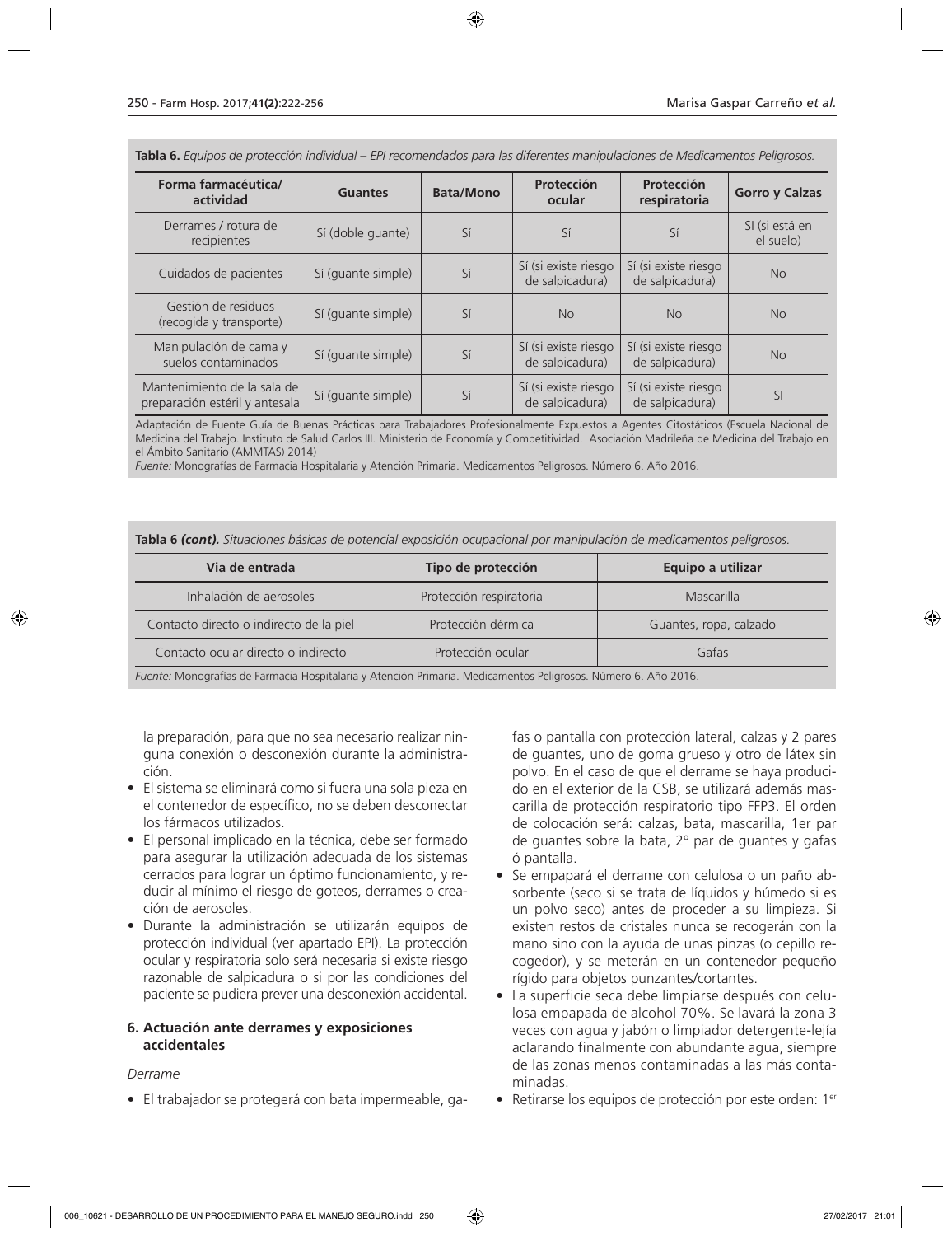**Tabla 6.** *Equipos de protección individual – EPI recomendados para las diferentes manipulaciones de Medicamentos Peligrosos.*

| Forma farmacéutica/ actividad | Guantes | Bata/Mono | Protección ocular | Protección respiratoria | Gorro y Calzas |
|---|---|---|---|---|---|
| Derrames / rotura de recipientes | Sí (doble guante) | Sí | Sí | Sí | SI (si está en el suelo) |
| Cuidados de pacientes | Sí (guante simple) | Sí | Sí (si existe riesgo de salpicadura) | Sí (si existe riesgo de salpicadura) | No |
| Gestión de residuos (recogida y transporte) | Sí (guante simple) | Sí | No | No | No |
| Manipulación de cama y suelos contaminados | Sí (guante simple) | Sí | Sí (si existe riesgo de salpicadura) | Sí (si existe riesgo de salpicadura) | No |
| Mantenimiento de la sala de preparación estéril y antesala | Sí (guante simple) | Sí | Sí (si existe riesgo de salpicadura) | Sí (si existe riesgo de salpicadura) | SI |

Adaptación de Fuente Guía de Buenas Prácticas para Trabajadores Profesionalmente Expuestos a Agentes Citostáticos (Escuela Nacional de Medicina del Trabajo. Instituto de Salud Carlos III. Ministerio de Economía y Competitividad. Asociación Madrileña de Medicina del Trabajo en el Ámbito Sanitario (AMMTAS) 2014)
*Fuente:* Monografías de Farmacia Hospitalaria y Atención Primaria. Medicamentos Peligrosos. Número 6. Año 2016.

**Tabla 6** ***(cont).*** *Situaciones básicas de potencial exposición ocupacional por manipulación de medicamentos peligrosos.*

| Vía de entrada | Tipo de protección | Equipo a utilizar |
|---|---|---|
| Inhalación de aerosoles | Protección respiratoria | Mascarilla |
| Contacto directo o indirecto de la piel | Protección dérmica | Guantes, ropa, calzado |
| Contacto ocular directo o indirecto | Protección ocular | Gafas |

*Fuente:* Monografías de Farmacia Hospitalaria y Atención Primaria. Medicamentos Peligrosos. Número 6. Año 2016.

la preparación, para que no sea necesario realizar ninguna conexión o desconexión durante la administración.

- El sistema se eliminará como si fuera una sola pieza en el contenedor de específico, no se deben desconectar los fármacos utilizados.
- El personal implicado en la técnica, debe ser formado para asegurar la utilización adecuada de los sistemas cerrados para lograr un óptimo funcionamiento, y reducir al mínimo el riesgo de goteos, derrames o creación de aerosoles.
- Durante la administración se utilizarán equipos de protección individual (ver apartado EPI). La protección ocular y respiratoria solo será necesaria si existe riesgo razonable de salpicadura o si por las condiciones del paciente se pudiera prever una desconexión accidental.

### 6. Actuación ante derrames y exposiciones accidentales

*Derrame*

- El trabajador se protegerá con bata impermeable, gafas o pantalla con protección lateral, calzas y 2 pares de guantes, uno de goma grueso y otro de látex sin polvo. En el caso de que el derrame se haya producido en el exterior de la CSB, se utilizará además mascarilla de protección respiratorio tipo FFP3. El orden de colocación será: calzas, bata, mascarilla, 1er par de guantes sobre la bata, 2º par de guantes y gafas ó pantalla.
- Se empapará el derrame con celulosa o un paño absorbente (seco si se trata de líquidos y húmedo si es un polvo seco) antes de proceder a su limpieza. Si existen restos de cristales nunca se recogerán con la mano sino con la ayuda de unas pinzas (o cepillo recogedor), y se meterán en un contenedor pequeño rígido para objetos punzantes/cortantes.
- La superficie seca debe limpiarse después con celulosa empapada de alcohol 70%. Se lavará la zona 3 veces con agua y jabón o limpiador detergente-lejía aclarando finalmente con abundante agua, siempre de las zonas menos contaminadas a las más contaminadas.
- Retirarse los equipos de protección por este orden: 1er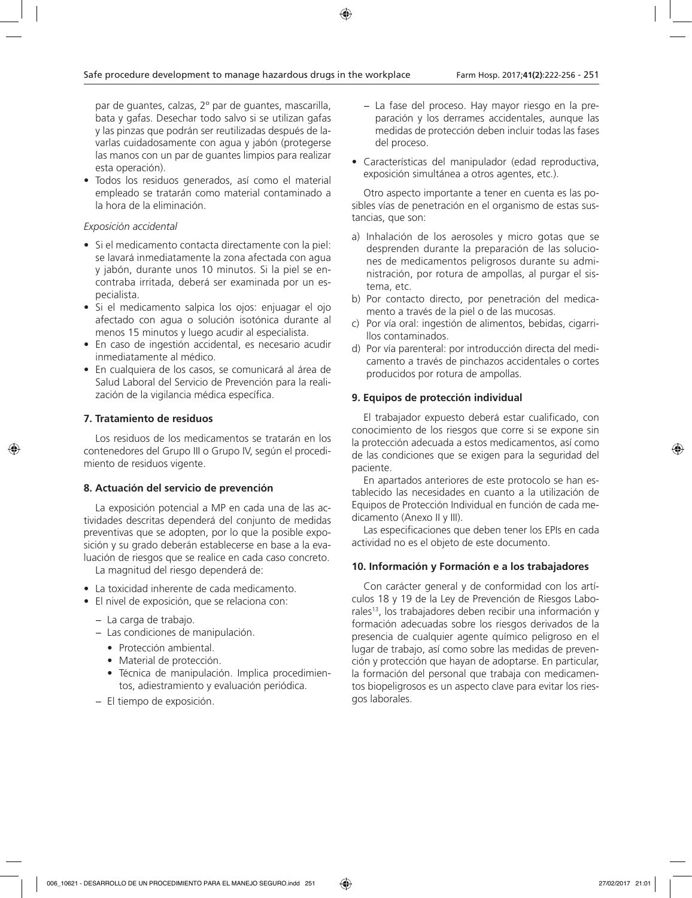par de guantes, calzas, 2º par de guantes, mascarilla, bata y gafas. Desechar todo salvo si se utilizan gafas y las pinzas que podrán ser reutilizadas después de lavarlas cuidadosamente con agua y jabón (protegerse las manos con un par de guantes limpios para realizar esta operación).

- Todos los residuos generados, así como el material empleado se tratarán como material contaminado a la hora de la eliminación.

*Exposición accidental*

- Si el medicamento contacta directamente con la piel: se lavará inmediatamente la zona afectada con agua y jabón, durante unos 10 minutos. Si la piel se encontraba irritada, deberá ser examinada por un especialista.
- Si el medicamento salpica los ojos: enjuagar el ojo afectado con agua o solución isotónica durante al menos 15 minutos y luego acudir al especialista.
- En caso de ingestión accidental, es necesario acudir inmediatamente al médico.
- En cualquiera de los casos, se comunicará al área de Salud Laboral del Servicio de Prevención para la realización de la vigilancia médica específica.

### 7. Tratamiento de residuos

Los residuos de los medicamentos se tratarán en los contenedores del Grupo III o Grupo IV, según el procedimiento de residuos vigente.

### 8. Actuación del servicio de prevención

La exposición potencial a MP en cada una de las actividades descritas dependerá del conjunto de medidas preventivas que se adopten, por lo que la posible exposición y su grado deberán establecerse en base a la evaluación de riesgos que se realice en cada caso concreto.

La magnitud del riesgo dependerá de:

- La toxicidad inherente de cada medicamento.
- El nivel de exposición, que se relaciona con:
  - La carga de trabajo.
  - Las condiciones de manipulación.
    - Protección ambiental.
    - Material de protección.
    - Técnica de manipulación. Implica procedimientos, adiestramiento y evaluación periódica.
  - El tiempo de exposición.
  - La fase del proceso. Hay mayor riesgo en la preparación y los derrames accidentales, aunque las medidas de protección deben incluir todas las fases del proceso.
- Características del manipulador (edad reproductiva, exposición simultánea a otros agentes, etc.).

Otro aspecto importante a tener en cuenta es las posibles vías de penetración en el organismo de estas sustancias, que son:

a) Inhalación de los aerosoles y micro gotas que se desprenden durante la preparación de las soluciones de medicamentos peligrosos durante su administración, por rotura de ampollas, al purgar el sistema, etc.

b) Por contacto directo, por penetración del medicamento a través de la piel o de las mucosas.

c) Por vía oral: ingestión de alimentos, bebidas, cigarrillos contaminados.

d) Por vía parenteral: por introducción directa del medicamento a través de pinchazos accidentales o cortes producidos por rotura de ampollas.

### 9. Equipos de protección individual

El trabajador expuesto deberá estar cualificado, con conocimiento de los riesgos que corre si se expone sin la protección adecuada a estos medicamentos, así como de las condiciones que se exigen para la seguridad del paciente.

En apartados anteriores de este protocolo se han establecido las necesidades en cuanto a la utilización de Equipos de Protección Individual en función de cada medicamento (Anexo II y III).

Las especificaciones que deben tener los EPIs en cada actividad no es el objeto de este documento.

### 10. Información y Formación e a los trabajadores

Con carácter general y de conformidad con los artículos 18 y 19 de la Ley de Prevención de Riesgos Laborales[13], los trabajadores deben recibir una información y formación adecuadas sobre los riesgos derivados de la presencia de cualquier agente químico peligroso en el lugar de trabajo, así como sobre las medidas de prevención y protección que hayan de adoptarse. En particular, la formación del personal que trabaja con medicamentos biopeligrosos es un aspecto clave para evitar los riesgos laborales.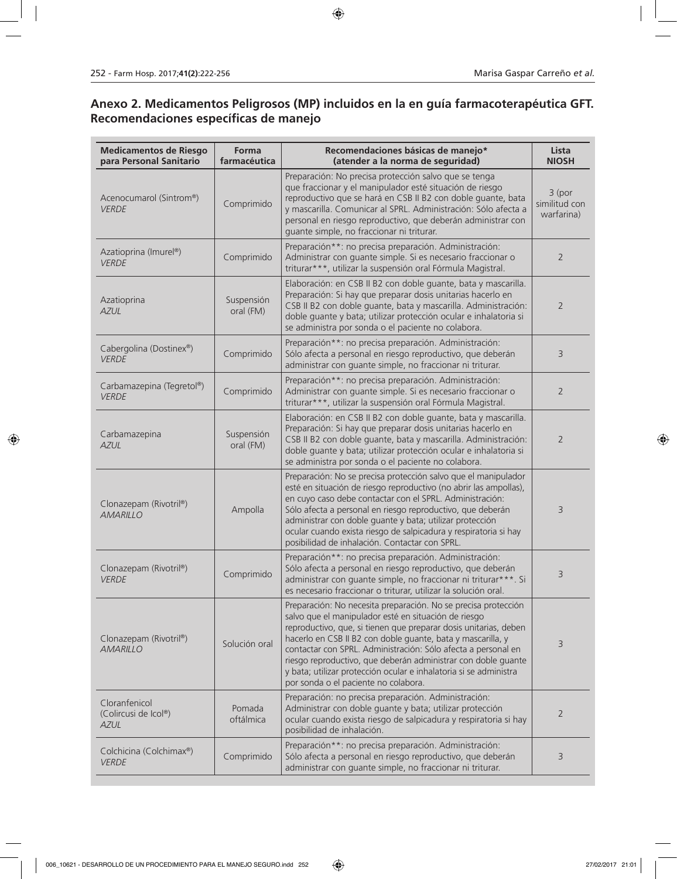## Anexo 2. Medicamentos Peligrosos (MP) incluidos en la en guía farmacoterapéutica GFT. Recomendaciones específicas de manejo

| Medicamentos de Riesgo para Personal Sanitario | Forma farmacéutica | Recomendaciones básicas de manejo* (atender a la norma de seguridad) | Lista NIOSH |
|---|---|---|---|
| Acenocumarol (Sintrom®) *VERDE* | Comprimido | Preparación: No precisa protección salvo que se tenga que fraccionar y el manipulador esté situación de riesgo reproductivo que se hará en CSB II B2 con doble guante, bata y mascarilla. Comunicar al SPRL. Administración: Sólo afecta a personal en riesgo reproductivo, que deberán administrar con guante simple, no fraccionar ni triturar. | 3 (por similitud con warfarina) |
| Azatioprina (Imurel®) *VERDE* | Comprimido | Preparación**: no precisa preparación. Administración: Administrar con guante simple. Si es necesario fraccionar o triturar***, utilizar la suspensión oral Fórmula Magistral. | 2 |
| Azatioprina *AZUL* | Suspensión oral (FM) | Elaboración: en CSB II B2 con doble guante, bata y mascarilla. Preparación: Si hay que preparar dosis unitarias hacerlo en CSB II B2 con doble guante, bata y mascarilla. Administración: doble guante y bata; utilizar protección ocular e inhalatoria si se administra por sonda o el paciente no colabora. | 2 |
| Cabergolina (Dostinex®) *VERDE* | Comprimido | Preparación**: no precisa preparación. Administración: Sólo afecta a personal en riesgo reproductivo, que deberán administrar con guante simple, no fraccionar ni triturar. | 3 |
| Carbamazepina (Tegretol®) *VERDE* | Comprimido | Preparación**: no precisa preparación. Administración: Administrar con guante simple. Si es necesario fraccionar o triturar***, utilizar la suspensión oral Fórmula Magistral. | 2 |
| Carbamazepina *AZUL* | Suspensión oral (FM) | Elaboración: en CSB II B2 con doble guante, bata y mascarilla. Preparación: Si hay que preparar dosis unitarias hacerlo en CSB II B2 con doble guante, bata y mascarilla. Administración: doble guante y bata; utilizar protección ocular e inhalatoria si se administra por sonda o el paciente no colabora. | 2 |
| Clonazepam (Rivotril®) *AMARILLO* | Ampolla | Preparación: No se precisa protección salvo que el manipulador esté en situación de riesgo reproductivo (no abrir las ampollas), en cuyo caso debe contactar con el SPRL. Administración: Sólo afecta a personal en riesgo reproductivo, que deberán administrar con doble guante y bata; utilizar protección ocular cuando exista riesgo de salpicadura y respiratoria si hay posibilidad de inhalación. Contactar con SPRL. | 3 |
| Clonazepam (Rivotril®) *VERDE* | Comprimido | Preparación**: no precisa preparación. Administración: Sólo afecta a personal en riesgo reproductivo, que deberán administrar con guante simple, no fraccionar ni triturar***. Si es necesario fraccionar o triturar, utilizar la solución oral. | 3 |
| Clonazepam (Rivotril®) *AMARILLO* | Solución oral | Preparación: No necesita preparación. No se precisa protección salvo que el manipulador esté en situación de riesgo reproductivo, que, si tienen que preparar dosis unitarias, deben hacerlo en CSB II B2 con doble guante, bata y mascarilla, y contactar con SPRL. Administración: Sólo afecta a personal en riesgo reproductivo, que deberán administrar con doble guante y bata; utilizar protección ocular e inhalatoria si se administra por sonda o el paciente no colabora. | 3 |
| Cloranfenicol (Colircusi de Icol®) *AZUL* | Pomada oftálmica | Preparación: no precisa preparación. Administración: Administrar con doble guante y bata; utilizar protección ocular cuando exista riesgo de salpicadura y respiratoria si hay posibilidad de inhalación. | 2 |
| Colchicina (Colchimax®) *VERDE* | Comprimido | Preparación**: no precisa preparación. Administración: Sólo afecta a personal en riesgo reproductivo, que deberán administrar con guante simple, no fraccionar ni triturar. | 3 |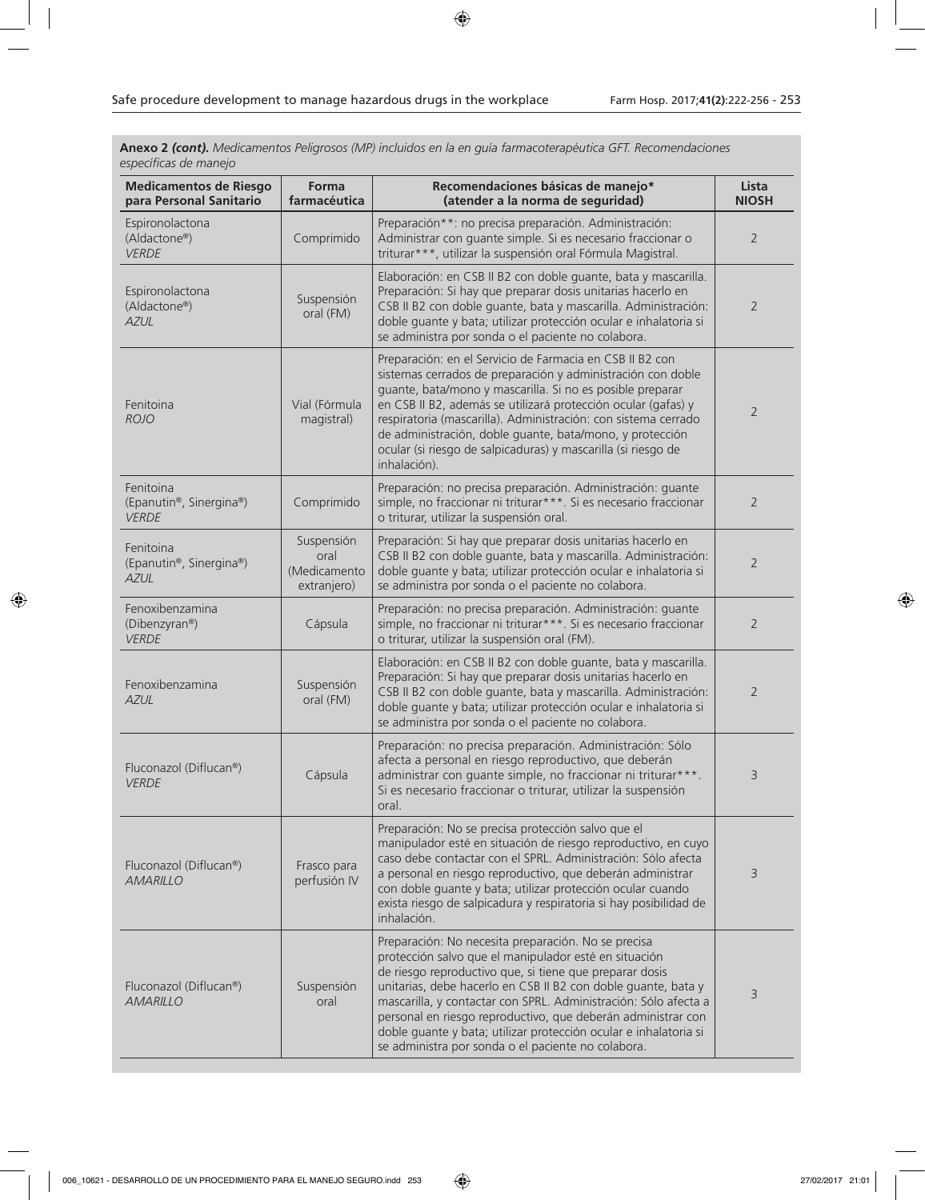**Anexo 2 *(cont).*** *Medicamentos Peligrosos (MP) incluidos en la en guía farmacoterapéutica GFT. Recomendaciones específicas de manejo*

| Medicamentos de Riesgo para Personal Sanitario | Forma farmacéutica | Recomendaciones básicas de manejo* (atender a la norma de seguridad) | Lista NIOSH |
|---|---|---|---|
| Espironolactona (Aldactone®) *VERDE* | Comprimido | Preparación**: no precisa preparación. Administración: Administrar con guante simple. Si es necesario fraccionar o triturar***, utilizar la suspensión oral Fórmula Magistral. | 2 |
| Espironolactona (Aldactone®) *AZUL* | Suspensión oral (FM) | Elaboración: en CSB II B2 con doble guante, bata y mascarilla. Preparación: Si hay que preparar dosis unitarias hacerlo en CSB II B2 con doble guante, bata y mascarilla. Administración: doble guante y bata; utilizar protección ocular e inhalatoria si se administra por sonda o el paciente no colabora. | 2 |
| Fenitoina *ROJO* | Vial (Fórmula magistral) | Preparación: en el Servicio de Farmacia en CSB II B2 con sistemas cerrados de preparación y administración con doble guante, bata/mono y mascarilla. Si no es posible preparar en CSB II B2, además se utilizará protección ocular (gafas) y respiratoria (mascarilla). Administración: con sistema cerrado de administración, doble guante, bata/mono, y protección ocular (si riesgo de salpicaduras) y mascarilla (si riesgo de inhalación). | 2 |
| Fenitoina (Epanutin®, Sinergina®) *VERDE* | Comprimido | Preparación: no precisa preparación. Administración: guante simple, no fraccionar ni triturar***. Si es necesario fraccionar o triturar, utilizar la suspensión oral. | 2 |
| Fenitoina (Epanutin®, Sinergina®) *AZUL* | Suspensión oral (Medicamento extranjero) | Preparación: Si hay que preparar dosis unitarias hacerlo en CSB II B2 con doble guante, bata y mascarilla. Administración: doble guante y bata; utilizar protección ocular e inhalatoria si se administra por sonda o el paciente no colabora. | 2 |
| Fenoxibenzamina (Dibenzyran®) *VERDE* | Cápsula | Preparación: no precisa preparación. Administración: guante simple, no fraccionar ni triturar***. Si es necesario fraccionar o triturar, utilizar la suspensión oral (FM). | 2 |
| Fenoxibenzamina *AZUL* | Suspensión oral (FM) | Elaboración: en CSB II B2 con doble guante, bata y mascarilla. Preparación: Si hay que preparar dosis unitarias hacerlo en CSB II B2 con doble guante, bata y mascarilla. Administración: doble guante y bata; utilizar protección ocular e inhalatoria si se administra por sonda o el paciente no colabora. | 2 |
| Fluconazol (Diflucan®) *VERDE* | Cápsula | Preparación: no precisa preparación. Administración: Sólo afecta a personal en riesgo reproductivo, que deberán administrar con guante simple, no fraccionar ni triturar***. Si es necesario fraccionar o triturar, utilizar la suspensión oral. | 3 |
| Fluconazol (Diflucan®) *AMARILLO* | Frasco para perfusión IV | Preparación: No se precisa protección salvo que el manipulador esté en situación de riesgo reproductivo, en cuyo caso debe contactar con el SPRL. Administración: Sólo afecta a personal en riesgo reproductivo, que deberán administrar con doble guante y bata; utilizar protección ocular cuando exista riesgo de salpicadura y respiratoria si hay posibilidad de inhalación. | 3 |
| Fluconazol (Diflucan®) *AMARILLO* | Suspensión oral | Preparación: No necesita preparación. No se precisa protección salvo que el manipulador esté en situación de riesgo reproductivo que, si tiene que preparar dosis unitarias, debe hacerlo en CSB II B2 con doble guante, bata y mascarilla, y contactar con SPRL. Administración: Sólo afecta a personal en riesgo reproductivo, que deberán administrar con doble guante y bata; utilizar protección ocular e inhalatoria si se administra por sonda o el paciente no colabora. | 3 |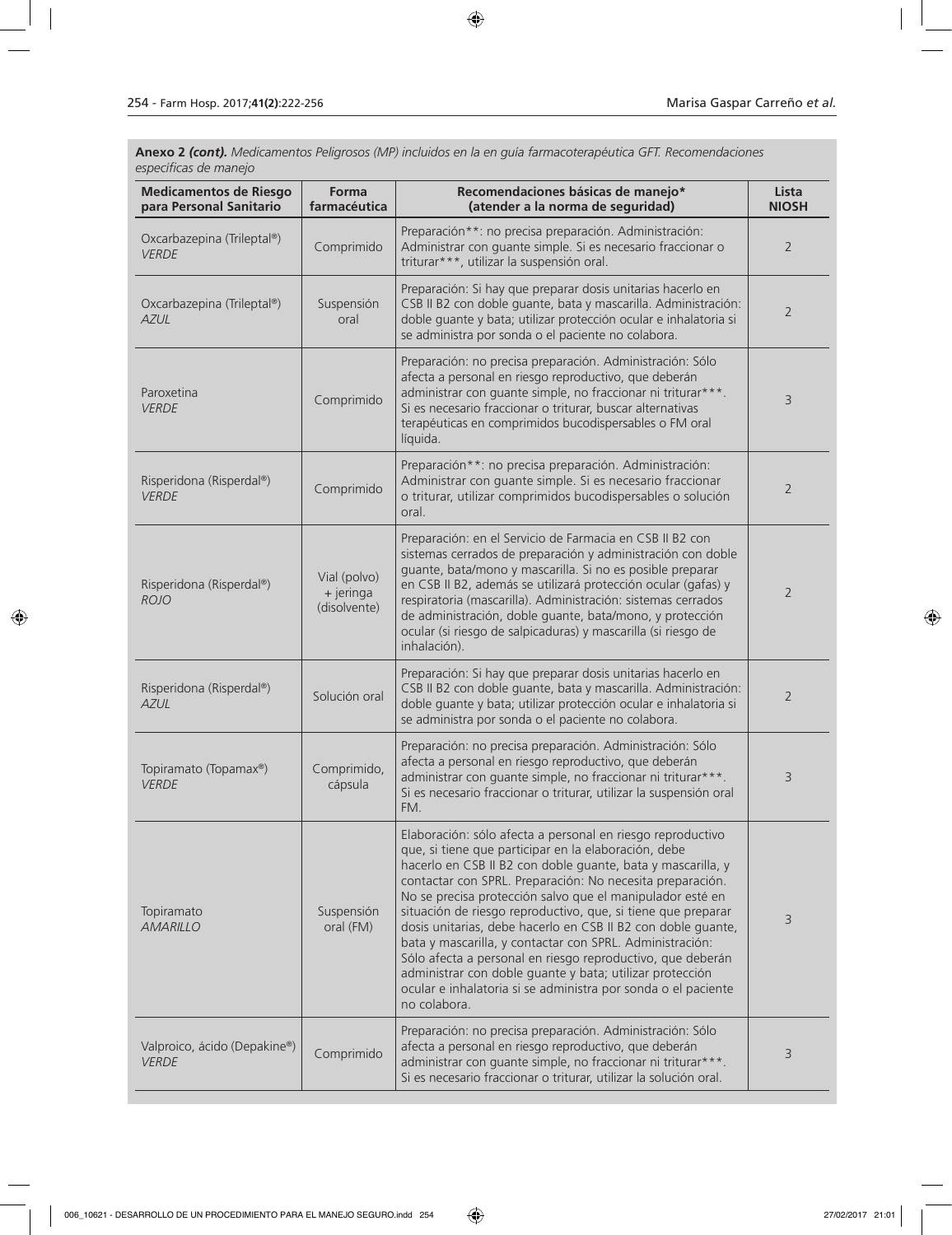**Anexo 2 *(cont).*** *Medicamentos Peligrosos (MP) incluidos en la en guía farmacoterapéutica GFT. Recomendaciones específicas de manejo*

| Medicamentos de Riesgo para Personal Sanitario | Forma farmacéutica | Recomendaciones básicas de manejo* (atender a la norma de seguridad) | Lista NIOSH |
|---|---|---|---|
| Oxcarbazepina (Trileptal®) *VERDE* | Comprimido | Preparación**: no precisa preparación. Administración: Administrar con guante simple. Si es necesario fraccionar o triturar***, utilizar la suspensión oral. | 2 |
| Oxcarbazepina (Trileptal®) *AZUL* | Suspensión oral | Preparación: Si hay que preparar dosis unitarias hacerlo en CSB II B2 con doble guante, bata y mascarilla. Administración: doble guante y bata; utilizar protección ocular e inhalatoria si se administra por sonda o el paciente no colabora. | 2 |
| Paroxetina *VERDE* | Comprimido | Preparación: no precisa preparación. Administración: Sólo afecta a personal en riesgo reproductivo, que deberán administrar con guante simple, no fraccionar ni triturar***. Si es necesario fraccionar o triturar, buscar alternativas terapéuticas en comprimidos bucodispersables o FM oral líquida. | 3 |
| Risperidona (Risperdal®) *VERDE* | Comprimido | Preparación**: no precisa preparación. Administración: Administrar con guante simple. Si es necesario fraccionar o triturar, utilizar comprimidos bucodispersables o solución oral. | 2 |
| Risperidona (Risperdal®) *ROJO* | Vial (polvo) + jeringa (disolvente) | Preparación: en el Servicio de Farmacia en CSB II B2 con sistemas cerrados de preparación y administración con doble guante, bata/mono y mascarilla. Si no es posible preparar en CSB II B2, además se utilizará protección ocular (gafas) y respiratoria (mascarilla). Administración: sistemas cerrados de administración, doble guante, bata/mono, y protección ocular (si riesgo de salpicaduras) y mascarilla (si riesgo de inhalación). | 2 |
| Risperidona (Risperdal®) *AZUL* | Solución oral | Preparación: Si hay que preparar dosis unitarias hacerlo en CSB II B2 con doble guante, bata y mascarilla. Administración: doble guante y bata; utilizar protección ocular e inhalatoria si se administra por sonda o el paciente no colabora. | 2 |
| Topiramato (Topamax®) *VERDE* | Comprimido, cápsula | Preparación: no precisa preparación. Administración: Sólo afecta a personal en riesgo reproductivo, que deberán administrar con guante simple, no fraccionar ni triturar***. Si es necesario fraccionar o triturar, utilizar la suspensión oral FM. | 3 |
| Topiramato *AMARILLO* | Suspensión oral (FM) | Elaboración: sólo afecta a personal en riesgo reproductivo que, si tiene que participar en la elaboración, debe hacerlo en CSB II B2 con doble guante, bata y mascarilla, y contactar con SPRL. Preparación: No necesita preparación. No se precisa protección salvo que el manipulador esté en situación de riesgo reproductivo, que, si tiene que preparar dosis unitarias, debe hacerlo en CSB II B2 con doble guante, bata y mascarilla, y contactar con SPRL. Administración: Sólo afecta a personal en riesgo reproductivo, que deberán administrar con doble guante y bata; utilizar protección ocular e inhalatoria si se administra por sonda o el paciente no colabora. | 3 |
| Valproico, ácido (Depakine®) *VERDE* | Comprimido | Preparación: no precisa preparación. Administración: Sólo afecta a personal en riesgo reproductivo, que deberán administrar con guante simple, no fraccionar ni triturar***. Si es necesario fraccionar o triturar, utilizar la solución oral. | 3 |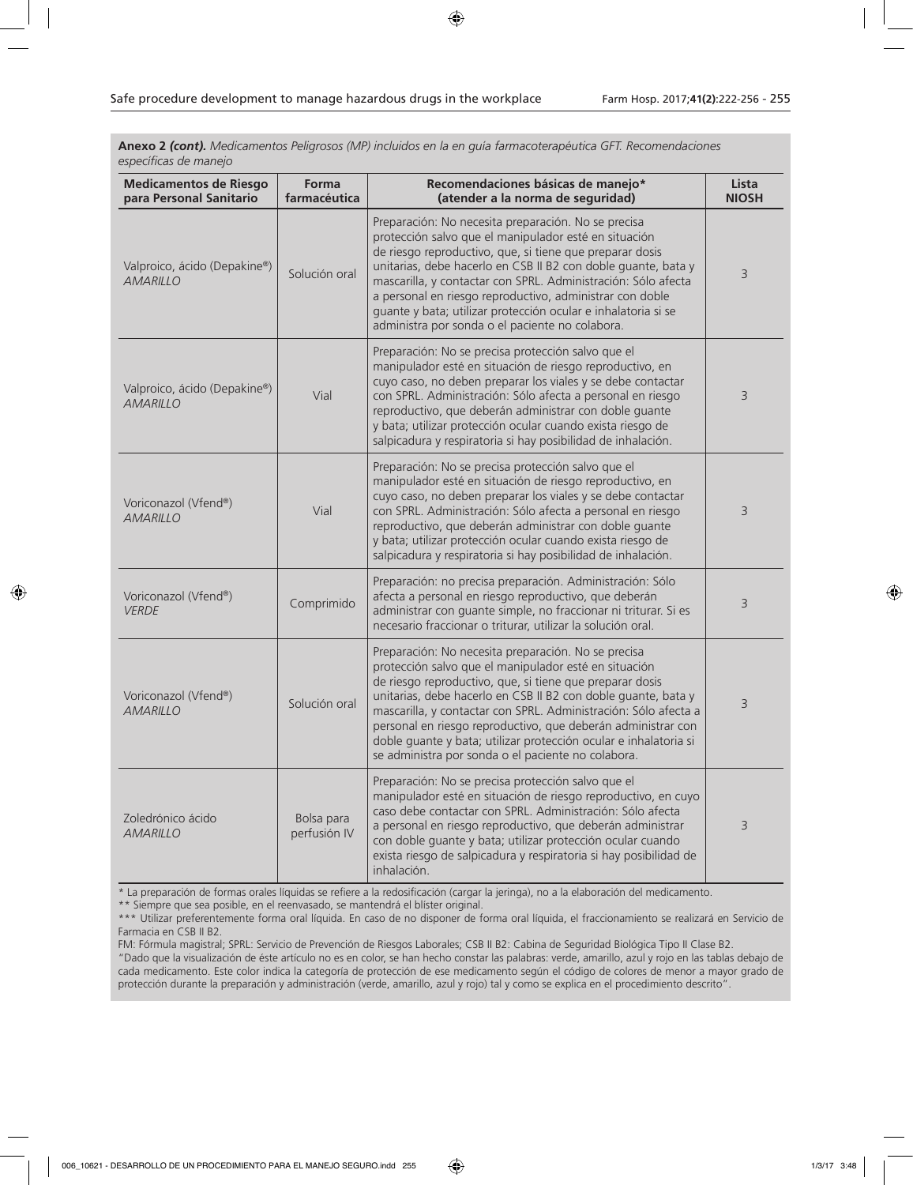**Anexo 2** ***(cont).*** *Medicamentos Peligrosos (MP) incluidos en la en guía farmacoterapéutica GFT. Recomendaciones específicas de manejo*

| Medicamentos de Riesgo para Personal Sanitario | Forma farmacéutica | Recomendaciones básicas de manejo* (atender a la norma de seguridad) | Lista NIOSH |
|---|---|---|---|
| Valproico, ácido (Depakine®) *AMARILLO* | Solución oral | Preparación: No necesita preparación. No se precisa protección salvo que el manipulador esté en situación de riesgo reproductivo, que, si tiene que preparar dosis unitarias, debe hacerlo en CSB II B2 con doble guante, bata y mascarilla, y contactar con SPRL. Administración: Sólo afecta a personal en riesgo reproductivo, administrar con doble guante y bata; utilizar protección ocular e inhalatoria si se administra por sonda o el paciente no colabora. | 3 |
| Valproico, ácido (Depakine®) *AMARILLO* | Vial | Preparación: No se precisa protección salvo que el manipulador esté en situación de riesgo reproductivo, en cuyo caso, no deben preparar los viales y se debe contactar con SPRL. Administración: Sólo afecta a personal en riesgo reproductivo, que deberán administrar con doble guante y bata; utilizar protección ocular cuando exista riesgo de salpicadura y respiratoria si hay posibilidad de inhalación. | 3 |
| Voriconazol (Vfend®) *AMARILLO* | Vial | Preparación: No se precisa protección salvo que el manipulador esté en situación de riesgo reproductivo, en cuyo caso, no deben preparar los viales y se debe contactar con SPRL. Administración: Sólo afecta a personal en riesgo reproductivo, que deberán administrar con doble guante y bata; utilizar protección ocular cuando exista riesgo de salpicadura y respiratoria si hay posibilidad de inhalación. | 3 |
| Voriconazol (Vfend®) *VERDE* | Comprimido | Preparación: no precisa preparación. Administración: Sólo afecta a personal en riesgo reproductivo, que deberán administrar con guante simple, no fraccionar ni triturar. Si es necesario fraccionar o triturar, utilizar la solución oral. | 3 |
| Voriconazol (Vfend®) *AMARILLO* | Solución oral | Preparación: No necesita preparación. No se precisa protección salvo que el manipulador esté en situación de riesgo reproductivo, que, si tiene que preparar dosis unitarias, debe hacerlo en CSB II B2 con doble guante, bata y mascarilla, y contactar con SPRL. Administración: Sólo afecta a personal en riesgo reproductivo, que deberán administrar con doble guante y bata; utilizar protección ocular e inhalatoria si se administra por sonda o el paciente no colabora. | 3 |
| Zoledrónico ácido *AMARILLO* | Bolsa para perfusión IV | Preparación: No se precisa protección salvo que el manipulador esté en situación de riesgo reproductivo, en cuyo caso debe contactar con SPRL. Administración: Sólo afecta a personal en riesgo reproductivo, que deberán administrar con doble guante y bata; utilizar protección ocular cuando exista riesgo de salpicadura y respiratoria si hay posibilidad de inhalación. | 3 |

\* La preparación de formas orales líquidas se refiere a la redosificación (cargar la jeringa), no a la elaboración del medicamento.

\*\* Siempre que sea posible, en el reenvasado, se mantendrá el blíster original.

\*\*\* Utilizar preferentemente forma oral líquida. En caso de no disponer de forma oral líquida, el fraccionamiento se realizará en Servicio de Farmacia en CSB II B2.

FM: Fórmula magistral; SPRL: Servicio de Prevención de Riesgos Laborales; CSB II B2: Cabina de Seguridad Biológica Tipo II Clase B2.

"Dado que la visualización de éste artículo no es en color, se han hecho constar las palabras: verde, amarillo, azul y rojo en las tablas debajo de cada medicamento. Este color indica la categoría de protección de ese medicamento según el código de colores de menor a mayor grado de protección durante la preparación y administración (verde, amarillo, azul y rojo) tal y como se explica en el procedimiento descrito".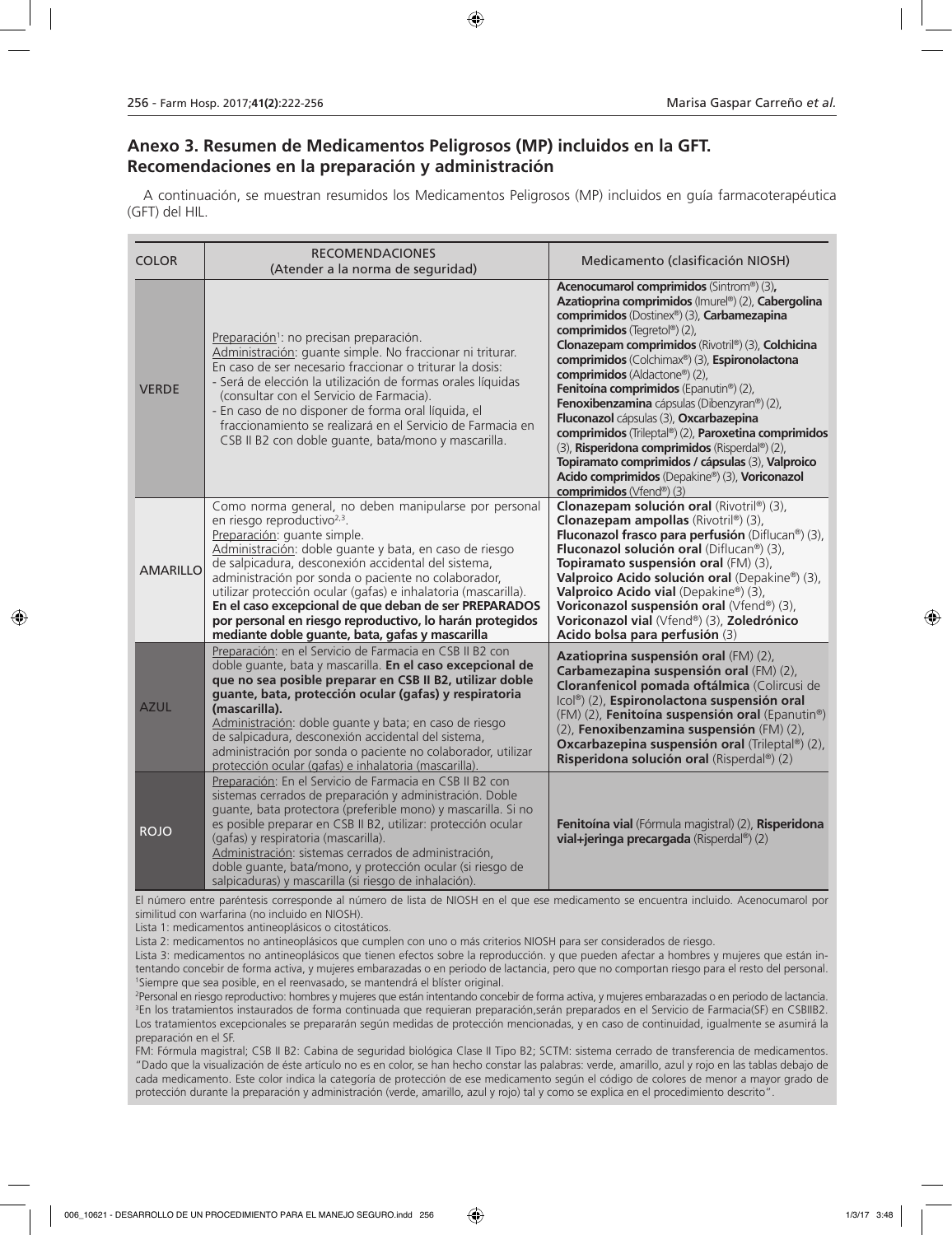## Anexo 3. Resumen de Medicamentos Peligrosos (MP) incluidos en la GFT. Recomendaciones en la preparación y administración

A continuación, se muestran resumidos los Medicamentos Peligrosos (MP) incluidos en guía farmacoterapéutica (GFT) del HIL.

| COLOR | RECOMENDACIONES (Atender a la norma de seguridad) | Medicamento (clasificación NIOSH) |
|---|---|---|
| VERDE | Preparación[1]: no precisan preparación.<br>Administración: guante simple. No fraccionar ni triturar.<br>En caso de ser necesario fraccionar o triturar la dosis:<br>- Será de elección la utilización de formas orales líquidas (consultar con el Servicio de Farmacia).<br>- En caso de no disponer de forma oral líquida, el fraccionamiento se realizará en el Servicio de Farmacia en CSB II B2 con doble guante, bata/mono y mascarilla. | **Acenocumarol comprimidos** (Sintrom®) (3), **Azatioprina comprimidos** (Imurel®) (2), **Cabergolina comprimidos** (Dostinex®) (3), **Carbamezapina comprimidos** (Tegretol®) (2), **Clonazepam comprimidos** (Rivotril®) (3), **Colchicina comprimidos** (Colchimax®) (3), **Espironolactona comprimidos** (Aldactone®) (2), **Fenitoína comprimidos** (Epanutin®) (2), **Fenoxibenzamina** cápsulas (Dibenzyran®) (2), **Fluconazol** cápsulas (3), **Oxcarbazepina comprimidos** (Trileptal®) (2), **Paroxetina comprimidos** (3), **Risperidona comprimidos** (Risperdal®) (2), **Topiramato comprimidos / cápsulas** (3), **Valproico Acido comprimidos** (Depakine®) (3), **Voriconazol comprimidos** (Vfend®) (3) |
| AMARILLO | Como norma general, no deben manipularse por personal en riesgo reproductivo[2,3].<br>Preparación: guante simple.<br>Administración: doble guante y bata, en caso de riesgo de salpicadura, desconexión accidental del sistema, administración por sonda o paciente no colaborador, utilizar protección ocular (gafas) e inhalatoria (mascarilla).<br>**En el caso excepcional de que deban de ser PREPARADOS por personal en riesgo reproductivo, lo harán protegidos mediante doble guante, bata, gafas y mascarilla** | **Clonazepam solución oral** (Rivotril®) (3), **Clonazepam ampollas** (Rivotril®) (3), **Fluconazol frasco para perfusión** (Diflucan®) (3), **Fluconazol solución oral** (Diflucan®) (3), **Topiramato suspensión oral** (FM) (3), **Valproico Acido solución oral** (Depakine®) (3), **Valproico Acido vial** (Depakine®) (3), **Voriconazol suspensión oral** (Vfend®) (3), **Voriconazol vial** (Vfend®) (3), **Zoledrónico Acido bolsa para perfusión** (3) |
| AZUL | Preparación: en el Servicio de Farmacia en CSB II B2 con doble guante, bata y mascarilla. **En el caso excepcional de que no sea posible preparar en CSB II B2, utilizar doble guante, bata, protección ocular (gafas) y respiratoria (mascarilla).**<br>Administración: doble guante y bata; en caso de riesgo de salpicadura, desconexión accidental del sistema, administración por sonda o paciente no colaborador, utilizar protección ocular (gafas) e inhalatoria (mascarilla). | **Azatioprina suspensión oral** (FM) (2), **Carbamezapina suspensión oral** (FM) (2), **Cloranfenicol pomada oftálmica** (Colircusi de Icol®) (2), **Espironolactona suspensión oral** (FM) (2), **Fenitoína suspensión oral** (Epanutin®) (2), **Fenoxibenzamina suspensión** (FM) (2), **Oxcarbazepina suspensión oral** (Trileptal®) (2), **Risperidona solución oral** (Risperdal®) (2) |
| ROJO | Preparación: En el Servicio de Farmacia en CSB II B2 con sistemas cerrados de preparación y administración. Doble guante, bata protectora (preferible mono) y mascarilla. Si no es posible preparar en CSB II B2, utilizar: protección ocular (gafas) y respiratoria (mascarilla).<br>Administración: sistemas cerrados de administración, doble guante, bata/mono, y protección ocular (si riesgo de salpicaduras) y mascarilla (si riesgo de inhalación). | **Fenitoína vial** (Fórmula magistral) (2), **Risperidona vial+jeringa precargada** (Risperdal®) (2) |

El número entre paréntesis corresponde al número de lista de NIOSH en el que ese medicamento se encuentra incluido. Acenocumarol por similitud con warfarina (no incluido en NIOSH).

Lista 1: medicamentos antineoplásicos o citostáticos.

Lista 2: medicamentos no antineoplásicos que cumplen con uno o más criterios NIOSH para ser considerados de riesgo.

Lista 3: medicamentos no antineoplásicos que tienen efectos sobre la reproducción. y que pueden afectar a hombres y mujeres que están intentando concebir de forma activa, y mujeres embarazadas o en periodo de lactancia, pero que no comportan riesgo para el resto del personal.

[1]Siempre que sea posible, en el reenvasado, se mantendrá el blíster original.

[2]Personal en riesgo reproductivo: hombres y mujeres que están intentando concebir de forma activa, y mujeres embarazadas o en periodo de lactancia.

[3]En los tratamientos instaurados de forma continuada que requieran preparación,serán preparados en el Servicio de Farmacia(SF) en CSBIIB2. Los tratamientos excepcionales se prepararán según medidas de protección mencionadas, y en caso de continuidad, igualmente se asumirá la preparación en el SF.

FM: Fórmula magistral; CSB II B2: Cabina de seguridad biológica Clase II Tipo B2; SCTM: sistema cerrado de transferencia de medicamentos.

"Dado que la visualización de éste artículo no es en color, se han hecho constar las palabras: verde, amarillo, azul y rojo en las tablas debajo de cada medicamento. Este color indica la categoría de protección de ese medicamento según el código de colores de menor a mayor grado de protección durante la preparación y administración (verde, amarillo, azul y rojo) tal y como se explica en el procedimiento descrito".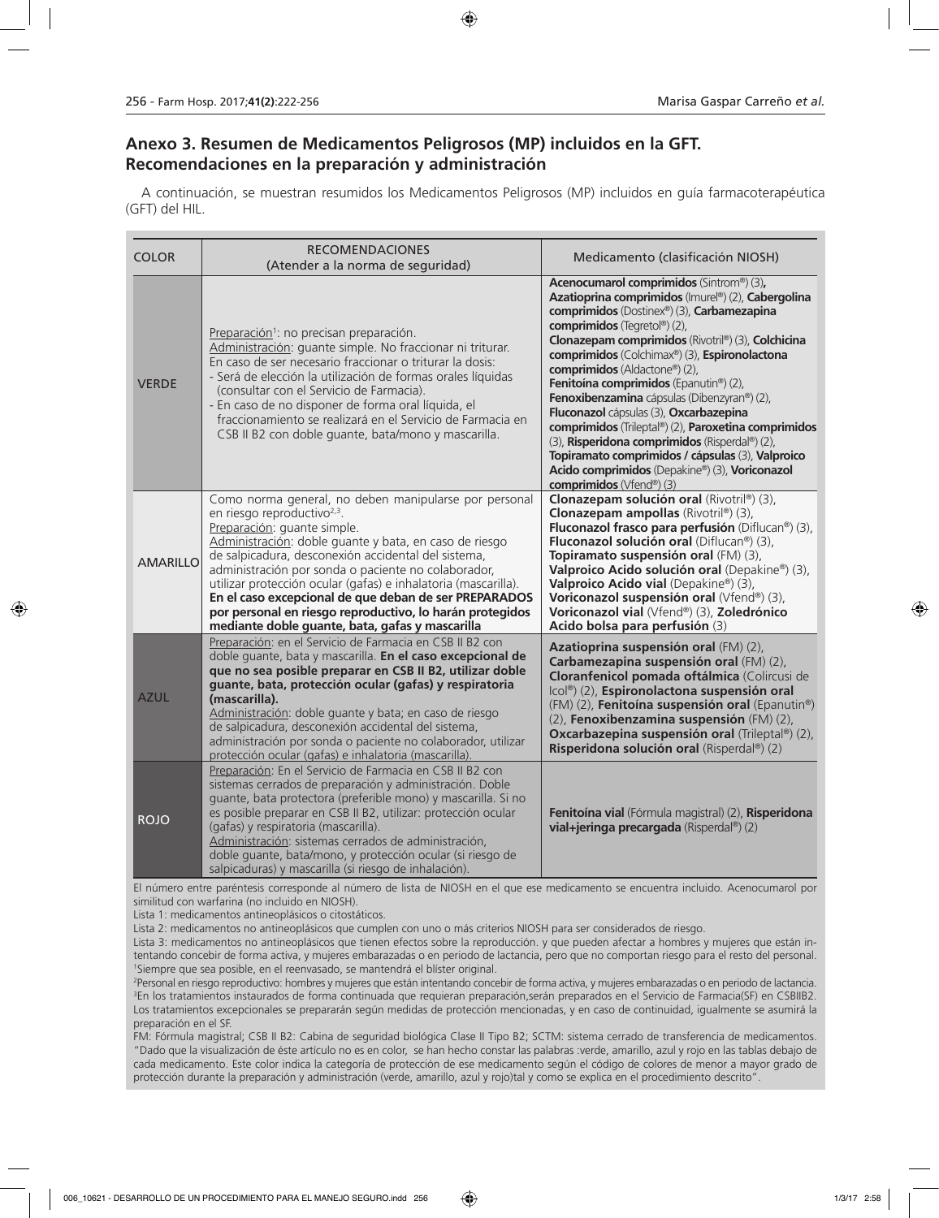## Anexo 3. Resumen de Medicamentos Peligrosos (MP) incluidos en la GFT. Recomendaciones en la preparación y administración

A continuación, se muestran resumidos los Medicamentos Peligrosos (MP) incluidos en guía farmacoterapéutica (GFT) del HIL.

| COLOR | RECOMENDACIONES (Atender a la norma de seguridad) | Medicamento (clasificación NIOSH) |
|---|---|---|
| VERDE | Preparación[1]: no precisan preparación.<br>Administración: guante simple. No fraccionar ni triturar.<br>En caso de ser necesario fraccionar o triturar la dosis:<br>- Será de elección la utilización de formas orales líquidas (consultar con el Servicio de Farmacia).<br>- En caso de no disponer de forma oral líquida, el fraccionamiento se realizará en el Servicio de Farmacia en CSB II B2 con doble guante, bata/mono y mascarilla. | **Acenocumarol comprimidos** (Sintrom®) (3), **Azatioprina comprimidos** (Imurel®) (2), **Cabergolina comprimidos** (Dostinex®) (3), **Carbamezapina comprimidos** (Tegretol®) (2), **Clonazepam comprimidos** (Rivotril®) (3), **Colchicina comprimidos** (Colchimax®) (3), **Espironolactona comprimidos** (Aldactone®) (2), **Fenitoína comprimidos** (Epanutin®) (2), **Fenoxibenzamina** cápsulas (Dibenzyran®) (2), **Fluconazol** cápsulas (3), **Oxcarbazepina comprimidos** (Trileptal®) (2), **Paroxetina comprimidos** (3), **Risperidona comprimidos** (Risperdal®) (2), **Topiramato comprimidos / cápsulas** (3), **Valproico Acido comprimidos** (Depakine®) (3), **Voriconazol comprimidos** (Vfend®) (3) |
| AMARILLO | Como norma general, no deben manipularse por personal en riesgo reproductivo[2,3].<br>Preparación: guante simple.<br>Administración: doble guante y bata, en caso de riesgo de salpicadura, desconexión accidental del sistema, administración por sonda o paciente no colaborador, utilizar protección ocular (gafas) e inhalatoria (mascarilla).<br>**En el caso excepcional de que deban de ser PREPARADOS por personal en riesgo reproductivo, lo harán protegidos mediante doble guante, bata, gafas y mascarilla** | **Clonazepam solución oral** (Rivotril®) (3), **Clonazepam ampollas** (Rivotril®) (3), **Fluconazol frasco para perfusión** (Diflucan®) (3), **Fluconazol solución oral** (Diflucan®) (3), **Topiramato suspensión oral** (FM) (3), **Valproico Acido solución oral** (Depakine®) (3), **Valproico Acido vial** (Depakine®) (3), **Voriconazol suspensión oral** (Vfend®) (3), **Voriconazol vial** (Vfend®) (3), **Zoledrónico Acido bolsa para perfusión** (3) |
| AZUL | Preparación: en el Servicio de Farmacia en CSB II B2 con doble guante, bata y mascarilla. **En el caso excepcional de que no sea posible preparar en CSB II B2, utilizar doble guante, bata, protección ocular (gafas) y respiratoria (mascarilla).**<br>Administración: doble guante y bata; en caso de riesgo de salpicadura, desconexión accidental del sistema, administración por sonda o paciente no colaborador, utilizar protección ocular (gafas) e inhalatoria (mascarilla). | **Azatioprina suspensión oral** (FM) (2), **Carbamezapina suspensión oral** (FM) (2), **Cloranfenicol pomada oftálmica** (Colircusi de Icol®) (2), **Espironolactona suspensión oral** (FM) (2), **Fenitoína suspensión oral** (Epanutin®) (2), **Fenoxibenzamina suspensión** (FM) (2), **Oxcarbazepina suspensión oral** (Trileptal®) (2), **Risperidona solución oral** (Risperdal®) (2) |
| ROJO | Preparación: En el Servicio de Farmacia en CSB II B2 con sistemas cerrados de preparación y administración. Doble guante, bata protectora (preferible mono) y mascarilla. Si no es posible preparar en CSB II B2, utilizar: protección ocular (gafas) y respiratoria (mascarilla).<br>Administración: sistemas cerrados de administración, doble guante, bata/mono, y protección ocular (si riesgo de salpicaduras) y mascarilla (si riesgo de inhalación). | **Fenitoína vial** (Fórmula magistral) (2), **Risperidona vial+jeringa precargada** (Risperdal®) (2) |

El número entre paréntesis corresponde al número de lista de NIOSH en el que ese medicamento se encuentra incluido. Acenocumarol por similitud con warfarina (no incluido en NIOSH).

Lista 1: medicamentos antineoplásicos o citostáticos.

Lista 2: medicamentos no antineoplásicos que cumplen con uno o más criterios NIOSH para ser considerados de riesgo.

Lista 3: medicamentos no antineoplásicos que tienen efectos sobre la reproducción. y que pueden afectar a hombres y mujeres que están intentando concebir de forma activa, y mujeres embarazadas o en periodo de lactancia, pero que no comportan riesgo para el resto del personal.

[1]Siempre que sea posible, en el reenvasado, se mantendrá el blíster original.

[2]Personal en riesgo reproductivo: hombres y mujeres que están intentando concebir de forma activa, y mujeres embarazadas o en periodo de lactancia.

[3]En los tratamientos instaurados de forma continuada que requieran preparación,serán preparados en el Servicio de Farmacia(SF) en CSBIIB2. Los tratamientos excepcionales se prepararán según medidas de protección mencionadas, y en caso de continuidad, igualmente se asumirá la preparación en el SF.

FM: Fórmula magistral; CSB II B2: Cabina de seguridad biológica Clase II Tipo B2; SCTM: sistema cerrado de transferencia de medicamentos. "Dado que la visualización de éste artículo no es en color, se han hecho constar las palabras :verde, amarillo, azul y rojo en las tablas debajo de cada medicamento. Este color indica la categoría de protección de ese medicamento según el código de colores de menor a mayor grado de protección durante la preparación y administración (verde, amarillo, azul y rojo)tal y como se explica en el procedimiento descrito".